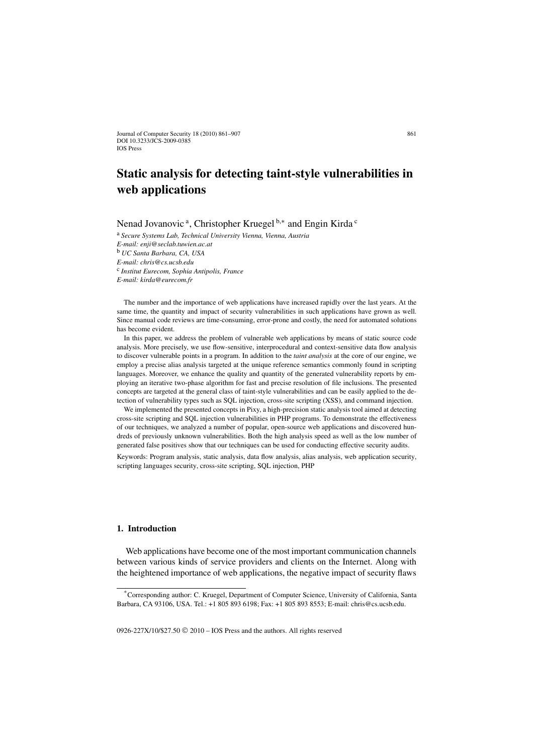# Static analysis for detecting taint-style vulnerabilities in web applications

Nenad Jovanovic [a], Christopher Kruegel [b,*] and Engin Kirda [c]

[a] *Secure Systems Lab, Technical University Vienna, Vienna, Austria*
*E-mail: enji@seclab.tuwien.ac.at*
[b] *UC Santa Barbara, CA, USA*
*E-mail: chris@cs.ucsb.edu*
[c] *Institut Eurecom, Sophia Antipolis, France*
*E-mail: kirda@eurecom.fr*

The number and the importance of web applications have increased rapidly over the last years. At the same time, the quantity and impact of security vulnerabilities in such applications have grown as well. Since manual code reviews are time-consuming, error-prone and costly, the need for automated solutions has become evident.

In this paper, we address the problem of vulnerable web applications by means of static source code analysis. More precisely, we use flow-sensitive, interprocedural and context-sensitive data flow analysis to discover vulnerable points in a program. In addition to the *taint analysis* at the core of our engine, we employ a precise alias analysis targeted at the unique reference semantics commonly found in scripting languages. Moreover, we enhance the quality and quantity of the generated vulnerability reports by employing an iterative two-phase algorithm for fast and precise resolution of file inclusions. The presented concepts are targeted at the general class of taint-style vulnerabilities and can be easily applied to the detection of vulnerability types such as SQL injection, cross-site scripting (XSS), and command injection.

We implemented the presented concepts in Pixy, a high-precision static analysis tool aimed at detecting cross-site scripting and SQL injection vulnerabilities in PHP programs. To demonstrate the effectiveness of our techniques, we analyzed a number of popular, open-source web applications and discovered hundreds of previously unknown vulnerabilities. Both the high analysis speed as well as the low number of generated false positives show that our techniques can be used for conducting effective security audits.

Keywords: Program analysis, static analysis, data flow analysis, alias analysis, web application security, scripting languages security, cross-site scripting, SQL injection, PHP

## 1. Introduction

Web applications have become one of the most important communication channels between various kinds of service providers and clients on the Internet. Along with the heightened importance of web applications, the negative impact of security flaws

*Corresponding author: C. Kruegel, Department of Computer Science, University of California, Santa Barbara, CA 93106, USA. Tel.: +1 805 893 6198; Fax: +1 805 893 8553; E-mail: chris@cs.ucsb.edu.

0926-227X/10/$27.50 © 2010 – IOS Press and the authors. All rights reserved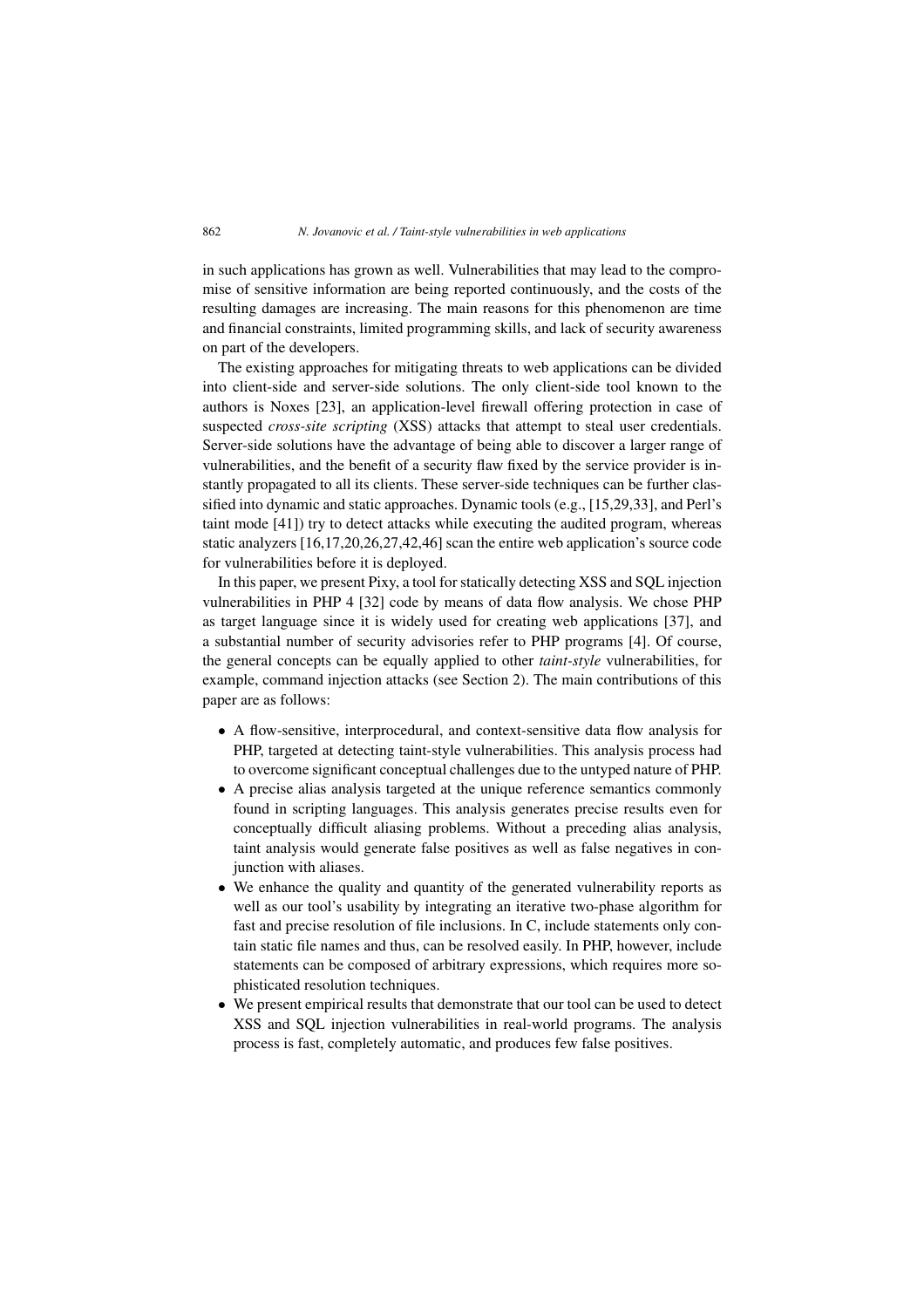in such applications has grown as well. Vulnerabilities that may lead to the compromise of sensitive information are being reported continuously, and the costs of the resulting damages are increasing. The main reasons for this phenomenon are time and financial constraints, limited programming skills, and lack of security awareness on part of the developers.

The existing approaches for mitigating threats to web applications can be divided into client-side and server-side solutions. The only client-side tool known to the authors is Noxes [23], an application-level firewall offering protection in case of suspected *cross-site scripting* (XSS) attacks that attempt to steal user credentials. Server-side solutions have the advantage of being able to discover a larger range of vulnerabilities, and the benefit of a security flaw fixed by the service provider is instantly propagated to all its clients. These server-side techniques can be further classified into dynamic and static approaches. Dynamic tools (e.g., [15,29,33], and Perl's taint mode [41]) try to detect attacks while executing the audited program, whereas static analyzers [16,17,20,26,27,42,46] scan the entire web application's source code for vulnerabilities before it is deployed.

In this paper, we present Pixy, a tool for statically detecting XSS and SQL injection vulnerabilities in PHP 4 [32] code by means of data flow analysis. We chose PHP as target language since it is widely used for creating web applications [37], and a substantial number of security advisories refer to PHP programs [4]. Of course, the general concepts can be equally applied to other *taint-style* vulnerabilities, for example, command injection attacks (see Section 2). The main contributions of this paper are as follows:

- A flow-sensitive, interprocedural, and context-sensitive data flow analysis for PHP, targeted at detecting taint-style vulnerabilities. This analysis process had to overcome significant conceptual challenges due to the untyped nature of PHP.
- A precise alias analysis targeted at the unique reference semantics commonly found in scripting languages. This analysis generates precise results even for conceptually difficult aliasing problems. Without a preceding alias analysis, taint analysis would generate false positives as well as false negatives in conjunction with aliases.
- We enhance the quality and quantity of the generated vulnerability reports as well as our tool's usability by integrating an iterative two-phase algorithm for fast and precise resolution of file inclusions. In C, include statements only contain static file names and thus, can be resolved easily. In PHP, however, include statements can be composed of arbitrary expressions, which requires more sophisticated resolution techniques.
- We present empirical results that demonstrate that our tool can be used to detect XSS and SQL injection vulnerabilities in real-world programs. The analysis process is fast, completely automatic, and produces few false positives.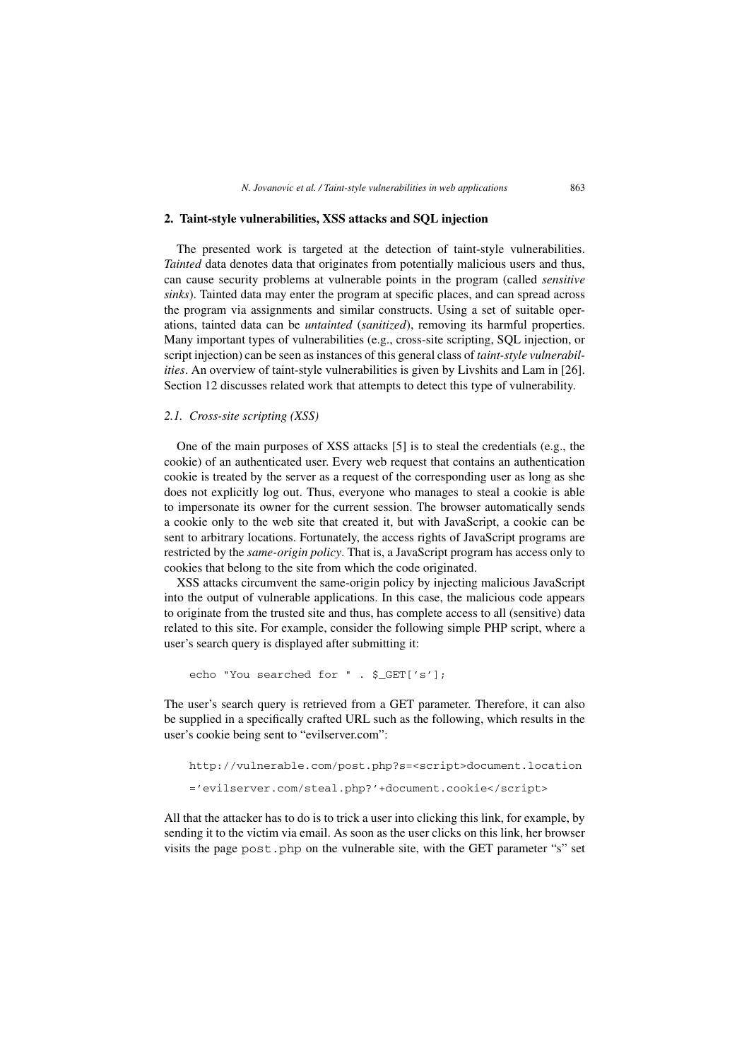## 2. Taint-style vulnerabilities, XSS attacks and SQL injection

The presented work is targeted at the detection of taint-style vulnerabilities. *Tainted* data denotes data that originates from potentially malicious users and thus, can cause security problems at vulnerable points in the program (called *sensitive sinks*). Tainted data may enter the program at specific places, and can spread across the program via assignments and similar constructs. Using a set of suitable operations, tainted data can be *untainted* (*sanitized*), removing its harmful properties. Many important types of vulnerabilities (e.g., cross-site scripting, SQL injection, or script injection) can be seen as instances of this general class of *taint-style vulnerabilities*. An overview of taint-style vulnerabilities is given by Livshits and Lam in [26]. Section 12 discusses related work that attempts to detect this type of vulnerability.

### *2.1. Cross-site scripting (XSS)*

One of the main purposes of XSS attacks [5] is to steal the credentials (e.g., the cookie) of an authenticated user. Every web request that contains an authentication cookie is treated by the server as a request of the corresponding user as long as she does not explicitly log out. Thus, everyone who manages to steal a cookie is able to impersonate its owner for the current session. The browser automatically sends a cookie only to the web site that created it, but with JavaScript, a cookie can be sent to arbitrary locations. Fortunately, the access rights of JavaScript programs are restricted by the *same-origin policy*. That is, a JavaScript program has access only to cookies that belong to the site from which the code originated.

XSS attacks circumvent the same-origin policy by injecting malicious JavaScript into the output of vulnerable applications. In this case, the malicious code appears to originate from the trusted site and thus, has complete access to all (sensitive) data related to this site. For example, consider the following simple PHP script, where a user's search query is displayed after submitting it:

```
echo "You searched for " . $_GET['s'];
```

The user's search query is retrieved from a GET parameter. Therefore, it can also be supplied in a specifically crafted URL such as the following, which results in the user's cookie being sent to "evilserver.com":

```
http://vulnerable.com/post.php?s=<script>document.location
='evilserver.com/steal.php?'+document.cookie</script>
```

All that the attacker has to do is to trick a user into clicking this link, for example, by sending it to the victim via email. As soon as the user clicks on this link, her browser visits the page `post.php` on the vulnerable site, with the GET parameter "s" set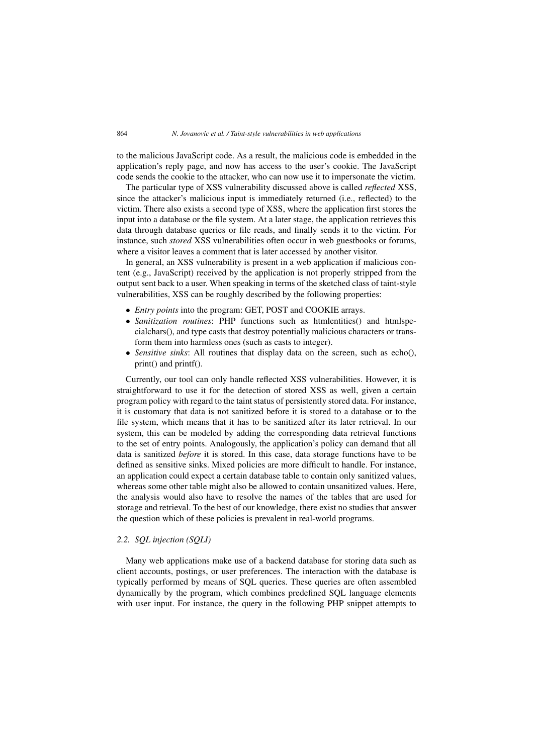to the malicious JavaScript code. As a result, the malicious code is embedded in the application's reply page, and now has access to the user's cookie. The JavaScript code sends the cookie to the attacker, who can now use it to impersonate the victim.

The particular type of XSS vulnerability discussed above is called *reflected* XSS, since the attacker's malicious input is immediately returned (i.e., reflected) to the victim. There also exists a second type of XSS, where the application first stores the input into a database or the file system. At a later stage, the application retrieves this data through database queries or file reads, and finally sends it to the victim. For instance, such *stored* XSS vulnerabilities often occur in web guestbooks or forums, where a visitor leaves a comment that is later accessed by another visitor.

In general, an XSS vulnerability is present in a web application if malicious content (e.g., JavaScript) received by the application is not properly stripped from the output sent back to a user. When speaking in terms of the sketched class of taint-style vulnerabilities, XSS can be roughly described by the following properties:

- *Entry points* into the program: GET, POST and COOKIE arrays.
- *Sanitization routines*: PHP functions such as htmlentities() and htmlspecialchars(), and type casts that destroy potentially malicious characters or transform them into harmless ones (such as casts to integer).
- *Sensitive sinks*: All routines that display data on the screen, such as echo(), print() and printf().

Currently, our tool can only handle reflected XSS vulnerabilities. However, it is straightforward to use it for the detection of stored XSS as well, given a certain program policy with regard to the taint status of persistently stored data. For instance, it is customary that data is not sanitized before it is stored to a database or to the file system, which means that it has to be sanitized after its later retrieval. In our system, this can be modeled by adding the corresponding data retrieval functions to the set of entry points. Analogously, the application's policy can demand that all data is sanitized *before* it is stored. In this case, data storage functions have to be defined as sensitive sinks. Mixed policies are more difficult to handle. For instance, an application could expect a certain database table to contain only sanitized values, whereas some other table might also be allowed to contain unsanitized values. Here, the analysis would also have to resolve the names of the tables that are used for storage and retrieval. To the best of our knowledge, there exist no studies that answer the question which of these policies is prevalent in real-world programs.

### 2.2. SQL injection (SQLI)

Many web applications make use of a backend database for storing data such as client accounts, postings, or user preferences. The interaction with the database is typically performed by means of SQL queries. These queries are often assembled dynamically by the program, which combines predefined SQL language elements with user input. For instance, the query in the following PHP snippet attempts to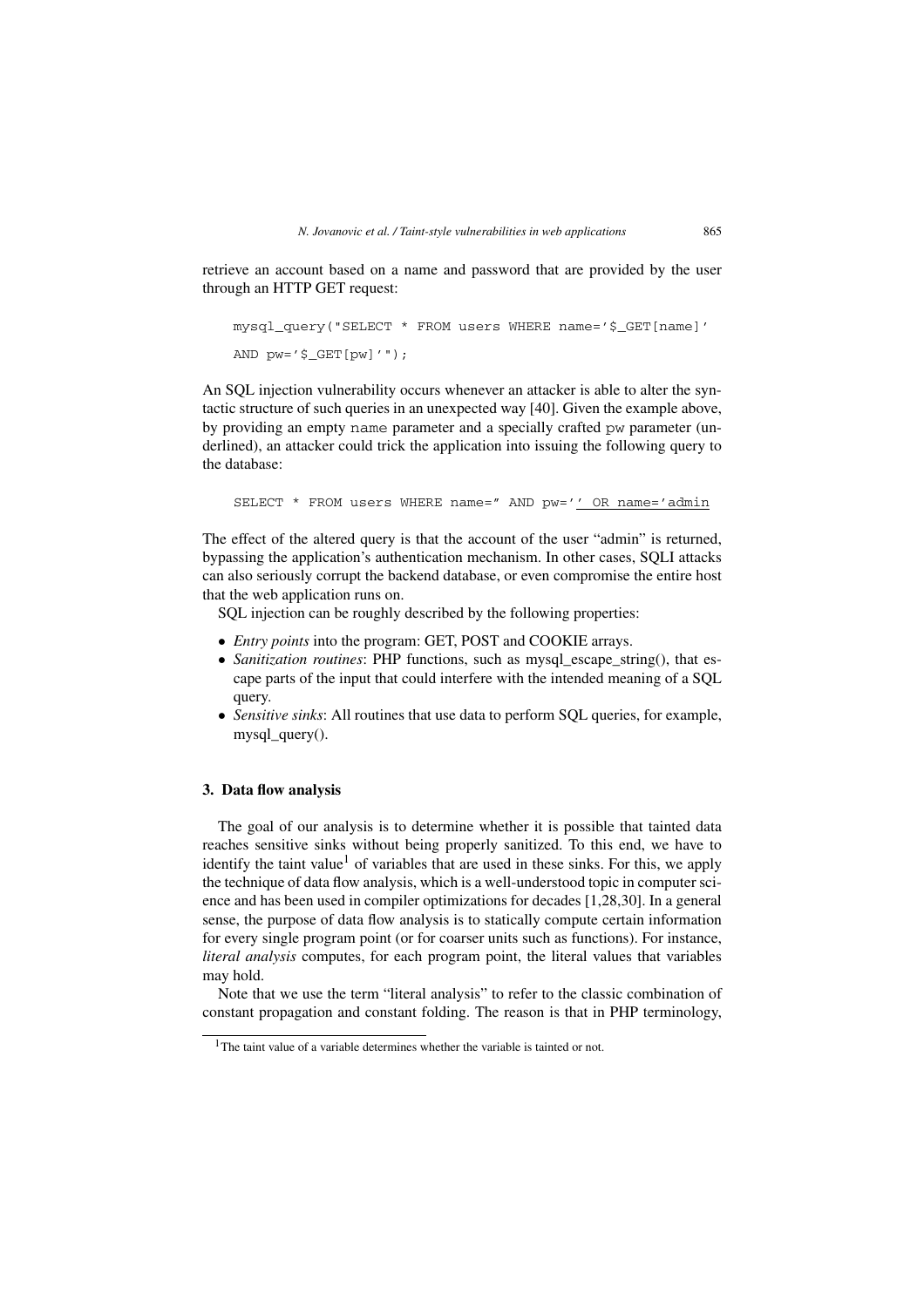retrieve an account based on a name and password that are provided by the user through an HTTP GET request:

```
mysql_query("SELECT * FROM users WHERE name='$_GET[name]'
AND pw='$_GET[pw]'");
```

An SQL injection vulnerability occurs whenever an attacker is able to alter the syntactic structure of such queries in an unexpected way [40]. Given the example above, by providing an empty `name` parameter and a specially crafted `pw` parameter (underlined), an attacker could trick the application into issuing the following query to the database:

```
SELECT * FROM users WHERE name='' AND pw='' OR name='admin
```

The effect of the altered query is that the account of the user "admin" is returned, bypassing the application's authentication mechanism. In other cases, SQLI attacks can also seriously corrupt the backend database, or even compromise the entire host that the web application runs on.

SQL injection can be roughly described by the following properties:

- *Entry points* into the program: GET, POST and COOKIE arrays.
- *Sanitization routines*: PHP functions, such as mysql_escape_string(), that escape parts of the input that could interfere with the intended meaning of a SQL query.
- *Sensitive sinks*: All routines that use data to perform SQL queries, for example, mysql_query().

## 3. Data flow analysis

The goal of our analysis is to determine whether it is possible that tainted data reaches sensitive sinks without being properly sanitized. To this end, we have to identify the taint value[1] of variables that are used in these sinks. For this, we apply the technique of data flow analysis, which is a well-understood topic in computer science and has been used in compiler optimizations for decades [1,28,30]. In a general sense, the purpose of data flow analysis is to statically compute certain information for every single program point (or for coarser units such as functions). For instance, *literal analysis* computes, for each program point, the literal values that variables may hold.

Note that we use the term "literal analysis" to refer to the classic combination of constant propagation and constant folding. The reason is that in PHP terminology,

[1] The taint value of a variable determines whether the variable is tainted or not.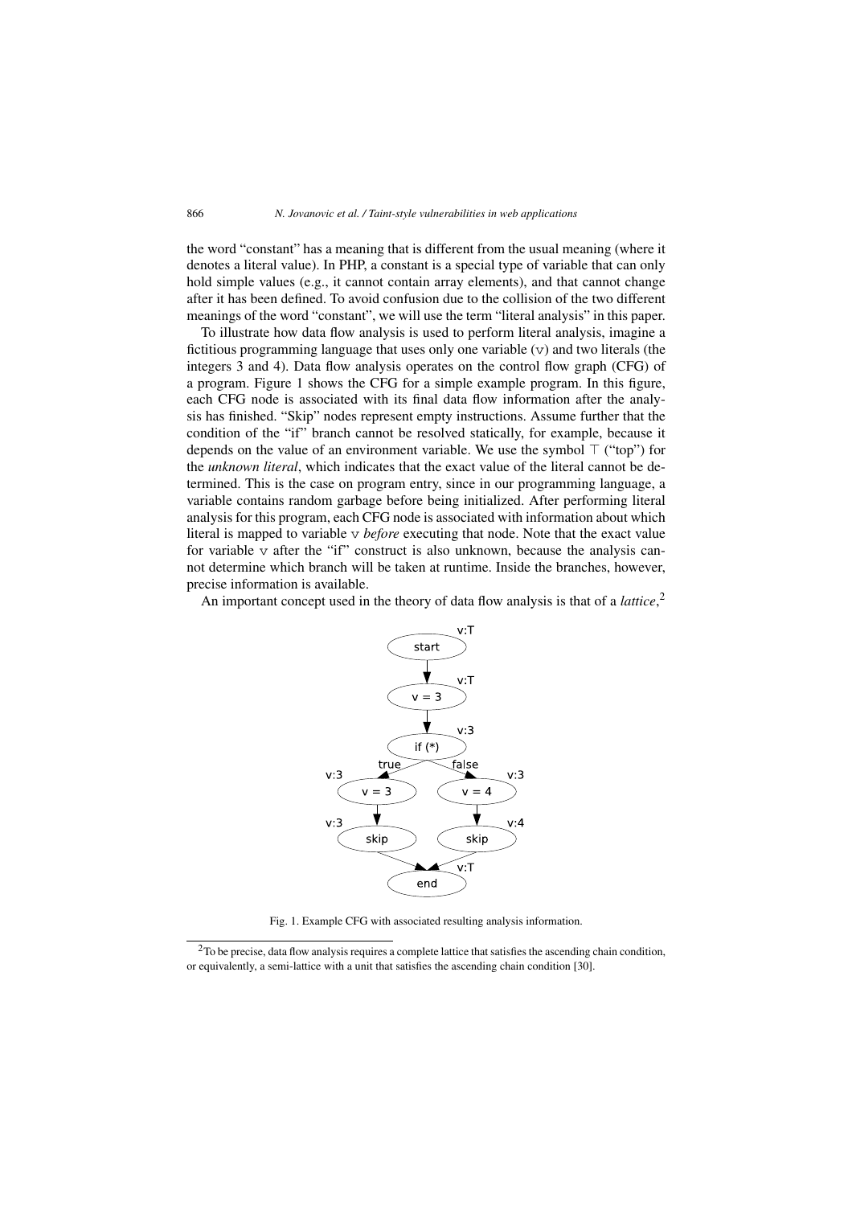the word "constant" has a meaning that is different from the usual meaning (where it denotes a literal value). In PHP, a constant is a special type of variable that can only hold simple values (e.g., it cannot contain array elements), and that cannot change after it has been defined. To avoid confusion due to the collision of the two different meanings of the word "constant", we will use the term "literal analysis" in this paper.

To illustrate how data flow analysis is used to perform literal analysis, imagine a fictitious programming language that uses only one variable (`v`) and two literals (the integers 3 and 4). Data flow analysis operates on the control flow graph (CFG) of a program. Figure 1 shows the CFG for a simple example program. In this figure, each CFG node is associated with its final data flow information after the analysis has finished. "Skip" nodes represent empty instructions. Assume further that the condition of the "if" branch cannot be resolved statically, for example, because it depends on the value of an environment variable. We use the symbol $\top$ ("top") for the *unknown literal*, which indicates that the exact value of the literal cannot be determined. This is the case on program entry, since in our programming language, a variable contains random garbage before being initialized. After performing literal analysis for this program, each CFG node is associated with information about which literal is mapped to variable `v` *before* executing that node. Note that the exact value for variable `v` after the "if" construct is also unknown, because the analysis cannot determine which branch will be taken at runtime. Inside the branches, however, precise information is available.

An important concept used in the theory of data flow analysis is that of a *lattice*,[2]

Fig. 1. Example CFG with associated resulting analysis information.

[2]To be precise, data flow analysis requires a complete lattice that satisfies the ascending chain condition, or equivalently, a semi-lattice with a unit that satisfies the ascending chain condition [30].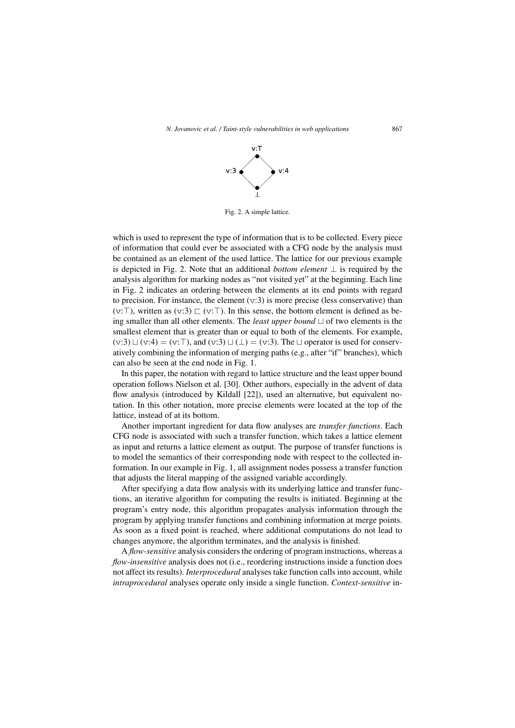Fig. 2. A simple lattice.

which is used to represent the type of information that is to be collected. Every piece of information that could ever be associated with a CFG node by the analysis must be contained as an element of the used lattice. The lattice for our previous example is depicted in Fig. 2. Note that an additional *bottom element* $\perp$ is required by the analysis algorithm for marking nodes as "not visited yet" at the beginning. Each line in Fig. 2 indicates an ordering between the elements at its end points with regard to precision. For instance, the element (v:3) is more precise (less conservative) than (v:$\top$), written as (v:3) $\sqsubset$ (v:$\top$). In this sense, the bottom element is defined as being smaller than all other elements. The *least upper bound* $\sqcup$ of two elements is the smallest element that is greater than or equal to both of the elements. For example, (v:3) $\sqcup$ (v:4) = (v:$\top$), and (v:3) $\sqcup$ ($\perp$) = (v:3). The $\sqcup$ operator is used for conservatively combining the information of merging paths (e.g., after "if" branches), which can also be seen at the end node in Fig. 1.

In this paper, the notation with regard to lattice structure and the least upper bound operation follows Nielson et al. [30]. Other authors, especially in the advent of data flow analysis (introduced by Kildall [22]), used an alternative, but equivalent notation. In this other notation, more precise elements were located at the top of the lattice, instead of at its bottom.

Another important ingredient for data flow analyses are *transfer functions*. Each CFG node is associated with such a transfer function, which takes a lattice element as input and returns a lattice element as output. The purpose of transfer functions is to model the semantics of their corresponding node with respect to the collected information. In our example in Fig. 1, all assignment nodes possess a transfer function that adjusts the literal mapping of the assigned variable accordingly.

After specifying a data flow analysis with its underlying lattice and transfer functions, an iterative algorithm for computing the results is initiated. Beginning at the program's entry node, this algorithm propagates analysis information through the program by applying transfer functions and combining information at merge points. As soon as a fixed point is reached, where additional computations do not lead to changes anymore, the algorithm terminates, and the analysis is finished.

A *flow-sensitive* analysis considers the ordering of program instructions, whereas a *flow-insensitive* analysis does not (i.e., reordering instructions inside a function does not affect its results). *Interprocedural* analyses take function calls into account, while *intraprocedural* analyses operate only inside a single function. *Context-sensitive* in-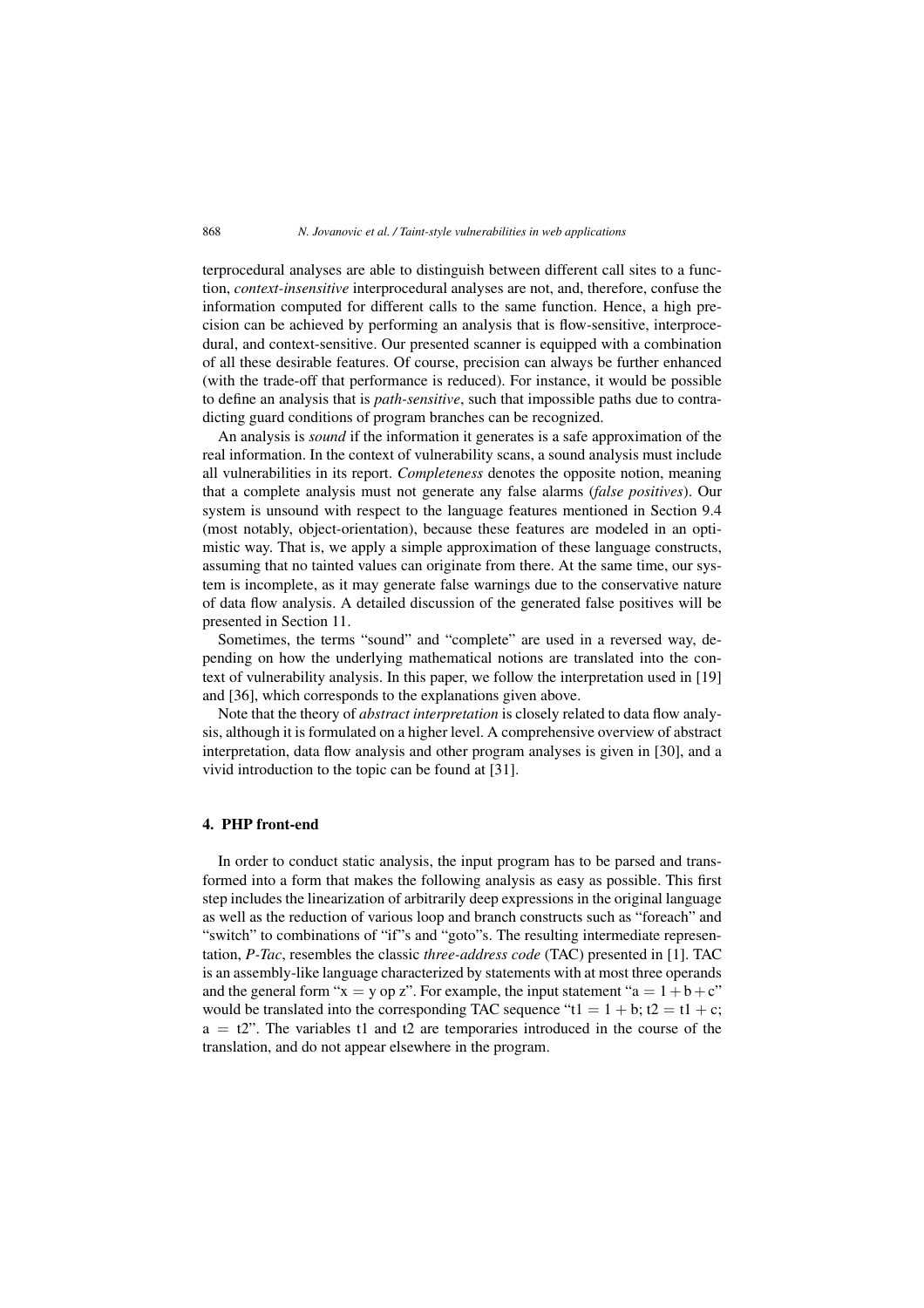terprocedural analyses are able to distinguish between different call sites to a function, *context-insensitive* interprocedural analyses are not, and, therefore, confuse the information computed for different calls to the same function. Hence, a high precision can be achieved by performing an analysis that is flow-sensitive, interprocedural, and context-sensitive. Our presented scanner is equipped with a combination of all these desirable features. Of course, precision can always be further enhanced (with the trade-off that performance is reduced). For instance, it would be possible to define an analysis that is *path-sensitive*, such that impossible paths due to contradicting guard conditions of program branches can be recognized.

An analysis is *sound* if the information it generates is a safe approximation of the real information. In the context of vulnerability scans, a sound analysis must include all vulnerabilities in its report. *Completeness* denotes the opposite notion, meaning that a complete analysis must not generate any false alarms (*false positives*). Our system is unsound with respect to the language features mentioned in Section 9.4 (most notably, object-orientation), because these features are modeled in an optimistic way. That is, we apply a simple approximation of these language constructs, assuming that no tainted values can originate from there. At the same time, our system is incomplete, as it may generate false warnings due to the conservative nature of data flow analysis. A detailed discussion of the generated false positives will be presented in Section 11.

Sometimes, the terms "sound" and "complete" are used in a reversed way, depending on how the underlying mathematical notions are translated into the context of vulnerability analysis. In this paper, we follow the interpretation used in [19] and [36], which corresponds to the explanations given above.

Note that the theory of *abstract interpretation* is closely related to data flow analysis, although it is formulated on a higher level. A comprehensive overview of abstract interpretation, data flow analysis and other program analyses is given in [30], and a vivid introduction to the topic can be found at [31].

## 4. PHP front-end

In order to conduct static analysis, the input program has to be parsed and transformed into a form that makes the following analysis as easy as possible. This first step includes the linearization of arbitrarily deep expressions in the original language as well as the reduction of various loop and branch constructs such as "foreach" and "switch" to combinations of "if"s and "goto"s. The resulting intermediate representation, *P-Tac*, resembles the classic *three-address code* (TAC) presented in [1]. TAC is an assembly-like language characterized by statements with at most three operands and the general form "$x = y$ op $z$". For example, the input statement "$a = 1 + b + c$" would be translated into the corresponding TAC sequence "$t1 = 1 + b$; $t2 = t1 + c$; $a = t2$". The variables t1 and t2 are temporaries introduced in the course of the translation, and do not appear elsewhere in the program.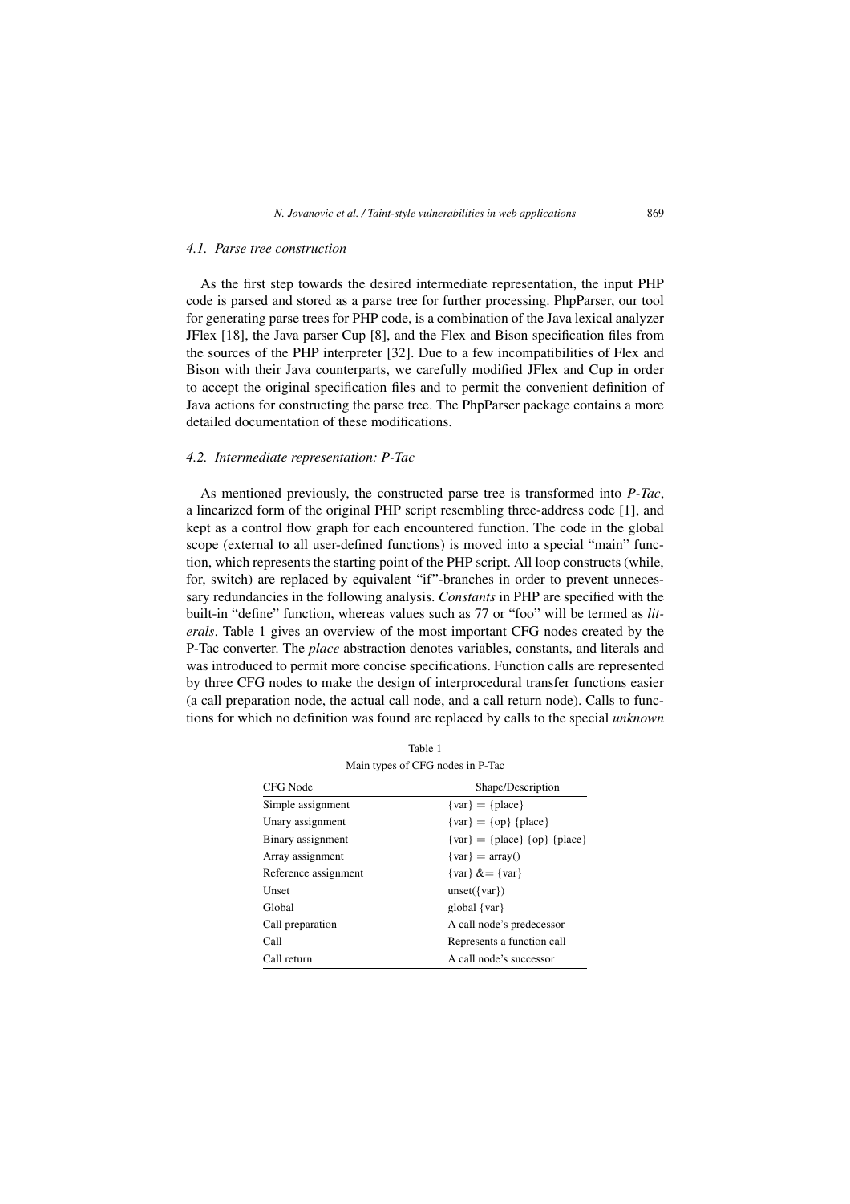### 4.1. Parse tree construction

As the first step towards the desired intermediate representation, the input PHP code is parsed and stored as a parse tree for further processing. PhpParser, our tool for generating parse trees for PHP code, is a combination of the Java lexical analyzer JFlex [18], the Java parser Cup [8], and the Flex and Bison specification files from the sources of the PHP interpreter [32]. Due to a few incompatibilities of Flex and Bison with their Java counterparts, we carefully modified JFlex and Cup in order to accept the original specification files and to permit the convenient definition of Java actions for constructing the parse tree. The PhpParser package contains a more detailed documentation of these modifications.

### 4.2. Intermediate representation: P-Tac

As mentioned previously, the constructed parse tree is transformed into *P-Tac*, a linearized form of the original PHP script resembling three-address code [1], and kept as a control flow graph for each encountered function. The code in the global scope (external to all user-defined functions) is moved into a special "main" function, which represents the starting point of the PHP script. All loop constructs (while, for, switch) are replaced by equivalent "if"-branches in order to prevent unnecessary redundancies in the following analysis. *Constants* in PHP are specified with the built-in "define" function, whereas values such as 77 or "foo" will be termed as *literals*. Table 1 gives an overview of the most important CFG nodes created by the P-Tac converter. The *place* abstraction denotes variables, constants, and literals and was introduced to permit more concise specifications. Function calls are represented by three CFG nodes to make the design of interprocedural transfer functions easier (a call preparation node, the actual call node, and a call return node). Calls to functions for which no definition was found are replaced by calls to the special *unknown*

Table 1
Main types of CFG nodes in P-Tac

| CFG Node | Shape/Description |
|---|---|
| Simple assignment | {var} = {place} |
| Unary assignment | {var} = {op} {place} |
| Binary assignment | {var} = {place} {op} {place} |
| Array assignment | {var} = array() |
| Reference assignment | {var} &= {var} |
| Unset | unset({var}) |
| Global | global {var} |
| Call preparation | A call node's predecessor |
| Call | Represents a function call |
| Call return | A call node's successor |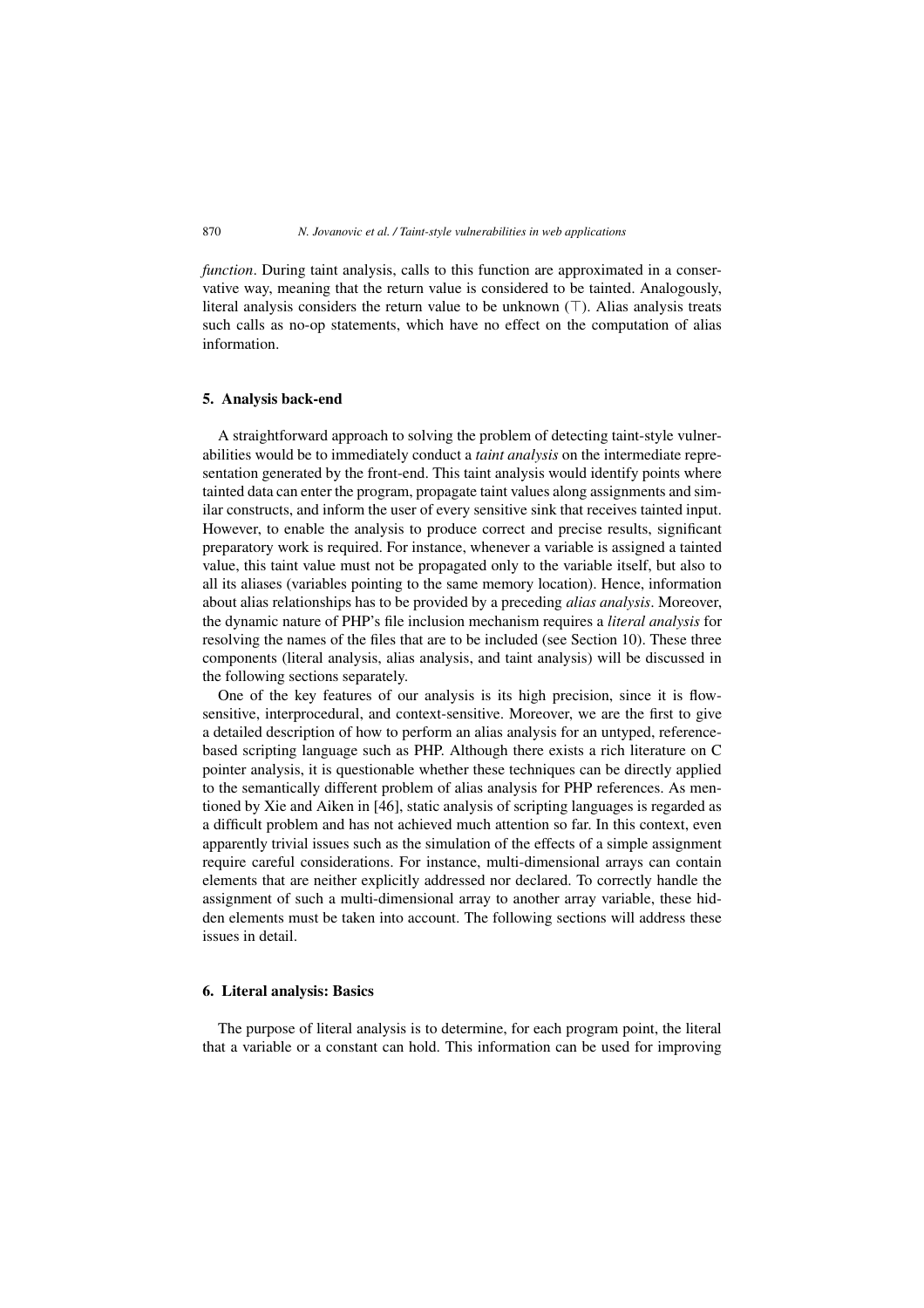*function*. During taint analysis, calls to this function are approximated in a conservative way, meaning that the return value is considered to be tainted. Analogously, literal analysis considers the return value to be unknown ($\top$). Alias analysis treats such calls as no-op statements, which have no effect on the computation of alias information.

## 5. Analysis back-end

A straightforward approach to solving the problem of detecting taint-style vulnerabilities would be to immediately conduct a *taint analysis* on the intermediate representation generated by the front-end. This taint analysis would identify points where tainted data can enter the program, propagate taint values along assignments and similar constructs, and inform the user of every sensitive sink that receives tainted input. However, to enable the analysis to produce correct and precise results, significant preparatory work is required. For instance, whenever a variable is assigned a tainted value, this taint value must not be propagated only to the variable itself, but also to all its aliases (variables pointing to the same memory location). Hence, information about alias relationships has to be provided by a preceding *alias analysis*. Moreover, the dynamic nature of PHP's file inclusion mechanism requires a *literal analysis* for resolving the names of the files that are to be included (see Section 10). These three components (literal analysis, alias analysis, and taint analysis) will be discussed in the following sections separately.

One of the key features of our analysis is its high precision, since it is flow-sensitive, interprocedural, and context-sensitive. Moreover, we are the first to give a detailed description of how to perform an alias analysis for an untyped, reference-based scripting language such as PHP. Although there exists a rich literature on C pointer analysis, it is questionable whether these techniques can be directly applied to the semantically different problem of alias analysis for PHP references. As mentioned by Xie and Aiken in [46], static analysis of scripting languages is regarded as a difficult problem and has not achieved much attention so far. In this context, even apparently trivial issues such as the simulation of the effects of a simple assignment require careful considerations. For instance, multi-dimensional arrays can contain elements that are neither explicitly addressed nor declared. To correctly handle the assignment of such a multi-dimensional array to another array variable, these hidden elements must be taken into account. The following sections will address these issues in detail.

## 6. Literal analysis: Basics

The purpose of literal analysis is to determine, for each program point, the literal that a variable or a constant can hold. This information can be used for improving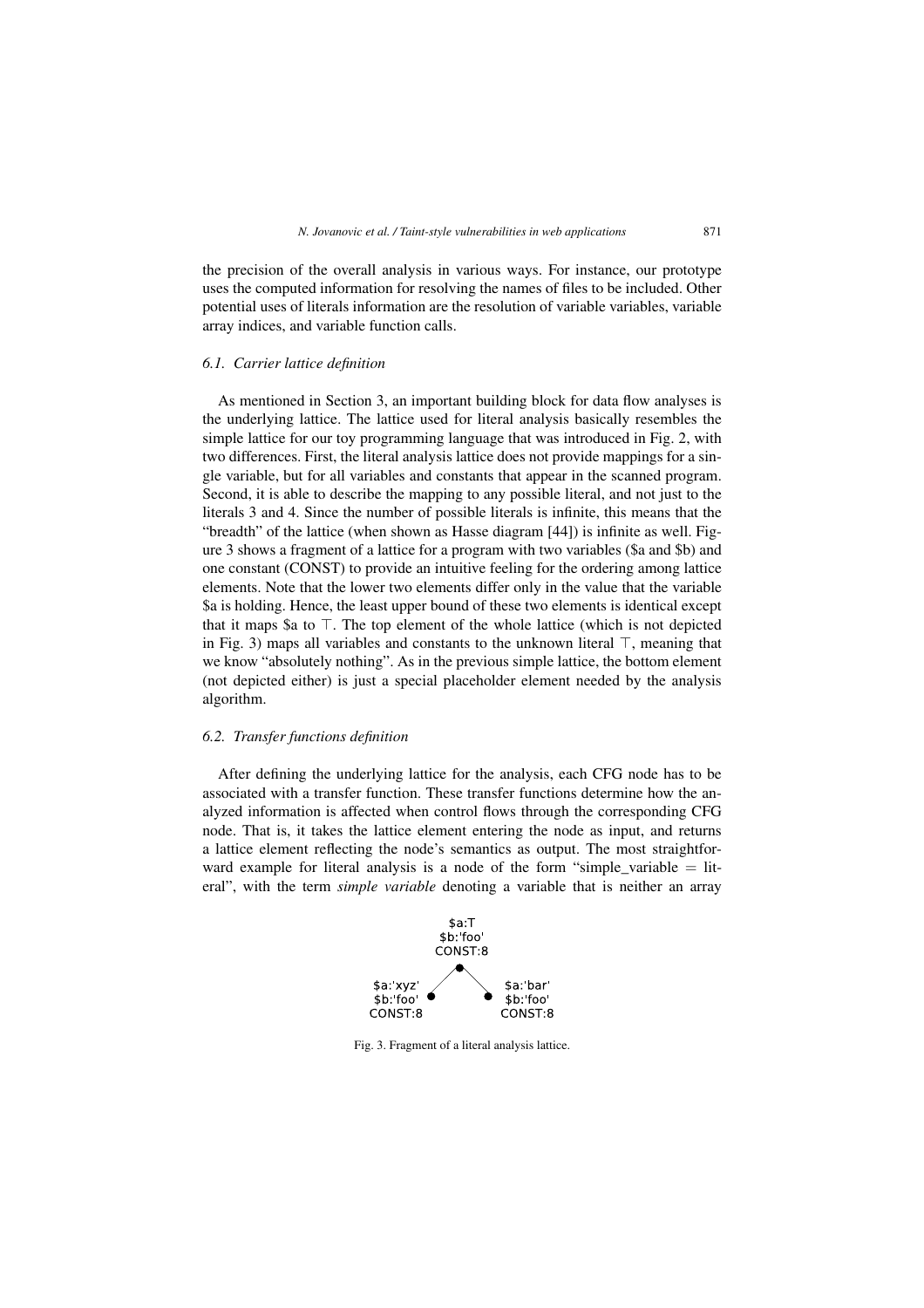the precision of the overall analysis in various ways. For instance, our prototype uses the computed information for resolving the names of files to be included. Other potential uses of literals information are the resolution of variable variables, variable array indices, and variable function calls.

### 6.1. Carrier lattice definition

As mentioned in Section 3, an important building block for data flow analyses is the underlying lattice. The lattice used for literal analysis basically resembles the simple lattice for our toy programming language that was introduced in Fig. 2, with two differences. First, the literal analysis lattice does not provide mappings for a single variable, but for all variables and constants that appear in the scanned program. Second, it is able to describe the mapping to any possible literal, and not just to the literals 3 and 4. Since the number of possible literals is infinite, this means that the "breadth" of the lattice (when shown as Hasse diagram [44]) is infinite as well. Figure 3 shows a fragment of a lattice for a program with two variables ($a and $b) and one constant (CONST) to provide an intuitive feeling for the ordering among lattice elements. Note that the lower two elements differ only in the value that the variable $a is holding. Hence, the least upper bound of these two elements is identical except that it maps $a to $\top$. The top element of the whole lattice (which is not depicted in Fig. 3) maps all variables and constants to the unknown literal $\top$, meaning that we know "absolutely nothing". As in the previous simple lattice, the bottom element (not depicted either) is just a special placeholder element needed by the analysis algorithm.

### 6.2. Transfer functions definition

After defining the underlying lattice for the analysis, each CFG node has to be associated with a transfer function. These transfer functions determine how the analyzed information is affected when control flows through the corresponding CFG node. That is, it takes the lattice element entering the node as input, and returns a lattice element reflecting the node's semantics as output. The most straightforward example for literal analysis is a node of the form "simple_variable = literal", with the term *simple variable* denoting a variable that is neither an array

```
          $a:T
         $b:'foo'
         CONST:8
            •
          /   \
$a:'xyz' •     • $a:'bar'
$b:'foo'         $b:'foo'
CONST:8          CONST:8
```

Fig. 3. Fragment of a literal analysis lattice.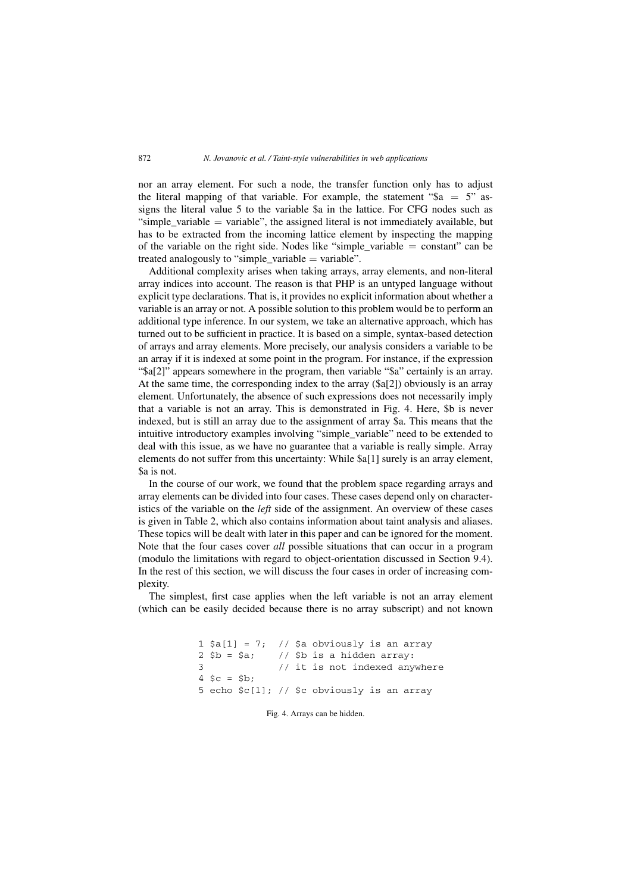nor an array element. For such a node, the transfer function only has to adjust the literal mapping of that variable. For example, the statement "$a = 5" assigns the literal value 5 to the variable $a in the lattice. For CFG nodes such as "simple_variable = variable", the assigned literal is not immediately available, but has to be extracted from the incoming lattice element by inspecting the mapping of the variable on the right side. Nodes like "simple_variable = constant" can be treated analogously to "simple_variable = variable".

Additional complexity arises when taking arrays, array elements, and non-literal array indices into account. The reason is that PHP is an untyped language without explicit type declarations. That is, it provides no explicit information about whether a variable is an array or not. A possible solution to this problem would be to perform an additional type inference. In our system, we take an alternative approach, which has turned out to be sufficient in practice. It is based on a simple, syntax-based detection of arrays and array elements. More precisely, our analysis considers a variable to be an array if it is indexed at some point in the program. For instance, if the expression "$a[2]" appears somewhere in the program, then variable "$a" certainly is an array. At the same time, the corresponding index to the array ($a[2]) obviously is an array element. Unfortunately, the absence of such expressions does not necessarily imply that a variable is not an array. This is demonstrated in Fig. 4. Here, $b is never indexed, but is still an array due to the assignment of array $a. This means that the intuitive introductory examples involving "simple_variable" need to be extended to deal with this issue, as we have no guarantee that a variable is really simple. Array elements do not suffer from this uncertainty: While $a[1] surely is an array element, $a is not.

In the course of our work, we found that the problem space regarding arrays and array elements can be divided into four cases. These cases depend only on characteristics of the variable on the *left* side of the assignment. An overview of these cases is given in Table 2, which also contains information about taint analysis and aliases. These topics will be dealt with later in this paper and can be ignored for the moment. Note that the four cases cover *all* possible situations that can occur in a program (modulo the limitations with regard to object-orientation discussed in Section 9.4). In the rest of this section, we will discuss the four cases in order of increasing complexity.

The simplest, first case applies when the left variable is not an array element (which can be easily decided because there is no array subscript) and not known

```
1 $a[1] = 7;  // $a obviously is an array
2 $b = $a;    // $b is a hidden array:
3             // it is not indexed anywhere
4 $c = $b;
5 echo $c[1]; // $c obviously is an array
```

Fig. 4. Arrays can be hidden.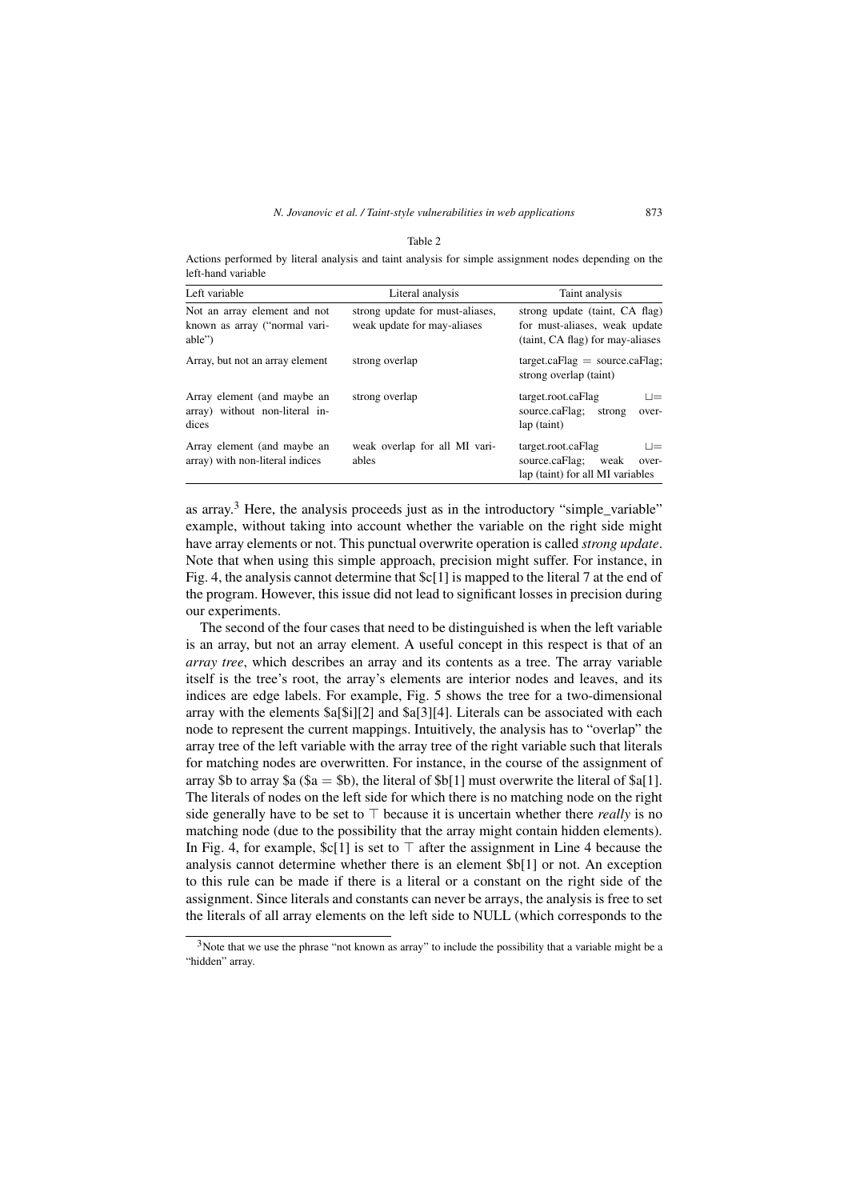Table 2

Actions performed by literal analysis and taint analysis for simple assignment nodes depending on the left-hand variable

| Left variable | Literal analysis | Taint analysis |
|---|---|---|
| Not an array element and not known as array ("normal variable") | strong update for must-aliases, weak update for may-aliases | strong update (taint, CA flag) for must-aliases, weak update (taint, CA flag) for may-aliases |
| Array, but not an array element | strong overlap | target.caFlag = source.caFlag; strong overlap (taint) |
| Array element (and maybe an array) without non-literal indices | strong overlap | target.root.caFlag $\sqcup=$ source.caFlag; strong overlap (taint) |
| Array element (and maybe an array) with non-literal indices | weak overlap for all MI variables | target.root.caFlag $\sqcup=$ source.caFlag; weak overlap (taint) for all MI variables |

as array.[3] Here, the analysis proceeds just as in the introductory "simple_variable" example, without taking into account whether the variable on the right side might have array elements or not. This punctual overwrite operation is called *strong update*. Note that when using this simple approach, precision might suffer. For instance, in Fig. 4, the analysis cannot determine that $c[1] is mapped to the literal 7 at the end of the program. However, this issue did not lead to significant losses in precision during our experiments.

The second of the four cases that need to be distinguished is when the left variable is an array, but not an array element. A useful concept in this respect is that of an *array tree*, which describes an array and its contents as a tree. The array variable itself is the tree's root, the array's elements are interior nodes and leaves, and its indices are edge labels. For example, Fig. 5 shows the tree for a two-dimensional array with the elements $a[$i][2] and $a[3][4]. Literals can be associated with each node to represent the current mappings. Intuitively, the analysis has to "overlap" the array tree of the left variable with the array tree of the right variable such that literals for matching nodes are overwritten. For instance, in the course of the assignment of array $b to array $a ($a = $b), the literal of $b[1] must overwrite the literal of $a[1]. The literals of nodes on the left side for which there is no matching node on the right side generally have to be set to $\top$ because it is uncertain whether there *really* is no matching node (due to the possibility that the array might contain hidden elements). In Fig. 4, for example, $c[1] is set to $\top$ after the assignment in Line 4 because the analysis cannot determine whether there is an element $b[1] or not. An exception to this rule can be made if there is a literal or a constant on the right side of the assignment. Since literals and constants can never be arrays, the analysis is free to set the literals of all array elements on the left side to NULL (which corresponds to the

[3] Note that we use the phrase "not known as array" to include the possibility that a variable might be a "hidden" array.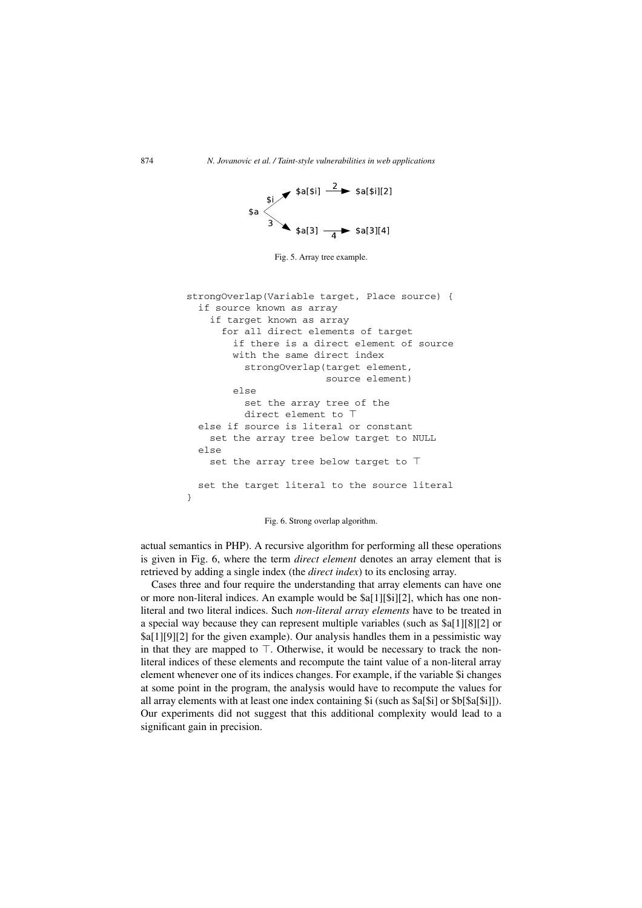Fig. 5. Array tree example.

```
strongOverlap(Variable target, Place source) {
  if source known as array
    if target known as array
      for all direct elements of target
        if there is a direct element of source
        with the same direct index
          strongOverlap(target element,
                        source element)
        else
          set the array tree of the
          direct element to ⊤
  else if source is literal or constant
    set the array tree below target to NULL
  else
    set the array tree below target to ⊤

  set the target literal to the source literal
}
```

Fig. 6. Strong overlap algorithm.

actual semantics in PHP). A recursive algorithm for performing all these operations is given in Fig. 6, where the term *direct element* denotes an array element that is retrieved by adding a single index (the *direct index*) to its enclosing array.

Cases three and four require the understanding that array elements can have one or more non-literal indices. An example would be $a[1][$i][2], which has one non-literal and two literal indices. Such *non-literal array elements* have to be treated in a special way because they can represent multiple variables (such as $a[1][8][2] or $a[1][9][2] for the given example). Our analysis handles them in a pessimistic way in that they are mapped to $\top$. Otherwise, it would be necessary to track the non-literal indices of these elements and recompute the taint value of a non-literal array element whenever one of its indices changes. For example, if the variable $i changes at some point in the program, the analysis would have to recompute the values for all array elements with at least one index containing $i (such as $a[$i] or $b[$a[$i]]). Our experiments did not suggest that this additional complexity would lead to a significant gain in precision.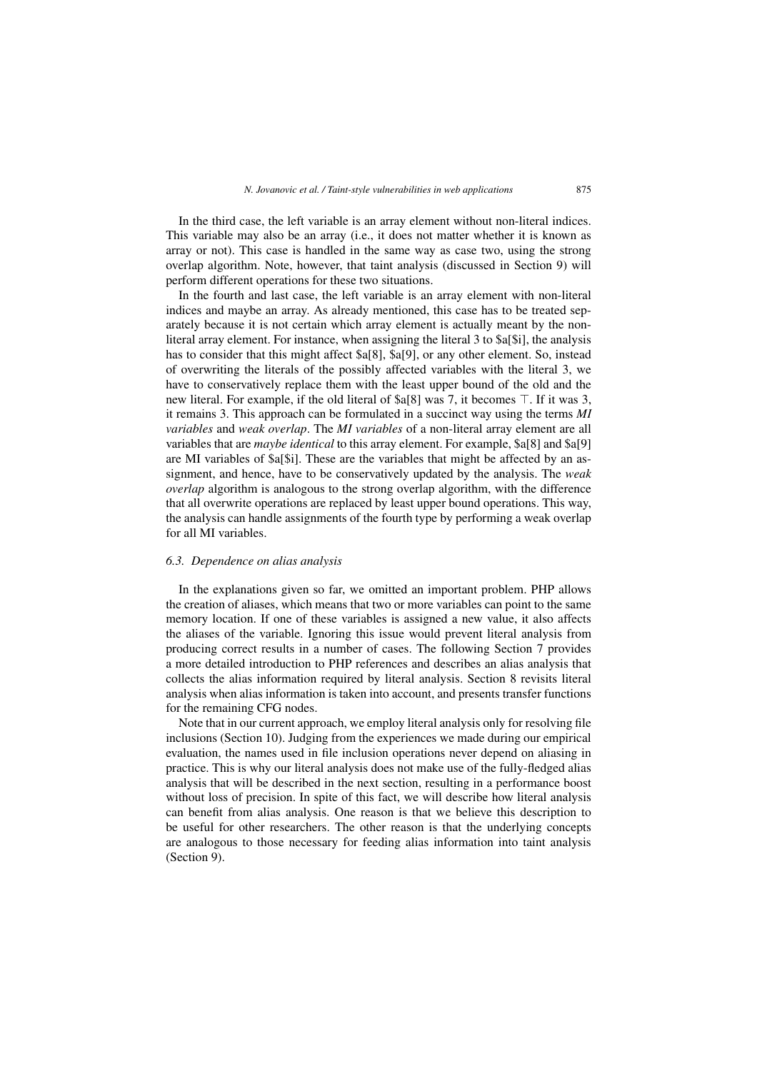In the third case, the left variable is an array element without non-literal indices. This variable may also be an array (i.e., it does not matter whether it is known as array or not). This case is handled in the same way as case two, using the strong overlap algorithm. Note, however, that taint analysis (discussed in Section 9) will perform different operations for these two situations.

In the fourth and last case, the left variable is an array element with non-literal indices and maybe an array. As already mentioned, this case has to be treated separately because it is not certain which array element is actually meant by the non-literal array element. For instance, when assigning the literal 3 to $a[$i], the analysis has to consider that this might affect $a[8], $a[9], or any other element. So, instead of overwriting the literals of the possibly affected variables with the literal 3, we have to conservatively replace them with the least upper bound of the old and the new literal. For example, if the old literal of $a[8] was 7, it becomes $\top$. If it was 3, it remains 3. This approach can be formulated in a succinct way using the terms *MI variables* and *weak overlap*. The *MI variables* of a non-literal array element are all variables that are *maybe identical* to this array element. For example, $a[8] and $a[9] are MI variables of $a[$i]. These are the variables that might be affected by an assignment, and hence, have to be conservatively updated by the analysis. The *weak overlap* algorithm is analogous to the strong overlap algorithm, with the difference that all overwrite operations are replaced by least upper bound operations. This way, the analysis can handle assignments of the fourth type by performing a weak overlap for all MI variables.

### 6.3. Dependence on alias analysis

In the explanations given so far, we omitted an important problem. PHP allows the creation of aliases, which means that two or more variables can point to the same memory location. If one of these variables is assigned a new value, it also affects the aliases of the variable. Ignoring this issue would prevent literal analysis from producing correct results in a number of cases. The following Section 7 provides a more detailed introduction to PHP references and describes an alias analysis that collects the alias information required by literal analysis. Section 8 revisits literal analysis when alias information is taken into account, and presents transfer functions for the remaining CFG nodes.

Note that in our current approach, we employ literal analysis only for resolving file inclusions (Section 10). Judging from the experiences we made during our empirical evaluation, the names used in file inclusion operations never depend on aliasing in practice. This is why our literal analysis does not make use of the fully-fledged alias analysis that will be described in the next section, resulting in a performance boost without loss of precision. In spite of this fact, we will describe how literal analysis can benefit from alias analysis. One reason is that we believe this description to be useful for other researchers. The other reason is that the underlying concepts are analogous to those necessary for feeding alias information into taint analysis (Section 9).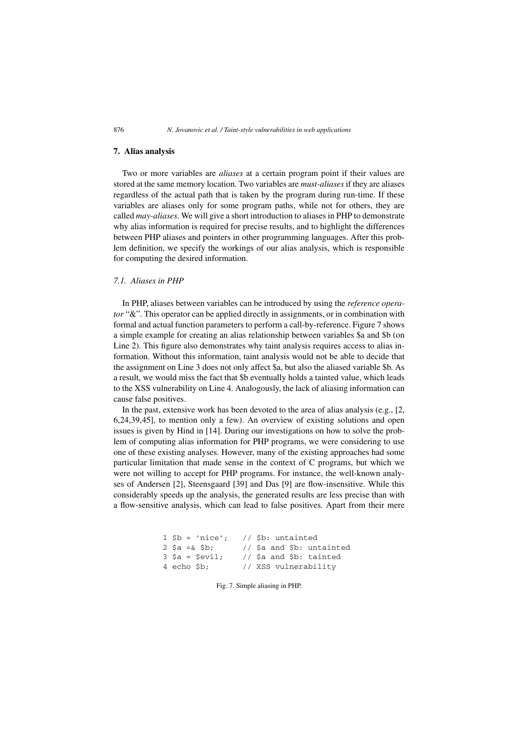## 7. Alias analysis

Two or more variables are *aliases* at a certain program point if their values are stored at the same memory location. Two variables are *must-aliases* if they are aliases regardless of the actual path that is taken by the program during run-time. If these variables are aliases only for some program paths, while not for others, they are called *may-aliases*. We will give a short introduction to aliases in PHP to demonstrate why alias information is required for precise results, and to highlight the differences between PHP aliases and pointers in other programming languages. After this problem definition, we specify the workings of our alias analysis, which is responsible for computing the desired information.

### 7.1. Aliases in PHP

In PHP, aliases between variables can be introduced by using the *reference operator* "&". This operator can be applied directly in assignments, or in combination with formal and actual function parameters to perform a call-by-reference. Figure 7 shows a simple example for creating an alias relationship between variables $a and $b (on Line 2). This figure also demonstrates why taint analysis requires access to alias information. Without this information, taint analysis would not be able to decide that the assignment on Line 3 does not only affect $a, but also the aliased variable $b. As a result, we would miss the fact that $b eventually holds a tainted value, which leads to the XSS vulnerability on Line 4. Analogously, the lack of aliasing information can cause false positives.

In the past, extensive work has been devoted to the area of alias analysis (e.g., [2, 6,24,39,45], to mention only a few). An overview of existing solutions and open issues is given by Hind in [14]. During our investigations on how to solve the problem of computing alias information for PHP programs, we were considering to use one of these existing analyses. However, many of the existing approaches had some particular limitation that made sense in the context of C programs, but which we were not willing to accept for PHP programs. For instance, the well-known analyses of Andersen [2], Steensgaard [39] and Das [9] are flow-insensitive. While this considerably speeds up the analysis, the generated results are less precise than with a flow-sensitive analysis, which can lead to false positives. Apart from their mere

```
1 $b = 'nice';   // $b: untainted
2 $a =& $b;      // $a and $b: untainted
3 $a = $evil;    // $a and $b: tainted
4 echo $b;       // XSS vulnerability
```

Fig. 7. Simple aliasing in PHP.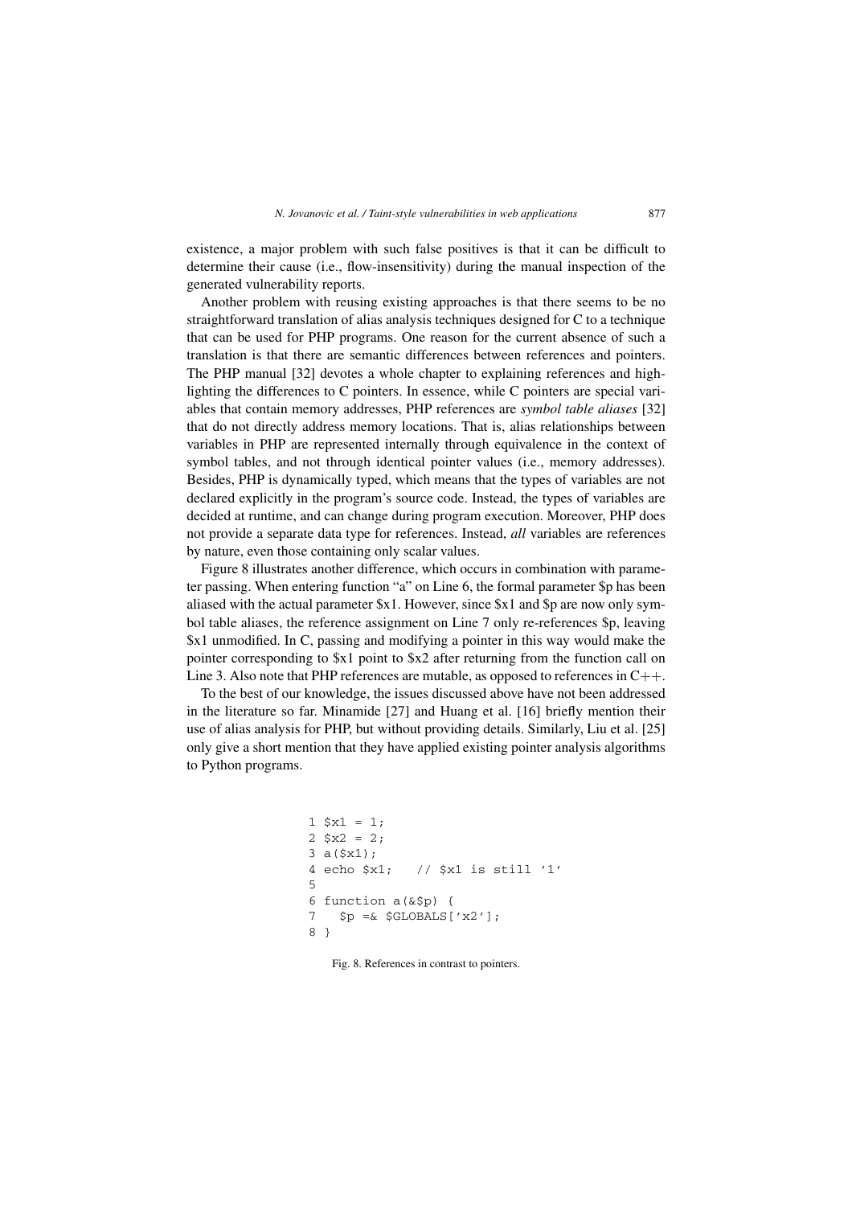existence, a major problem with such false positives is that it can be difficult to determine their cause (i.e., flow-insensitivity) during the manual inspection of the generated vulnerability reports.

Another problem with reusing existing approaches is that there seems to be no straightforward translation of alias analysis techniques designed for C to a technique that can be used for PHP programs. One reason for the current absence of such a translation is that there are semantic differences between references and pointers. The PHP manual [32] devotes a whole chapter to explaining references and highlighting the differences to C pointers. In essence, while C pointers are special variables that contain memory addresses, PHP references are *symbol table aliases* [32] that do not directly address memory locations. That is, alias relationships between variables in PHP are represented internally through equivalence in the context of symbol tables, and not through identical pointer values (i.e., memory addresses). Besides, PHP is dynamically typed, which means that the types of variables are not declared explicitly in the program's source code. Instead, the types of variables are decided at runtime, and can change during program execution. Moreover, PHP does not provide a separate data type for references. Instead, *all* variables are references by nature, even those containing only scalar values.

Figure 8 illustrates another difference, which occurs in combination with parameter passing. When entering function "a" on Line 6, the formal parameter $p has been aliased with the actual parameter $x1. However, since $x1 and $p are now only symbol table aliases, the reference assignment on Line 7 only re-references $p, leaving $x1 unmodified. In C, passing and modifying a pointer in this way would make the pointer corresponding to $x1 point to $x2 after returning from the function call on Line 3. Also note that PHP references are mutable, as opposed to references in C++.

To the best of our knowledge, the issues discussed above have not been addressed in the literature so far. Minamide [27] and Huang et al. [16] briefly mention their use of alias analysis for PHP, but without providing details. Similarly, Liu et al. [25] only give a short mention that they have applied existing pointer analysis algorithms to Python programs.

```
1 $x1 = 1;
2 $x2 = 2;
3 a($x1);
4 echo $x1;   // $x1 is still '1'
5
6 function a(&$p) {
7   $p =& $GLOBALS['x2'];
8 }
```

Fig. 8. References in contrast to pointers.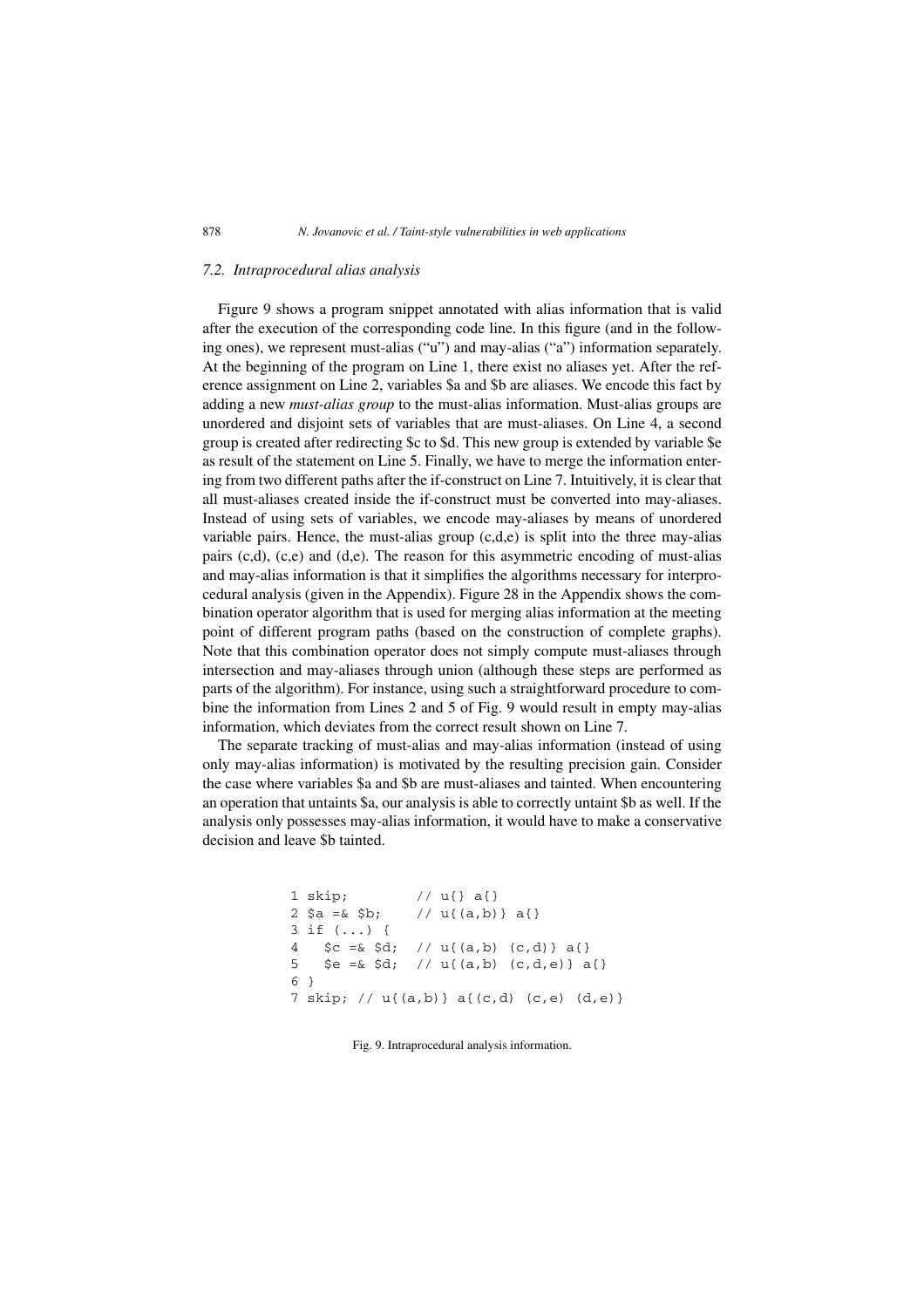### 7.2. Intraprocedural alias analysis

Figure 9 shows a program snippet annotated with alias information that is valid after the execution of the corresponding code line. In this figure (and in the following ones), we represent must-alias ("u") and may-alias ("a") information separately. At the beginning of the program on Line 1, there exist no aliases yet. After the reference assignment on Line 2, variables $a and $b are aliases. We encode this fact by adding a new *must-alias group* to the must-alias information. Must-alias groups are unordered and disjoint sets of variables that are must-aliases. On Line 4, a second group is created after redirecting $c to $d. This new group is extended by variable $e as result of the statement on Line 5. Finally, we have to merge the information entering from two different paths after the if-construct on Line 7. Intuitively, it is clear that all must-aliases created inside the if-construct must be converted into may-aliases. Instead of using sets of variables, we encode may-aliases by means of unordered variable pairs. Hence, the must-alias group (c,d,e) is split into the three may-alias pairs (c,d), (c,e) and (d,e). The reason for this asymmetric encoding of must-alias and may-alias information is that it simplifies the algorithms necessary for interprocedural analysis (given in the Appendix). Figure 28 in the Appendix shows the combination operator algorithm that is used for merging alias information at the meeting point of different program paths (based on the construction of complete graphs). Note that this combination operator does not simply compute must-aliases through intersection and may-aliases through union (although these steps are performed as parts of the algorithm). For instance, using such a straightforward procedure to combine the information from Lines 2 and 5 of Fig. 9 would result in empty may-alias information, which deviates from the correct result shown on Line 7.

The separate tracking of must-alias and may-alias information (instead of using only may-alias information) is motivated by the resulting precision gain. Consider the case where variables $a and $b are must-aliases and tainted. When encountering an operation that untaints $a, our analysis is able to correctly untaint $b as well. If the analysis only possesses may-alias information, it would have to make a conservative decision and leave $b tainted.

```
1 skip;         // u{} a{}
2 $a =& $b;     // u{(a,b)} a{}
3 if (...) {
4   $c =& $d;  // u{(a,b) (c,d)} a{}
5   $e =& $d;  // u{(a,b) (c,d,e)} a{}
6 }
7 skip; // u{(a,b)} a{(c,d) (c,e) (d,e)}
```

Fig. 9. Intraprocedural analysis information.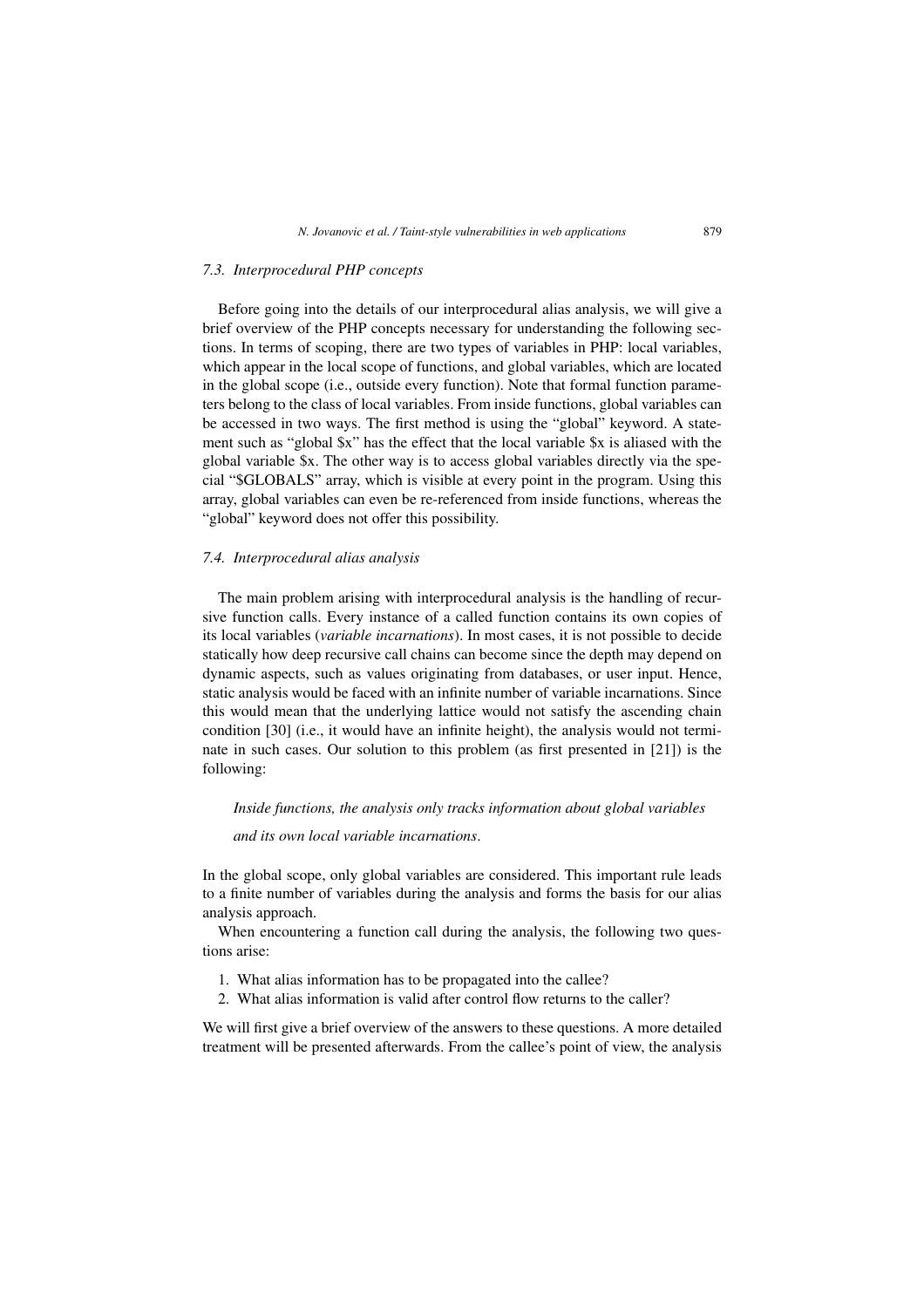### 7.3. Interprocedural PHP concepts

Before going into the details of our interprocedural alias analysis, we will give a brief overview of the PHP concepts necessary for understanding the following sections. In terms of scoping, there are two types of variables in PHP: local variables, which appear in the local scope of functions, and global variables, which are located in the global scope (i.e., outside every function). Note that formal function parameters belong to the class of local variables. From inside functions, global variables can be accessed in two ways. The first method is using the "global" keyword. A statement such as "global $x" has the effect that the local variable $x is aliased with the global variable $x. The other way is to access global variables directly via the special "$GLOBALS" array, which is visible at every point in the program. Using this array, global variables can even be re-referenced from inside functions, whereas the "global" keyword does not offer this possibility.

### 7.4. Interprocedural alias analysis

The main problem arising with interprocedural analysis is the handling of recursive function calls. Every instance of a called function contains its own copies of its local variables (*variable incarnations*). In most cases, it is not possible to decide statically how deep recursive call chains can become since the depth may depend on dynamic aspects, such as values originating from databases, or user input. Hence, static analysis would be faced with an infinite number of variable incarnations. Since this would mean that the underlying lattice would not satisfy the ascending chain condition [30] (i.e., it would have an infinite height), the analysis would not terminate in such cases. Our solution to this problem (as first presented in [21]) is the following:

> *Inside functions, the analysis only tracks information about global variables and its own local variable incarnations*.

In the global scope, only global variables are considered. This important rule leads to a finite number of variables during the analysis and forms the basis for our alias analysis approach.

When encountering a function call during the analysis, the following two questions arise:

1. What alias information has to be propagated into the callee?
2. What alias information is valid after control flow returns to the caller?

We will first give a brief overview of the answers to these questions. A more detailed treatment will be presented afterwards. From the callee's point of view, the analysis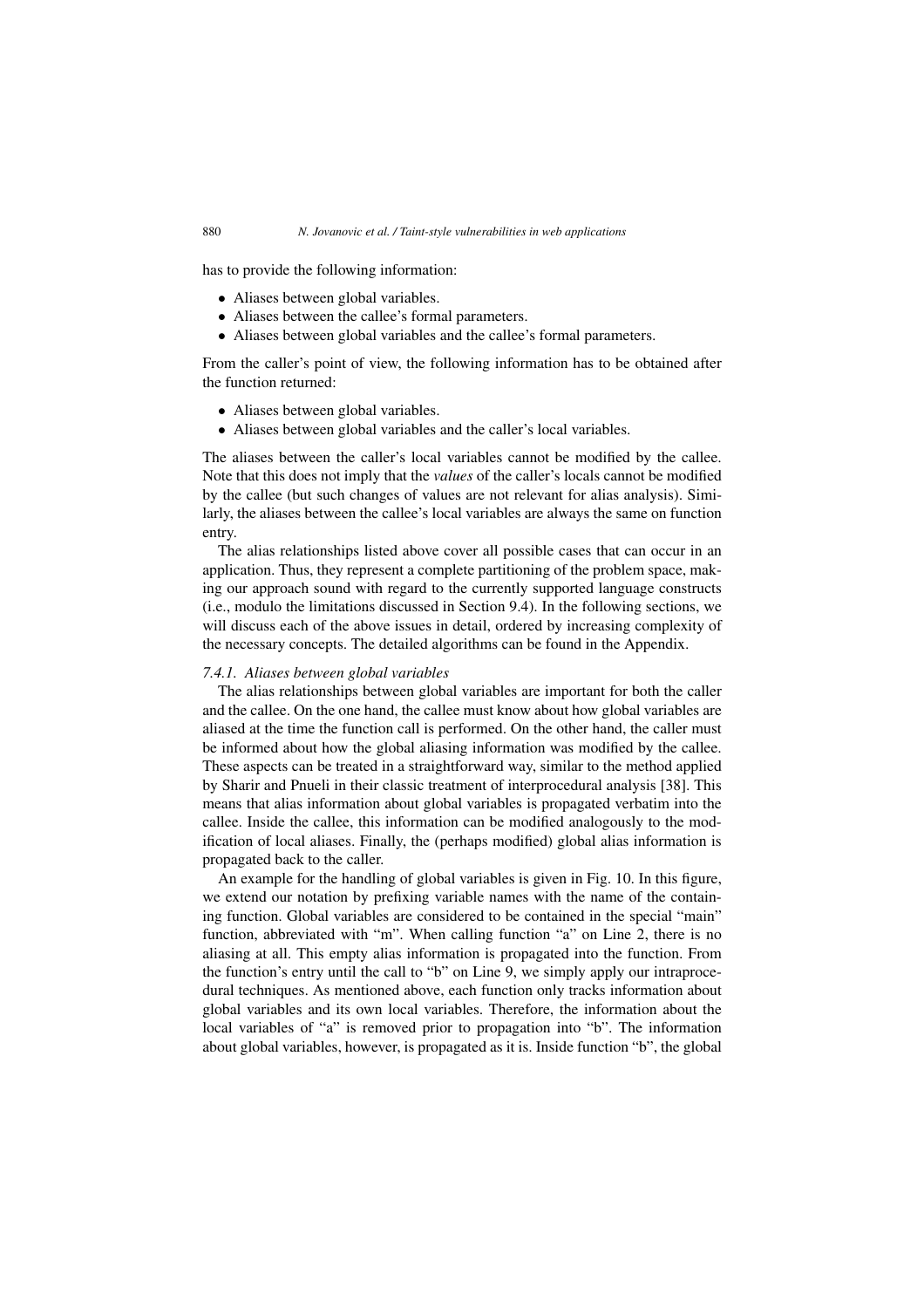has to provide the following information:

- Aliases between global variables.
- Aliases between the callee's formal parameters.
- Aliases between global variables and the callee's formal parameters.

From the caller's point of view, the following information has to be obtained after the function returned:

- Aliases between global variables.
- Aliases between global variables and the caller's local variables.

The aliases between the caller's local variables cannot be modified by the callee. Note that this does not imply that the *values* of the caller's locals cannot be modified by the callee (but such changes of values are not relevant for alias analysis). Similarly, the aliases between the callee's local variables are always the same on function entry.

The alias relationships listed above cover all possible cases that can occur in an application. Thus, they represent a complete partitioning of the problem space, making our approach sound with regard to the currently supported language constructs (i.e., modulo the limitations discussed in Section 9.4). In the following sections, we will discuss each of the above issues in detail, ordered by increasing complexity of the necessary concepts. The detailed algorithms can be found in the Appendix.

### *7.4.1. Aliases between global variables*

The alias relationships between global variables are important for both the caller and the callee. On the one hand, the callee must know about how global variables are aliased at the time the function call is performed. On the other hand, the caller must be informed about how the global aliasing information was modified by the callee. These aspects can be treated in a straightforward way, similar to the method applied by Sharir and Pnueli in their classic treatment of interprocedural analysis [38]. This means that alias information about global variables is propagated verbatim into the callee. Inside the callee, this information can be modified analogously to the modification of local aliases. Finally, the (perhaps modified) global alias information is propagated back to the caller.

An example for the handling of global variables is given in Fig. 10. In this figure, we extend our notation by prefixing variable names with the name of the containing function. Global variables are considered to be contained in the special "main" function, abbreviated with "m". When calling function "a" on Line 2, there is no aliasing at all. This empty alias information is propagated into the function. From the function's entry until the call to "b" on Line 9, we simply apply our intraprocedural techniques. As mentioned above, each function only tracks information about global variables and its own local variables. Therefore, the information about the local variables of "a" is removed prior to propagation into "b". The information about global variables, however, is propagated as it is. Inside function "b", the global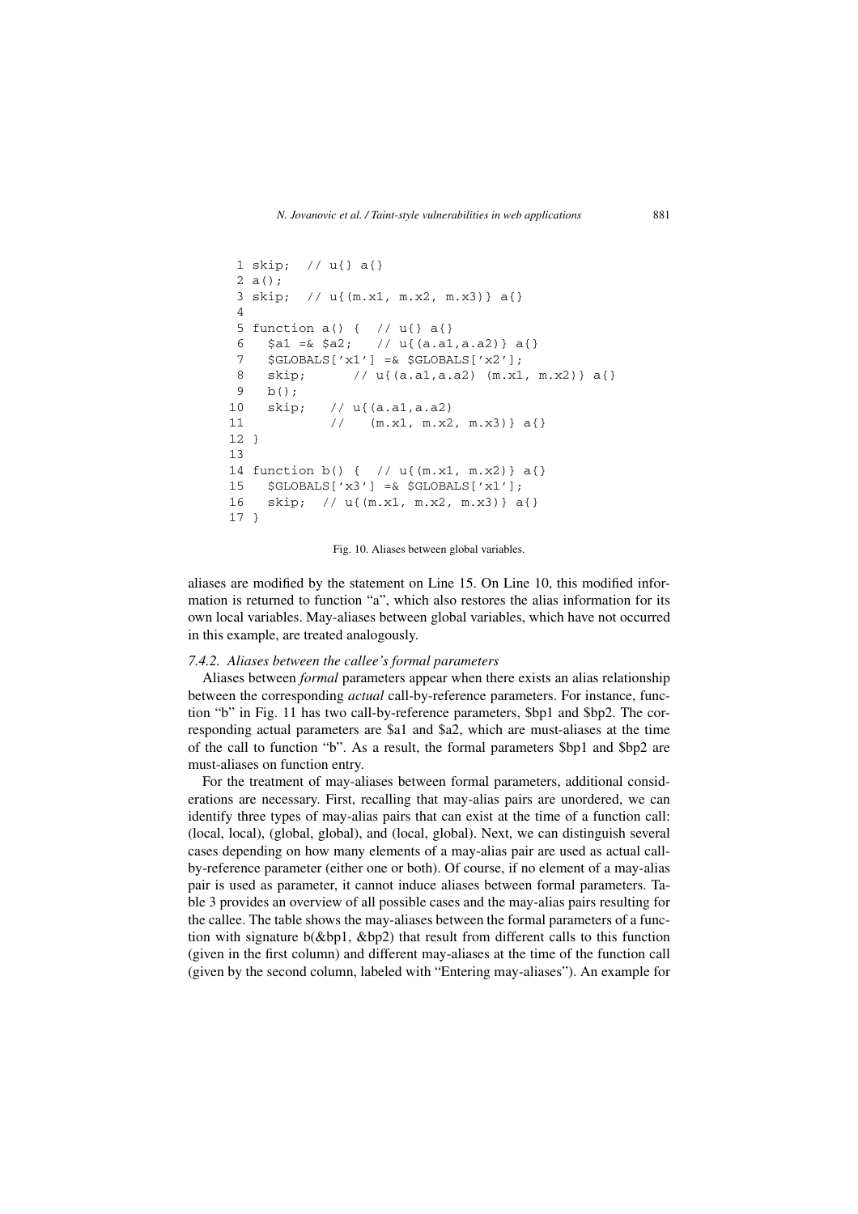```
 1 skip;  // u{} a{}
 2 a();
 3 skip;  // u{(m.x1, m.x2, m.x3)} a{}
 4
 5 function a() {  // u{} a{}
 6   $a1 =& $a2;   // u{(a.a1,a.a2)} a{}
 7   $GLOBALS['x1'] =& $GLOBALS['x2'];
 8   skip;      // u{(a.a1,a.a2) (m.x1, m.x2)} a{}
 9   b();
10   skip;   // u{(a.a1,a.a2)
11           //   (m.x1, m.x2, m.x3)} a{}
12 }
13
14 function b() {  // u{(m.x1, m.x2)} a{}
15   $GLOBALS['x3'] =& $GLOBALS['x1'];
16   skip;  // u{(m.x1, m.x2, m.x3)} a{}
17 }
```

Fig. 10. Aliases between global variables.

aliases are modified by the statement on Line 15. On Line 10, this modified information is returned to function "a", which also restores the alias information for its own local variables. May-aliases between global variables, which have not occurred in this example, are treated analogously.

### 7.4.2. Aliases between the callee's formal parameters

Aliases between *formal* parameters appear when there exists an alias relationship between the corresponding *actual* call-by-reference parameters. For instance, function "b" in Fig. 11 has two call-by-reference parameters, $bp1 and $bp2. The corresponding actual parameters are $a1 and $a2, which are must-aliases at the time of the call to function "b". As a result, the formal parameters $bp1 and $bp2 are must-aliases on function entry.

For the treatment of may-aliases between formal parameters, additional considerations are necessary. First, recalling that may-alias pairs are unordered, we can identify three types of may-alias pairs that can exist at the time of a function call: (local, local), (global, global), and (local, global). Next, we can distinguish several cases depending on how many elements of a may-alias pair are used as actual call-by-reference parameter (either one or both). Of course, if no element of a may-alias pair is used as parameter, it cannot induce aliases between formal parameters. Table 3 provides an overview of all possible cases and the may-alias pairs resulting for the callee. The table shows the may-aliases between the formal parameters of a function with signature b(&bp1, &bp2) that result from different calls to this function (given in the first column) and different may-aliases at the time of the function call (given by the second column, labeled with "Entering may-aliases"). An example for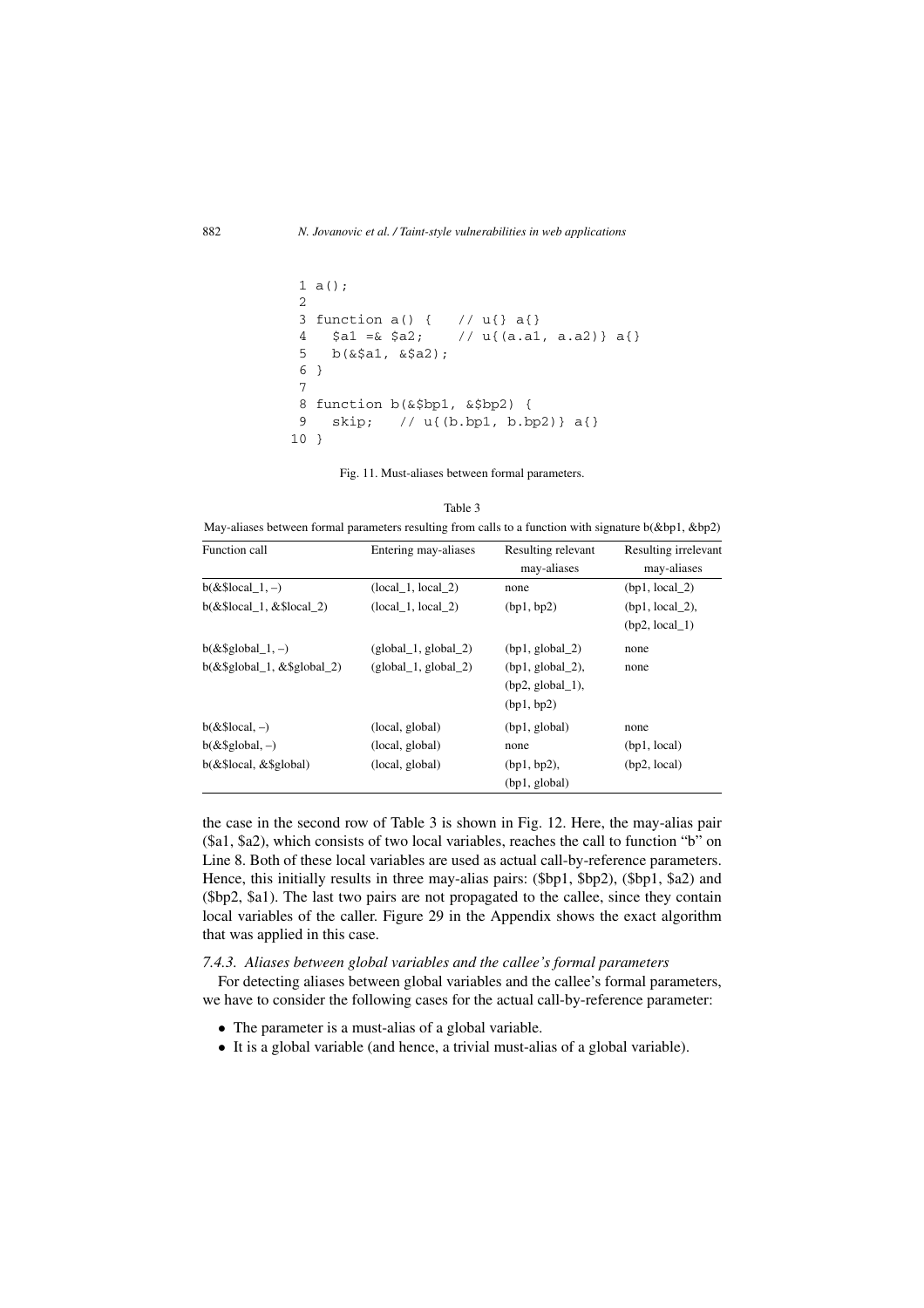```
 1 a();
 2
 3 function a() {   // u{} a{}
 4   $a1 =& $a2;    // u{(a.a1, a.a2)} a{}
 5   b(&$a1, &$a2);
 6 }
 7
 8 function b(&$bp1, &$bp2) {
 9   skip;   // u{(b.bp1, b.bp2)} a{}
10 }
```

Fig. 11. Must-aliases between formal parameters.

Table 3

May-aliases between formal parameters resulting from calls to a function with signature b(&bp1, &bp2)

| Function call | Entering may-aliases | Resulting relevant may-aliases | Resulting irrelevant may-aliases |
|---|---|---|---|
| b(&$local_1, –) | (local_1, local_2) | none | (bp1, local_2) |
| b(&$local_1, &$local_2) | (local_1, local_2) | (bp1, bp2) | (bp1, local_2), (bp2, local_1) |
| b(&$global_1, –) | (global_1, global_2) | (bp1, global_2) | none |
| b(&$global_1, &$global_2) | (global_1, global_2) | (bp1, global_2), (bp2, global_1), (bp1, bp2) | none |
| b(&$local, –) | (local, global) | (bp1, global) | none |
| b(&$global, –) | (local, global) | none | (bp1, local) |
| b(&$local, &$global) | (local, global) | (bp1, bp2), (bp1, global) | (bp2, local) |

the case in the second row of Table 3 is shown in Fig. 12. Here, the may-alias pair ($a1, $a2), which consists of two local variables, reaches the call to function "b" on Line 8. Both of these local variables are used as actual call-by-reference parameters. Hence, this initially results in three may-alias pairs: ($bp1, $bp2), ($bp1, $a2) and ($bp2, $a1). The last two pairs are not propagated to the callee, since they contain local variables of the caller. Figure 29 in the Appendix shows the exact algorithm that was applied in this case.

### 7.4.3. *Aliases between global variables and the callee's formal parameters*

For detecting aliases between global variables and the callee's formal parameters, we have to consider the following cases for the actual call-by-reference parameter:

- The parameter is a must-alias of a global variable.
- It is a global variable (and hence, a trivial must-alias of a global variable).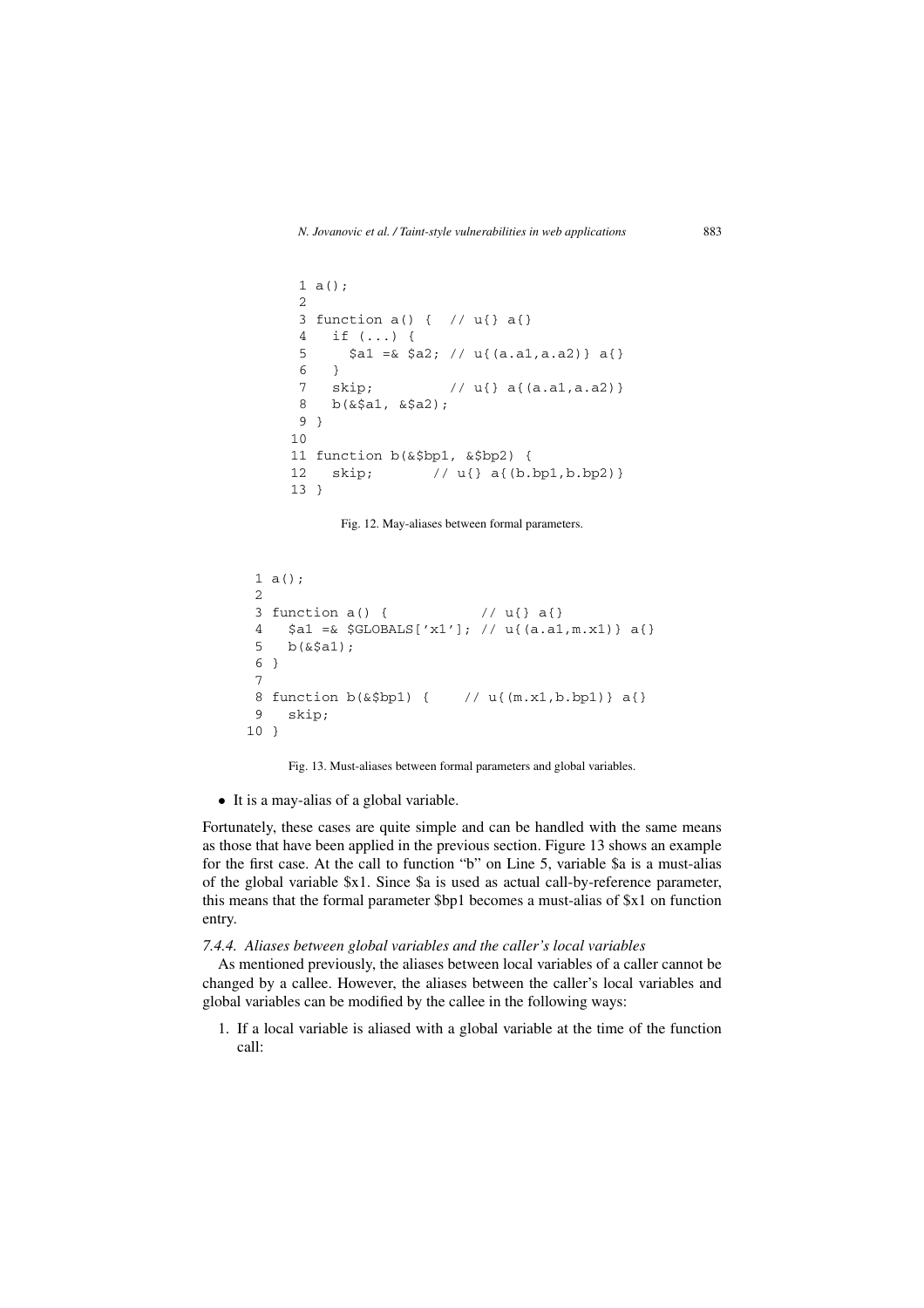```
 1 a();
 2
 3 function a() {  // u{} a{}
 4   if (...) {
 5     $a1 =& $a2; // u{(a.a1,a.a2)} a{}
 6   }
 7   skip;         // u{} a{(a.a1,a.a2)}
 8   b(&$a1, &$a2);
 9 }
10
11 function b(&$bp1, &$bp2) {
12   skip;       // u{} a{(b.bp1,b.bp2)}
13 }
```

Fig. 12. May-aliases between formal parameters.

```
 1 a();
 2
 3 function a() {            // u{} a{}
 4   $a1 =& $GLOBALS['x1']; // u{(a.a1,m.x1)} a{}
 5   b(&$a1);
 6 }
 7
 8 function b(&$bp1) {    // u{(m.x1,b.bp1)} a{}
 9   skip;
10 }
```

Fig. 13. Must-aliases between formal parameters and global variables.

- It is a may-alias of a global variable.

Fortunately, these cases are quite simple and can be handled with the same means as those that have been applied in the previous section. Figure 13 shows an example for the first case. At the call to function "b" on Line 5, variable $a is a must-alias of the global variable $x1. Since $a is used as actual call-by-reference parameter, this means that the formal parameter $bp1 becomes a must-alias of $x1 on function entry.

#### *7.4.4. Aliases between global variables and the caller's local variables*

As mentioned previously, the aliases between local variables of a caller cannot be changed by a callee. However, the aliases between the caller's local variables and global variables can be modified by the callee in the following ways:

1. If a local variable is aliased with a global variable at the time of the function call: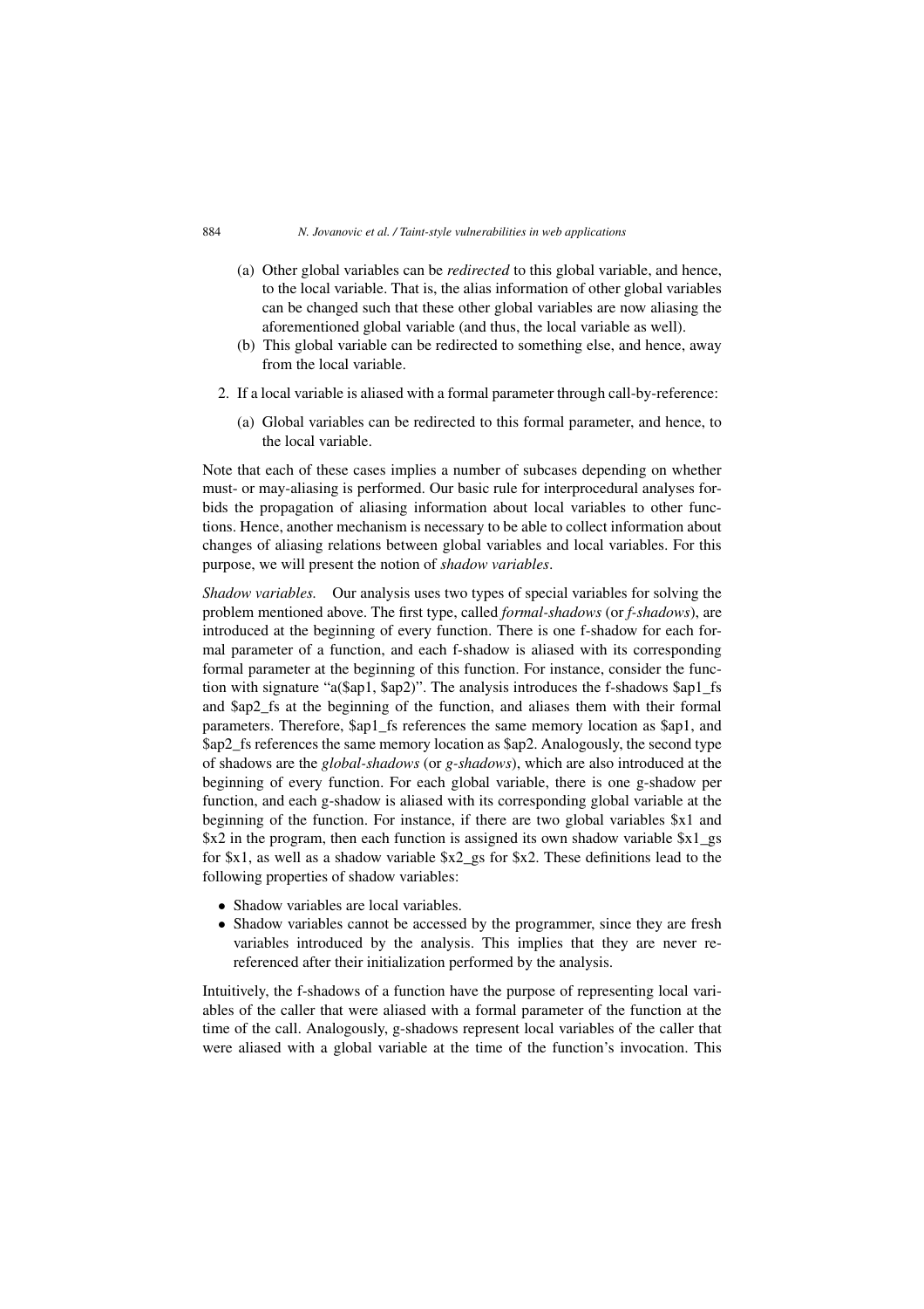(a) Other global variables can be *redirected* to this global variable, and hence, to the local variable. That is, the alias information of other global variables can be changed such that these other global variables are now aliasing the aforementioned global variable (and thus, the local variable as well).
   (b) This global variable can be redirected to something else, and hence, away from the local variable.

2. If a local variable is aliased with a formal parameter through call-by-reference:
   (a) Global variables can be redirected to this formal parameter, and hence, to the local variable.

Note that each of these cases implies a number of subcases depending on whether must- or may-aliasing is performed. Our basic rule for interprocedural analyses forbids the propagation of aliasing information about local variables to other functions. Hence, another mechanism is necessary to be able to collect information about changes of aliasing relations between global variables and local variables. For this purpose, we will present the notion of *shadow variables*.

*Shadow variables.* Our analysis uses two types of special variables for solving the problem mentioned above. The first type, called *formal-shadows* (or *f-shadows*), are introduced at the beginning of every function. There is one f-shadow for each formal parameter of a function, and each f-shadow is aliased with its corresponding formal parameter at the beginning of this function. For instance, consider the function with signature "a($ap1, $ap2)". The analysis introduces the f-shadows $ap1_fs and $ap2_fs at the beginning of the function, and aliases them with their formal parameters. Therefore, $ap1_fs references the same memory location as $ap1, and $ap2_fs references the same memory location as $ap2. Analogously, the second type of shadows are the *global-shadows* (or *g-shadows*), which are also introduced at the beginning of every function. For each global variable, there is one g-shadow per function, and each g-shadow is aliased with its corresponding global variable at the beginning of the function. For instance, if there are two global variables $x1 and $x2 in the program, then each function is assigned its own shadow variable $x1_gs for $x1, as well as a shadow variable $x2_gs for $x2. These definitions lead to the following properties of shadow variables:

- Shadow variables are local variables.
- Shadow variables cannot be accessed by the programmer, since they are fresh variables introduced by the analysis. This implies that they are never re-referenced after their initialization performed by the analysis.

Intuitively, the f-shadows of a function have the purpose of representing local variables of the caller that were aliased with a formal parameter of the function at the time of the call. Analogously, g-shadows represent local variables of the caller that were aliased with a global variable at the time of the function's invocation. This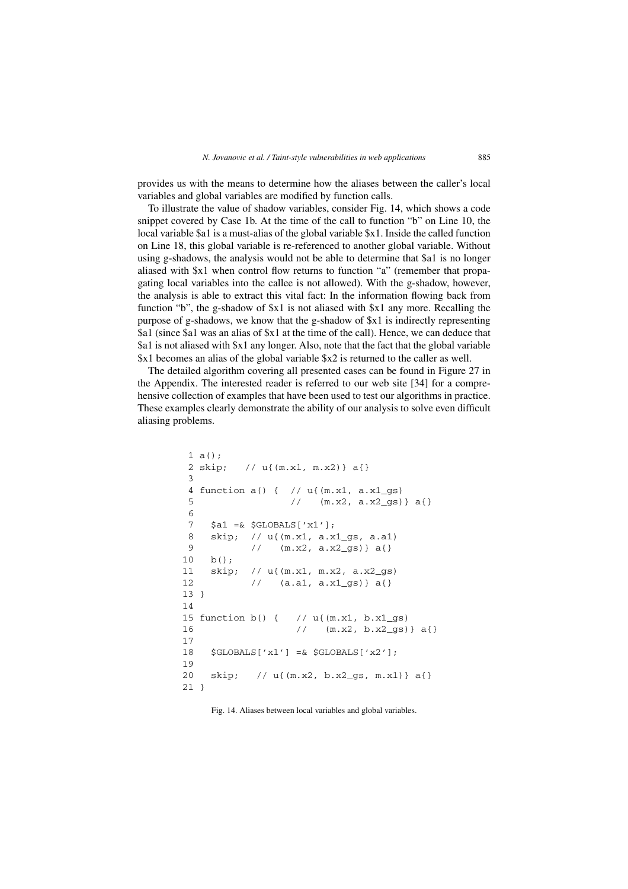provides us with the means to determine how the aliases between the caller's local variables and global variables are modified by function calls.

To illustrate the value of shadow variables, consider Fig. 14, which shows a code snippet covered by Case 1b. At the time of the call to function "b" on Line 10, the local variable $a1 is a must-alias of the global variable $x1. Inside the called function on Line 18, this global variable is re-referenced to another global variable. Without using g-shadows, the analysis would not be able to determine that $a1 is no longer aliased with $x1 when control flow returns to function "a" (remember that propagating local variables into the callee is not allowed). With the g-shadow, however, the analysis is able to extract this vital fact: In the information flowing back from function "b", the g-shadow of $x1 is not aliased with $x1 any more. Recalling the purpose of g-shadows, we know that the g-shadow of $x1 is indirectly representing $a1 (since $a1 was an alias of $x1 at the time of the call). Hence, we can deduce that $a1 is not aliased with $x1 any longer. Also, note that the fact that the global variable $x1 becomes an alias of the global variable $x2 is returned to the caller as well.

The detailed algorithm covering all presented cases can be found in Figure 27 in the Appendix. The interested reader is referred to our web site [34] for a comprehensive collection of examples that have been used to test our algorithms in practice. These examples clearly demonstrate the ability of our analysis to solve even difficult aliasing problems.

```
 1 a();
 2 skip;   // u{(m.x1, m.x2)} a{}
 3
 4 function a() {  // u{(m.x1, a.x1_gs)
 5                 //   (m.x2, a.x2_gs)} a{}
 6
 7   $a1 =& $GLOBALS['x1'];
 8   skip;  // u{(m.x1, a.x1_gs, a.a1)
 9          //   (m.x2, a.x2_gs)} a{}
10   b();
11   skip;  // u{(m.x1, m.x2, a.x2_gs)
12          //   (a.a1, a.x1_gs)} a{}
13 }
14
15 function b() {   // u{(m.x1, b.x1_gs)
16                  //   (m.x2, b.x2_gs)} a{}
17
18   $GLOBALS['x1'] =& $GLOBALS['x2'];
19
20   skip;   // u{(m.x2, b.x2_gs, m.x1)} a{}
21 }
```

Fig. 14. Aliases between local variables and global variables.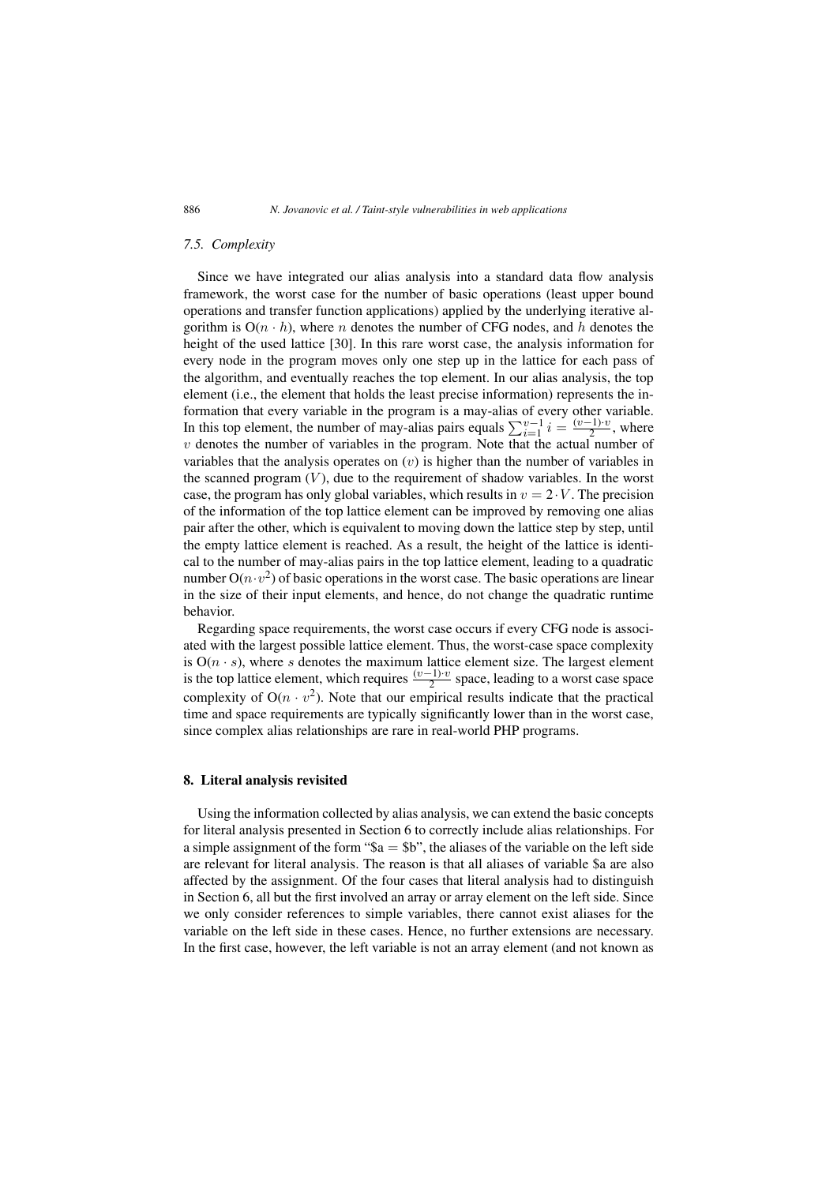### 7.5. Complexity

Since we have integrated our alias analysis into a standard data flow analysis framework, the worst case for the number of basic operations (least upper bound operations and transfer function applications) applied by the underlying iterative algorithm is $O(n \cdot h)$, where $n$ denotes the number of CFG nodes, and $h$ denotes the height of the used lattice [30]. In this rare worst case, the analysis information for every node in the program moves only one step up in the lattice for each pass of the algorithm, and eventually reaches the top element. In our alias analysis, the top element (i.e., the element that holds the least precise information) represents the information that every variable in the program is a may-alias of every other variable. In this top element, the number of may-alias pairs equals $\sum_{i=1}^{v-1} i = \frac{(v-1)\cdot v}{2}$, where $v$ denotes the number of variables in the program. Note that the actual number of variables that the analysis operates on ($v$) is higher than the number of variables in the scanned program ($V$), due to the requirement of shadow variables. In the worst case, the program has only global variables, which results in $v = 2 \cdot V$. The precision of the information of the top lattice element can be improved by removing one alias pair after the other, which is equivalent to moving down the lattice step by step, until the empty lattice element is reached. As a result, the height of the lattice is identical to the number of may-alias pairs in the top lattice element, leading to a quadratic number $O(n \cdot v^2)$ of basic operations in the worst case. The basic operations are linear in the size of their input elements, and hence, do not change the quadratic runtime behavior.

Regarding space requirements, the worst case occurs if every CFG node is associated with the largest possible lattice element. Thus, the worst-case space complexity is $O(n \cdot s)$, where $s$ denotes the maximum lattice element size. The largest element is the top lattice element, which requires $\frac{(v-1)\cdot v}{2}$ space, leading to a worst case space complexity of $O(n \cdot v^2)$. Note that our empirical results indicate that the practical time and space requirements are typically significantly lower than in the worst case, since complex alias relationships are rare in real-world PHP programs.

## 8. Literal analysis revisited

Using the information collected by alias analysis, we can extend the basic concepts for literal analysis presented in Section 6 to correctly include alias relationships. For a simple assignment of the form "$a = $b", the aliases of the variable on the left side are relevant for literal analysis. The reason is that all aliases of variable $a are also affected by the assignment. Of the four cases that literal analysis had to distinguish in Section 6, all but the first involved an array or array element on the left side. Since we only consider references to simple variables, there cannot exist aliases for the variable on the left side in these cases. Hence, no further extensions are necessary. In the first case, however, the left variable is not an array element (and not known as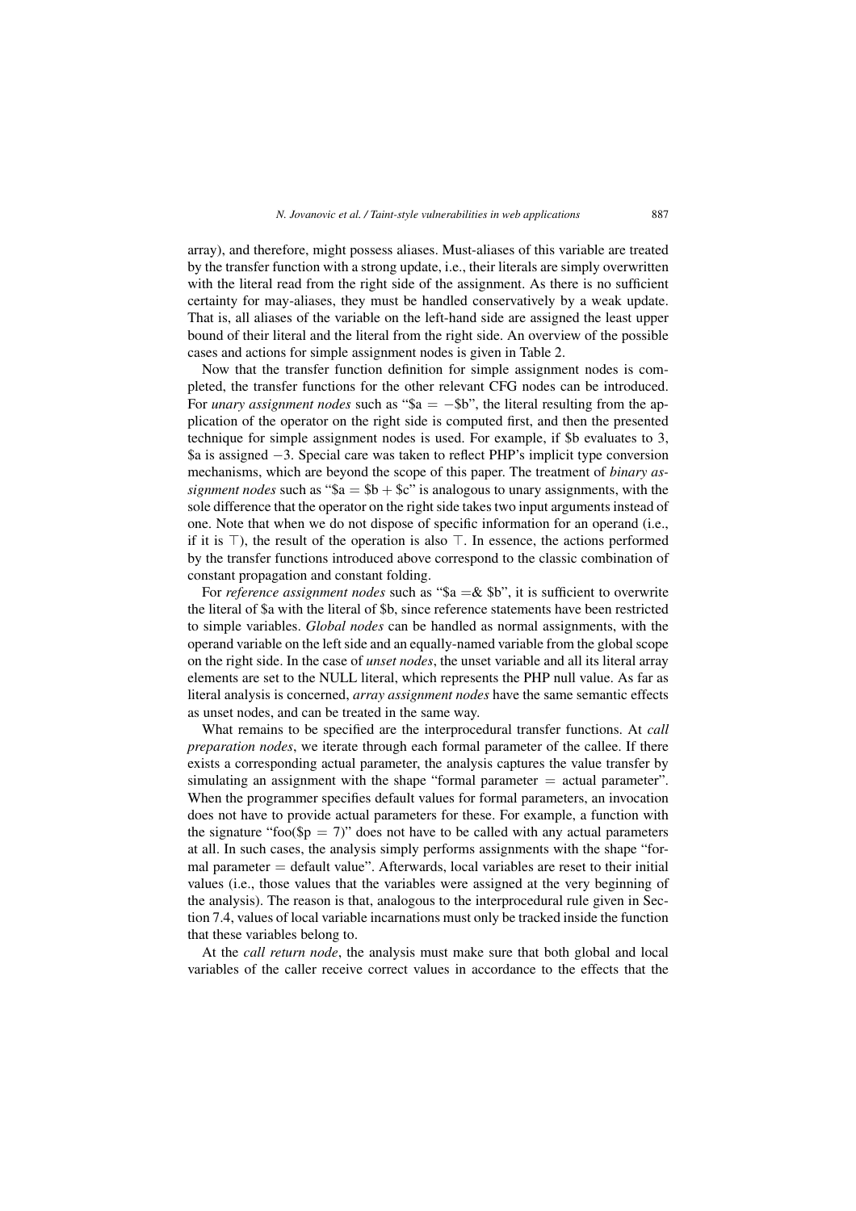array), and therefore, might possess aliases. Must-aliases of this variable are treated by the transfer function with a strong update, i.e., their literals are simply overwritten with the literal read from the right side of the assignment. As there is no sufficient certainty for may-aliases, they must be handled conservatively by a weak update. That is, all aliases of the variable on the left-hand side are assigned the least upper bound of their literal and the literal from the right side. An overview of the possible cases and actions for simple assignment nodes is given in Table 2.

Now that the transfer function definition for simple assignment nodes is completed, the transfer functions for the other relevant CFG nodes can be introduced. For *unary assignment nodes* such as "$a = −$b", the literal resulting from the application of the operator on the right side is computed first, and then the presented technique for simple assignment nodes is used. For example, if $b evaluates to 3, $a is assigned −3. Special care was taken to reflect PHP's implicit type conversion mechanisms, which are beyond the scope of this paper. The treatment of *binary assignment nodes* such as "$a = $b + $c" is analogous to unary assignments, with the sole difference that the operator on the right side takes two input arguments instead of one. Note that when we do not dispose of specific information for an operand (i.e., if it is $\top$), the result of the operation is also $\top$. In essence, the actions performed by the transfer functions introduced above correspond to the classic combination of constant propagation and constant folding.

For *reference assignment nodes* such as "$a =& $b", it is sufficient to overwrite the literal of $a with the literal of $b, since reference statements have been restricted to simple variables. *Global nodes* can be handled as normal assignments, with the operand variable on the left side and an equally-named variable from the global scope on the right side. In the case of *unset nodes*, the unset variable and all its literal array elements are set to the NULL literal, which represents the PHP null value. As far as literal analysis is concerned, *array assignment nodes* have the same semantic effects as unset nodes, and can be treated in the same way.

What remains to be specified are the interprocedural transfer functions. At *call preparation nodes*, we iterate through each formal parameter of the callee. If there exists a corresponding actual parameter, the analysis captures the value transfer by simulating an assignment with the shape "formal parameter = actual parameter". When the programmer specifies default values for formal parameters, an invocation does not have to provide actual parameters for these. For example, a function with the signature "foo($p = 7)" does not have to be called with any actual parameters at all. In such cases, the analysis simply performs assignments with the shape "formal parameter = default value". Afterwards, local variables are reset to their initial values (i.e., those values that the variables were assigned at the very beginning of the analysis). The reason is that, analogous to the interprocedural rule given in Section 7.4, values of local variable incarnations must only be tracked inside the function that these variables belong to.

At the *call return node*, the analysis must make sure that both global and local variables of the caller receive correct values in accordance to the effects that the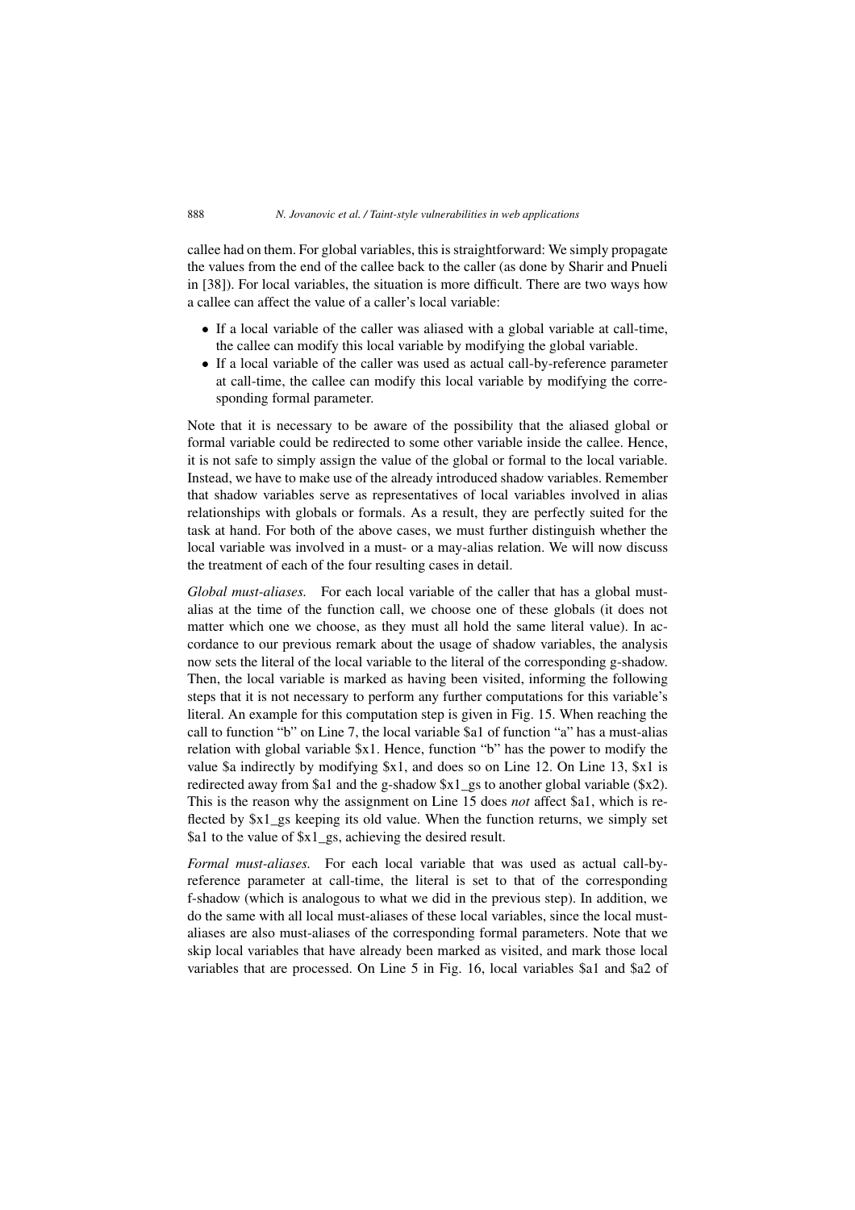callee had on them. For global variables, this is straightforward: We simply propagate the values from the end of the callee back to the caller (as done by Sharir and Pnueli in [38]). For local variables, the situation is more difficult. There are two ways how a callee can affect the value of a caller's local variable:

- If a local variable of the caller was aliased with a global variable at call-time, the callee can modify this local variable by modifying the global variable.
- If a local variable of the caller was used as actual call-by-reference parameter at call-time, the callee can modify this local variable by modifying the corresponding formal parameter.

Note that it is necessary to be aware of the possibility that the aliased global or formal variable could be redirected to some other variable inside the callee. Hence, it is not safe to simply assign the value of the global or formal to the local variable. Instead, we have to make use of the already introduced shadow variables. Remember that shadow variables serve as representatives of local variables involved in alias relationships with globals or formals. As a result, they are perfectly suited for the task at hand. For both of the above cases, we must further distinguish whether the local variable was involved in a must- or a may-alias relation. We will now discuss the treatment of each of the four resulting cases in detail.

*Global must-aliases.* For each local variable of the caller that has a global must-alias at the time of the function call, we choose one of these globals (it does not matter which one we choose, as they must all hold the same literal value). In accordance to our previous remark about the usage of shadow variables, the analysis now sets the literal of the local variable to the literal of the corresponding g-shadow. Then, the local variable is marked as having been visited, informing the following steps that it is not necessary to perform any further computations for this variable's literal. An example for this computation step is given in Fig. 15. When reaching the call to function "b" on Line 7, the local variable $a1 of function "a" has a must-alias relation with global variable $x1. Hence, function "b" has the power to modify the value $a indirectly by modifying $x1, and does so on Line 12. On Line 13, $x1 is redirected away from $a1 and the g-shadow $x1_gs to another global variable ($x2). This is the reason why the assignment on Line 15 does *not* affect $a1, which is reflected by $x1_gs keeping its old value. When the function returns, we simply set $a1 to the value of $x1_gs, achieving the desired result.

*Formal must-aliases.* For each local variable that was used as actual call-by-reference parameter at call-time, the literal is set to that of the corresponding f-shadow (which is analogous to what we did in the previous step). In addition, we do the same with all local must-aliases of these local variables, since the local must-aliases are also must-aliases of the corresponding formal parameters. Note that we skip local variables that have already been marked as visited, and mark those local variables that are processed. On Line 5 in Fig. 16, local variables $a1 and $a2 of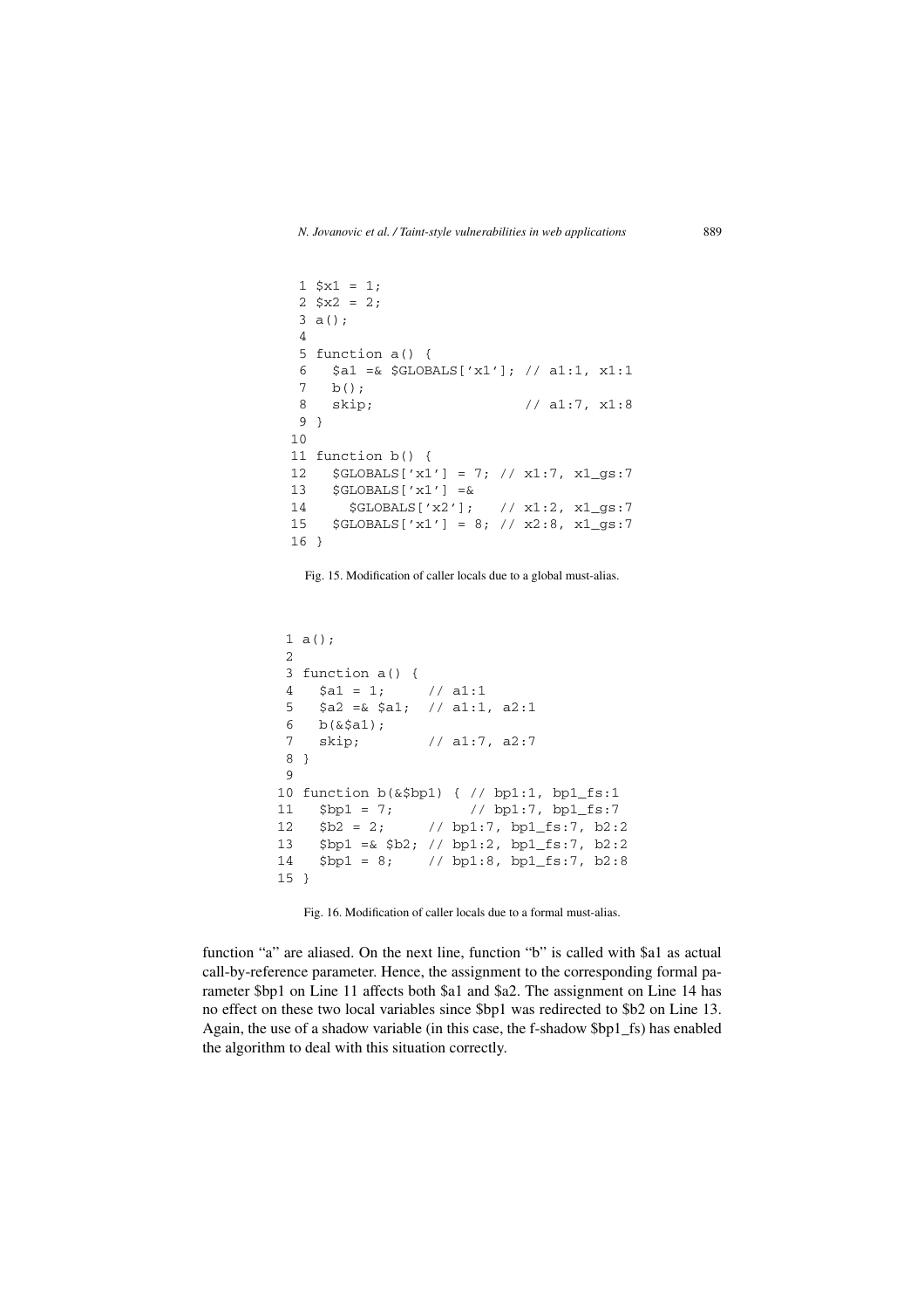```
1 $x1 = 1;
2 $x2 = 2;
3 a();
4
5 function a() {
6   $a1 =& $GLOBALS['x1']; // a1:1, x1:1
7   b();
8   skip;                  // a1:7, x1:8
9 }
10
11 function b() {
12   $GLOBALS['x1'] = 7; // x1:7, x1_gs:7
13   $GLOBALS['x1'] =&
14     $GLOBALS['x2'];   // x1:2, x1_gs:7
15   $GLOBALS['x1'] = 8; // x2:8, x1_gs:7
16 }
```

Fig. 15. Modification of caller locals due to a global must-alias.

```
1 a();
2
3 function a() {
4   $a1 = 1;      // a1:1
5   $a2 =& $a1;  // a1:1, a2:1
6   b(&$a1);
7   skip;         // a1:7, a2:7
8 }
9
10 function b(&$bp1) { // bp1:1, bp1_fs:1
11   $bp1 = 7;          // bp1:7, bp1_fs:7
12   $b2 = 2;      // bp1:7, bp1_fs:7, b2:2
13   $bp1 =& $b2; // bp1:2, bp1_fs:7, b2:2
14   $bp1 = 8;    // bp1:8, bp1_fs:7, b2:8
15 }
```

Fig. 16. Modification of caller locals due to a formal must-alias.

function "a" are aliased. On the next line, function "b" is called with $a1 as actual call-by-reference parameter. Hence, the assignment to the corresponding formal parameter $bp1 on Line 11 affects both $a1 and $a2. The assignment on Line 14 has no effect on these two local variables since $bp1 was redirected to $b2 on Line 13. Again, the use of a shadow variable (in this case, the f-shadow $bp1_fs) has enabled the algorithm to deal with this situation correctly.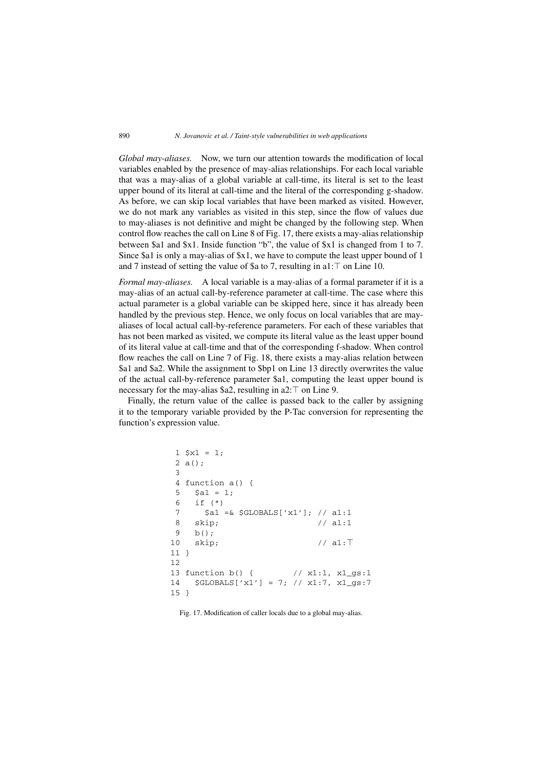*Global may-aliases.* Now, we turn our attention towards the modification of local variables enabled by the presence of may-alias relationships. For each local variable that was a may-alias of a global variable at call-time, its literal is set to the least upper bound of its literal at call-time and the literal of the corresponding g-shadow. As before, we can skip local variables that have been marked as visited. However, we do not mark any variables as visited in this step, since the flow of values due to may-aliases is not definitive and might be changed by the following step. When control flow reaches the call on Line 8 of Fig. 17, there exists a may-alias relationship between $a1 and $x1. Inside function "b", the value of $x1 is changed from 1 to 7. Since $a1 is only a may-alias of $x1, we have to compute the least upper bound of 1 and 7 instead of setting the value of $a to 7, resulting in a1:$\top$ on Line 10.

*Formal may-aliases.* A local variable is a may-alias of a formal parameter if it is a may-alias of an actual call-by-reference parameter at call-time. The case where this actual parameter is a global variable can be skipped here, since it has already been handled by the previous step. Hence, we only focus on local variables that are may-aliases of local actual call-by-reference parameters. For each of these variables that has not been marked as visited, we compute its literal value as the least upper bound of its literal value at call-time and that of the corresponding f-shadow. When control flow reaches the call on Line 7 of Fig. 18, there exists a may-alias relation between $a1 and $a2. While the assignment to $bp1 on Line 13 directly overwrites the value of the actual call-by-reference parameter $a1, computing the least upper bound is necessary for the may-alias $a2, resulting in a2:$\top$ on Line 9.

Finally, the return value of the callee is passed back to the caller by assigning it to the temporary variable provided by the P-Tac conversion for representing the function's expression value.

```
 1 $x1 = 1;
 2 a();
 3
 4 function a() {
 5   $a1 = 1;
 6   if (*)
 7     $a1 =& $GLOBALS['x1']; // a1:1
 8   skip;                    // a1:1
 9   b();
10   skip;                    // a1:⊤
11 }
12
13 function b() {         // x1:1, x1_gs:1
14   $GLOBALS['x1'] = 7; // x1:7, x1_gs:7
15 }
```

Fig. 17. Modification of caller locals due to a global may-alias.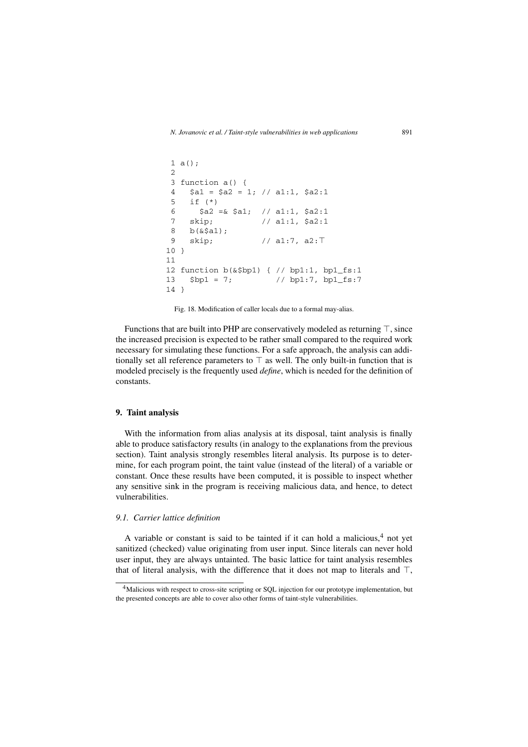```
 1 a();
 2
 3 function a() {
 4   $a1 = $a2 = 1; // a1:1, $a2:1
 5   if (*)
 6     $a2 =& $a1;  // a1:1, $a2:1
 7   skip;          // a1:1, $a2:1
 8   b(&$a1);
 9   skip;          // a1:7, a2:⊤
10 }
11
12 function b(&$bp1) { // bp1:1, bp1_fs:1
13   $bp1 = 7;         // bp1:7, bp1_fs:7
14 }
```

Fig. 18. Modification of caller locals due to a formal may-alias.

Functions that are built into PHP are conservatively modeled as returning $\top$, since the increased precision is expected to be rather small compared to the required work necessary for simulating these functions. For a safe approach, the analysis can additionally set all reference parameters to $\top$ as well. The only built-in function that is modeled precisely is the frequently used *define*, which is needed for the definition of constants.

## 9. Taint analysis

With the information from alias analysis at its disposal, taint analysis is finally able to produce satisfactory results (in analogy to the explanations from the previous section). Taint analysis strongly resembles literal analysis. Its purpose is to determine, for each program point, the taint value (instead of the literal) of a variable or constant. Once these results have been computed, it is possible to inspect whether any sensitive sink in the program is receiving malicious data, and hence, to detect vulnerabilities.

### 9.1. Carrier lattice definition

A variable or constant is said to be tainted if it can hold a malicious,[4] not yet sanitized (checked) value originating from user input. Since literals can never hold user input, they are always untainted. The basic lattice for taint analysis resembles that of literal analysis, with the difference that it does not map to literals and $\top$,

[4] Malicious with respect to cross-site scripting or SQL injection for our prototype implementation, but the presented concepts are able to cover also other forms of taint-style vulnerabilities.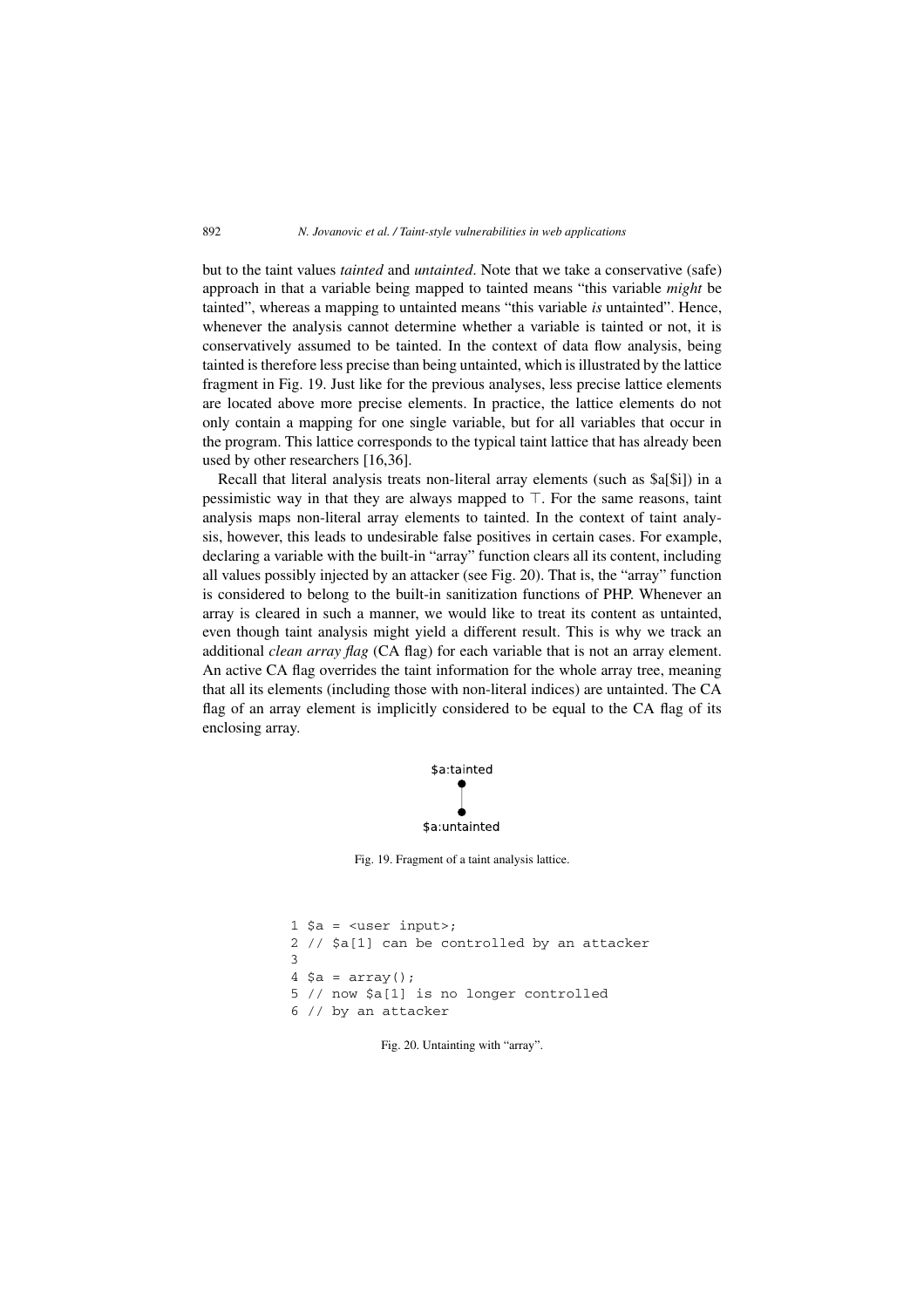but to the taint values *tainted* and *untainted*. Note that we take a conservative (safe) approach in that a variable being mapped to tainted means "this variable *might* be tainted", whereas a mapping to untainted means "this variable *is* untainted". Hence, whenever the analysis cannot determine whether a variable is tainted or not, it is conservatively assumed to be tainted. In the context of data flow analysis, being tainted is therefore less precise than being untainted, which is illustrated by the lattice fragment in Fig. 19. Just like for the previous analyses, less precise lattice elements are located above more precise elements. In practice, the lattice elements do not only contain a mapping for one single variable, but for all variables that occur in the program. This lattice corresponds to the typical taint lattice that has already been used by other researchers [16,36].

Recall that literal analysis treats non-literal array elements (such as $a[$i]) in a pessimistic way in that they are always mapped to $\top$. For the same reasons, taint analysis maps non-literal array elements to tainted. In the context of taint analysis, however, this leads to undesirable false positives in certain cases. For example, declaring a variable with the built-in "array" function clears all its content, including all values possibly injected by an attacker (see Fig. 20). That is, the "array" function is considered to belong to the built-in sanitization functions of PHP. Whenever an array is cleared in such a manner, we would like to treat its content as untainted, even though taint analysis might yield a different result. This is why we track an additional *clean array flag* (CA flag) for each variable that is not an array element. An active CA flag overrides the taint information for the whole array tree, meaning that all its elements (including those with non-literal indices) are untainted. The CA flag of an array element is implicitly considered to be equal to the CA flag of its enclosing array.

```
$a:tainted
    |
$a:untainted
```

Fig. 19. Fragment of a taint analysis lattice.

```
1 $a = <user input>;
2 // $a[1] can be controlled by an attacker
3
4 $a = array();
5 // now $a[1] is no longer controlled
6 // by an attacker
```

Fig. 20. Untainting with "array".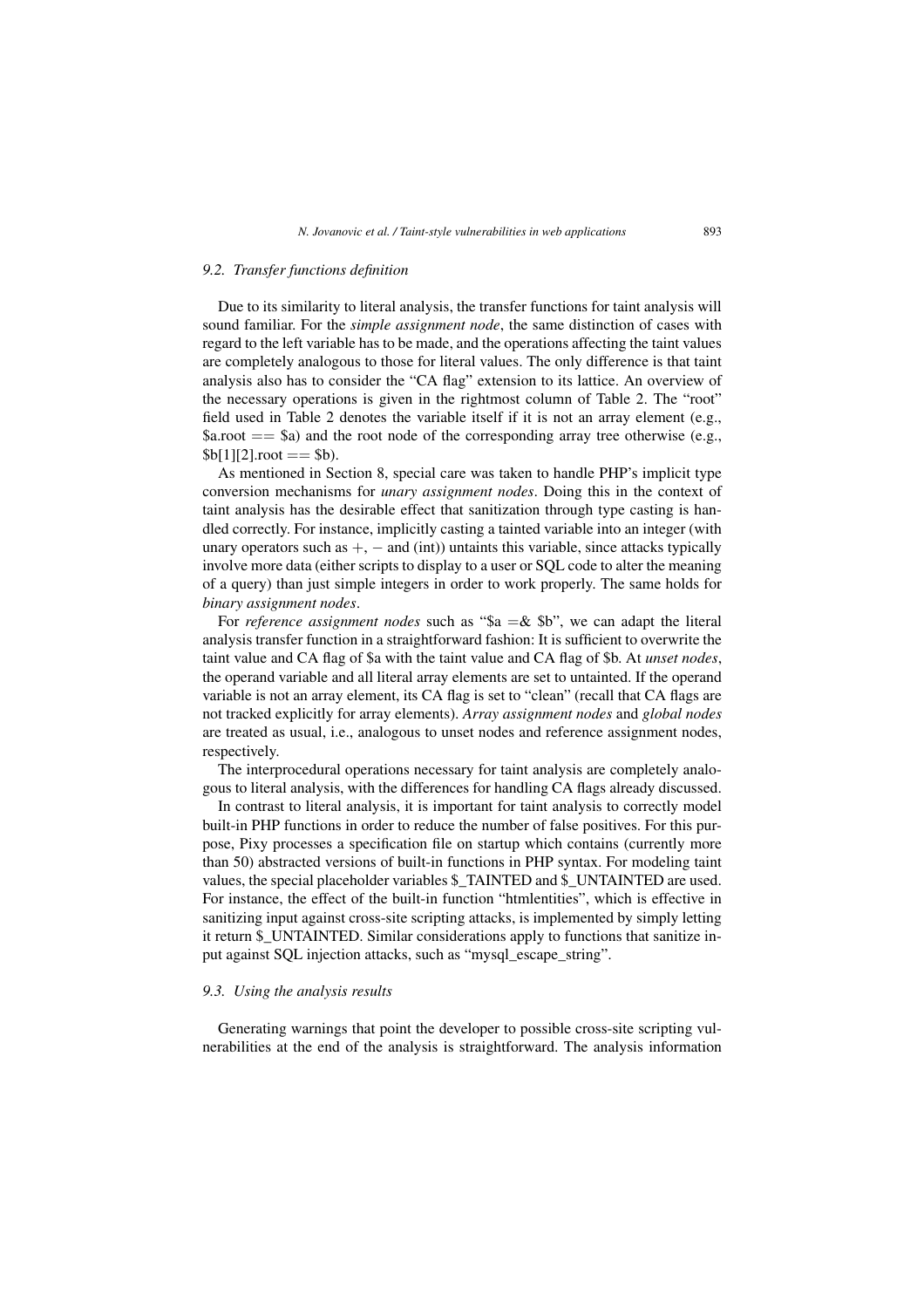### 9.2. Transfer functions definition

Due to its similarity to literal analysis, the transfer functions for taint analysis will sound familiar. For the *simple assignment node*, the same distinction of cases with regard to the left variable has to be made, and the operations affecting the taint values are completely analogous to those for literal values. The only difference is that taint analysis also has to consider the "CA flag" extension to its lattice. An overview of the necessary operations is given in the rightmost column of Table 2. The "root" field used in Table 2 denotes the variable itself if it is not an array element (e.g., $a.root == $a) and the root node of the corresponding array tree otherwise (e.g., $b[1][2].root == $b).

As mentioned in Section 8, special care was taken to handle PHP's implicit type conversion mechanisms for *unary assignment nodes*. Doing this in the context of taint analysis has the desirable effect that sanitization through type casting is handled correctly. For instance, implicitly casting a tainted variable into an integer (with unary operators such as +, − and (int)) untaints this variable, since attacks typically involve more data (either scripts to display to a user or SQL code to alter the meaning of a query) than just simple integers in order to work properly. The same holds for *binary assignment nodes*.

For *reference assignment nodes* such as "$a =& $b", we can adapt the literal analysis transfer function in a straightforward fashion: It is sufficient to overwrite the taint value and CA flag of $a with the taint value and CA flag of $b. At *unset nodes*, the operand variable and all literal array elements are set to untainted. If the operand variable is not an array element, its CA flag is set to "clean" (recall that CA flags are not tracked explicitly for array elements). *Array assignment nodes* and *global nodes* are treated as usual, i.e., analogous to unset nodes and reference assignment nodes, respectively.

The interprocedural operations necessary for taint analysis are completely analogous to literal analysis, with the differences for handling CA flags already discussed.

In contrast to literal analysis, it is important for taint analysis to correctly model built-in PHP functions in order to reduce the number of false positives. For this purpose, Pixy processes a specification file on startup which contains (currently more than 50) abstracted versions of built-in functions in PHP syntax. For modeling taint values, the special placeholder variables $_TAINTED and $_UNTAINTED are used. For instance, the effect of the built-in function "htmlentities", which is effective in sanitizing input against cross-site scripting attacks, is implemented by simply letting it return $_UNTAINTED. Similar considerations apply to functions that sanitize input against SQL injection attacks, such as "mysql_escape_string".

### 9.3. Using the analysis results

Generating warnings that point the developer to possible cross-site scripting vulnerabilities at the end of the analysis is straightforward. The analysis information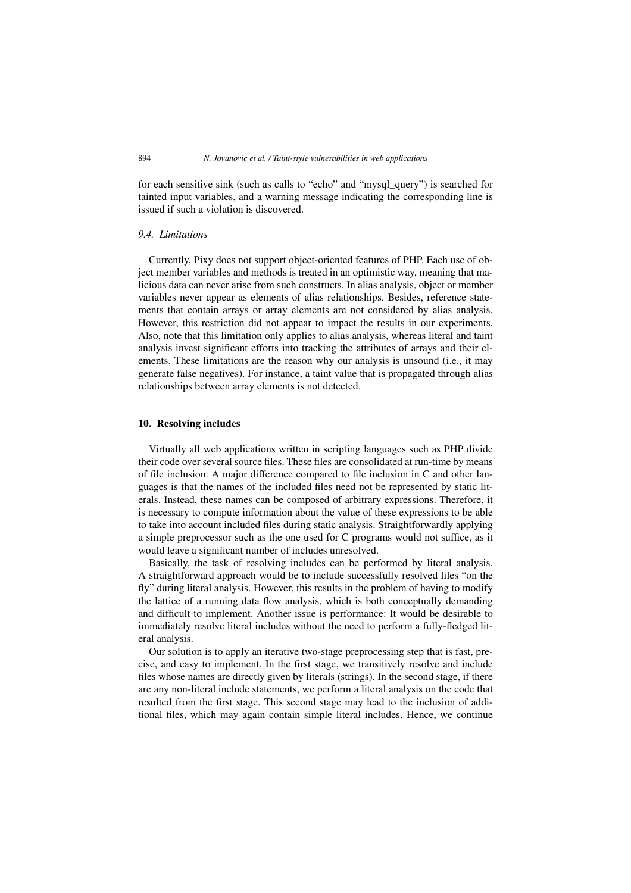for each sensitive sink (such as calls to "echo" and "mysql_query") is searched for tainted input variables, and a warning message indicating the corresponding line is issued if such a violation is discovered.

### *9.4. Limitations*

Currently, Pixy does not support object-oriented features of PHP. Each use of object member variables and methods is treated in an optimistic way, meaning that malicious data can never arise from such constructs. In alias analysis, object or member variables never appear as elements of alias relationships. Besides, reference statements that contain arrays or array elements are not considered by alias analysis. However, this restriction did not appear to impact the results in our experiments. Also, note that this limitation only applies to alias analysis, whereas literal and taint analysis invest significant efforts into tracking the attributes of arrays and their elements. These limitations are the reason why our analysis is unsound (i.e., it may generate false negatives). For instance, a taint value that is propagated through alias relationships between array elements is not detected.

## 10. Resolving includes

Virtually all web applications written in scripting languages such as PHP divide their code over several source files. These files are consolidated at run-time by means of file inclusion. A major difference compared to file inclusion in C and other languages is that the names of the included files need not be represented by static literals. Instead, these names can be composed of arbitrary expressions. Therefore, it is necessary to compute information about the value of these expressions to be able to take into account included files during static analysis. Straightforwardly applying a simple preprocessor such as the one used for C programs would not suffice, as it would leave a significant number of includes unresolved.

Basically, the task of resolving includes can be performed by literal analysis. A straightforward approach would be to include successfully resolved files "on the fly" during literal analysis. However, this results in the problem of having to modify the lattice of a running data flow analysis, which is both conceptually demanding and difficult to implement. Another issue is performance: It would be desirable to immediately resolve literal includes without the need to perform a fully-fledged literal analysis.

Our solution is to apply an iterative two-stage preprocessing step that is fast, precise, and easy to implement. In the first stage, we transitively resolve and include files whose names are directly given by literals (strings). In the second stage, if there are any non-literal include statements, we perform a literal analysis on the code that resulted from the first stage. This second stage may lead to the inclusion of additional files, which may again contain simple literal includes. Hence, we continue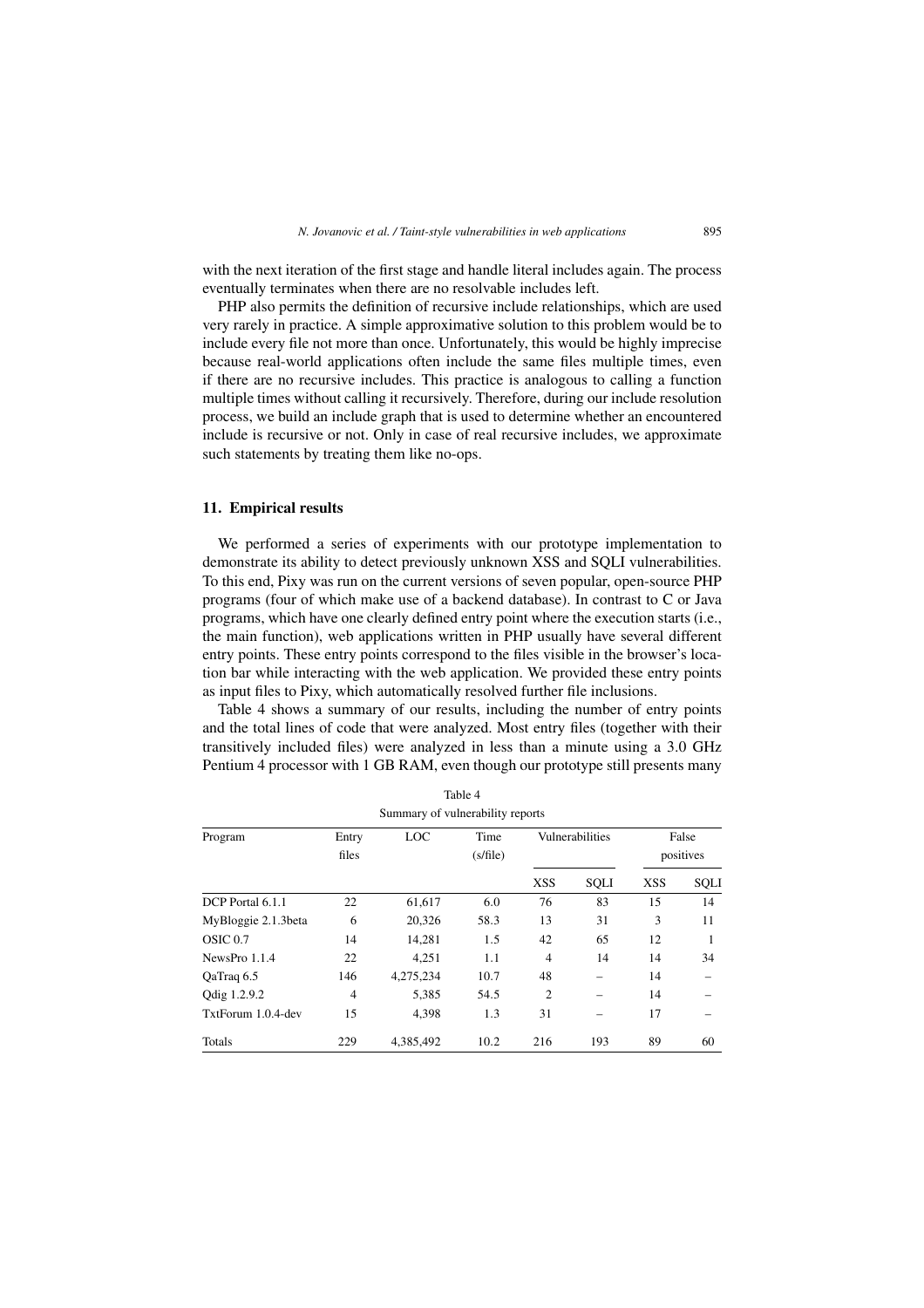with the next iteration of the first stage and handle literal includes again. The process eventually terminates when there are no resolvable includes left.

PHP also permits the definition of recursive include relationships, which are used very rarely in practice. A simple approximative solution to this problem would be to include every file not more than once. Unfortunately, this would be highly imprecise because real-world applications often include the same files multiple times, even if there are no recursive includes. This practice is analogous to calling a function multiple times without calling it recursively. Therefore, during our include resolution process, we build an include graph that is used to determine whether an encountered include is recursive or not. Only in case of real recursive includes, we approximate such statements by treating them like no-ops.

## 11. Empirical results

We performed a series of experiments with our prototype implementation to demonstrate its ability to detect previously unknown XSS and SQLI vulnerabilities. To this end, Pixy was run on the current versions of seven popular, open-source PHP programs (four of which make use of a backend database). In contrast to C or Java programs, which have one clearly defined entry point where the execution starts (i.e., the main function), web applications written in PHP usually have several different entry points. These entry points correspond to the files visible in the browser's location bar while interacting with the web application. We provided these entry points as input files to Pixy, which automatically resolved further file inclusions.

Table 4 shows a summary of our results, including the number of entry points and the total lines of code that were analyzed. Most entry files (together with their transitively included files) were analyzed in less than a minute using a 3.0 GHz Pentium 4 processor with 1 GB RAM, even though our prototype still presents many

Table 4
Summary of vulnerability reports

| Program | Entry files | LOC | Time (s/file) | Vulnerabilities | | False positives | |
|---|---|---|---|---|---|---|---|
| | | | | XSS | SQLI | XSS | SQLI |
| DCP Portal 6.1.1 | 22 | 61,617 | 6.0 | 76 | 83 | 15 | 14 |
| MyBloggie 2.1.3beta | 6 | 20,326 | 58.3 | 13 | 31 | 3 | 11 |
| OSIC 0.7 | 14 | 14,281 | 1.5 | 42 | 65 | 12 | 1 |
| NewsPro 1.1.4 | 22 | 4,251 | 1.1 | 4 | 14 | 14 | 34 |
| QaTraq 6.5 | 146 | 4,275,234 | 10.7 | 48 | – | 14 | – |
| Qdig 1.2.9.2 | 4 | 5,385 | 54.5 | 2 | – | 14 | – |
| TxtForum 1.0.4-dev | 15 | 4,398 | 1.3 | 31 | – | 17 | – |
| Totals | 229 | 4,385,492 | 10.2 | 216 | 193 | 89 | 60 |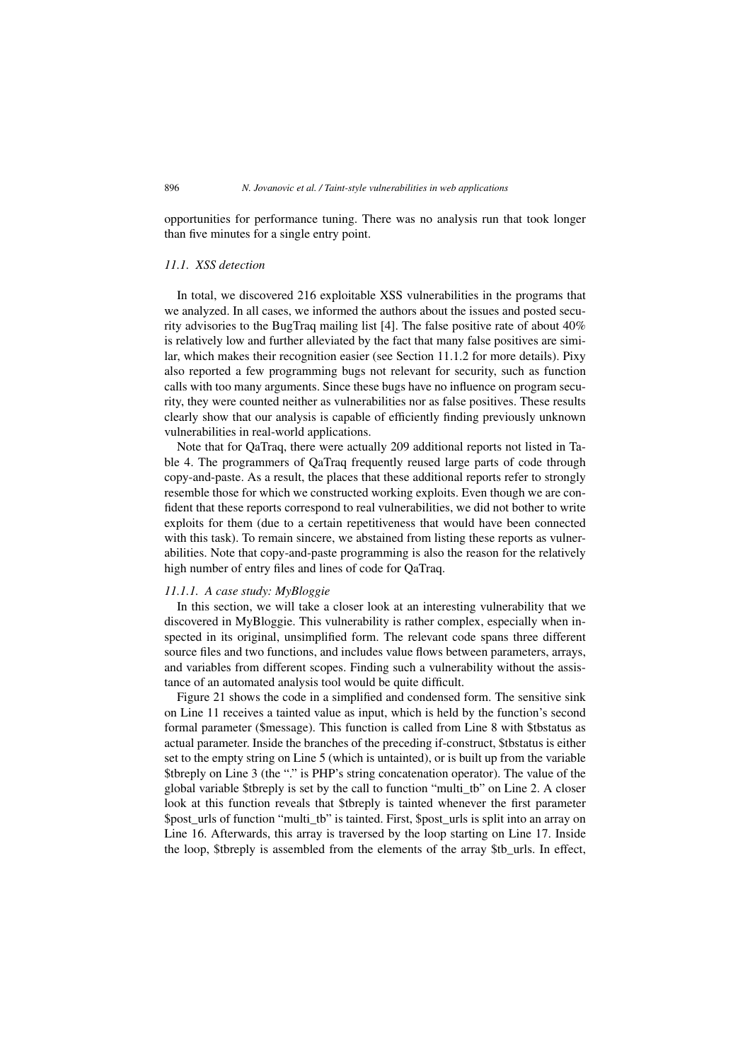opportunities for performance tuning. There was no analysis run that took longer than five minutes for a single entry point.

### 11.1. XSS detection

In total, we discovered 216 exploitable XSS vulnerabilities in the programs that we analyzed. In all cases, we informed the authors about the issues and posted security advisories to the BugTraq mailing list [4]. The false positive rate of about 40% is relatively low and further alleviated by the fact that many false positives are similar, which makes their recognition easier (see Section 11.1.2 for more details). Pixy also reported a few programming bugs not relevant for security, such as function calls with too many arguments. Since these bugs have no influence on program security, they were counted neither as vulnerabilities nor as false positives. These results clearly show that our analysis is capable of efficiently finding previously unknown vulnerabilities in real-world applications.

Note that for QaTraq, there were actually 209 additional reports not listed in Table 4. The programmers of QaTraq frequently reused large parts of code through copy-and-paste. As a result, the places that these additional reports refer to strongly resemble those for which we constructed working exploits. Even though we are confident that these reports correspond to real vulnerabilities, we did not bother to write exploits for them (due to a certain repetitiveness that would have been connected with this task). To remain sincere, we abstained from listing these reports as vulnerabilities. Note that copy-and-paste programming is also the reason for the relatively high number of entry files and lines of code for QaTraq.

#### 11.1.1. A case study: MyBloggie

In this section, we will take a closer look at an interesting vulnerability that we discovered in MyBloggie. This vulnerability is rather complex, especially when inspected in its original, unsimplified form. The relevant code spans three different source files and two functions, and includes value flows between parameters, arrays, and variables from different scopes. Finding such a vulnerability without the assistance of an automated analysis tool would be quite difficult.

Figure 21 shows the code in a simplified and condensed form. The sensitive sink on Line 11 receives a tainted value as input, which is held by the function's second formal parameter ($message). This function is called from Line 8 with $tbstatus as actual parameter. Inside the branches of the preceding if-construct, $tbstatus is either set to the empty string on Line 5 (which is untainted), or is built up from the variable $tbreply on Line 3 (the "." is PHP's string concatenation operator). The value of the global variable $tbreply is set by the call to function "multi_tb" on Line 2. A closer look at this function reveals that $tbreply is tainted whenever the first parameter $post_urls of function "multi_tb" is tainted. First, $post_urls is split into an array on Line 16. Afterwards, this array is traversed by the loop starting on Line 17. Inside the loop, $tbreply is assembled from the elements of the array $tb_urls. In effect,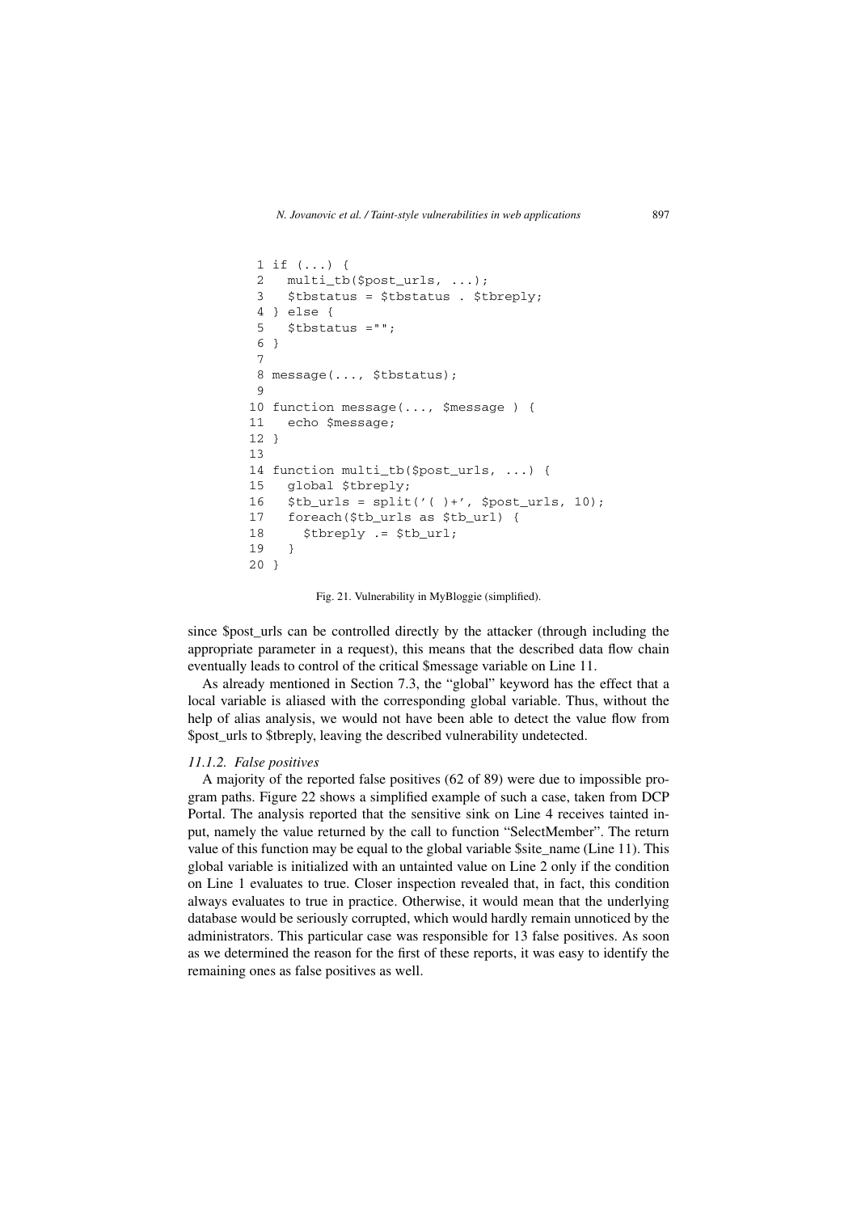```
 1 if (...) {
 2   multi_tb($post_urls, ...);
 3   $tbstatus = $tbstatus . $tbreply;
 4 } else {
 5   $tbstatus ="";
 6 }
 7
 8 message(..., $tbstatus);
 9
10 function message(..., $message ) {
11   echo $message;
12 }
13
14 function multi_tb($post_urls, ...) {
15   global $tbreply;
16   $tb_urls = split('( )+', $post_urls, 10);
17   foreach($tb_urls as $tb_url) {
18     $tbreply .= $tb_url;
19   }
20 }
```

Fig. 21. Vulnerability in MyBloggie (simplified).

since $post_urls can be controlled directly by the attacker (through including the appropriate parameter in a request), this means that the described data flow chain eventually leads to control of the critical $message variable on Line 11.

As already mentioned in Section 7.3, the "global" keyword has the effect that a local variable is aliased with the corresponding global variable. Thus, without the help of alias analysis, we would not have been able to detect the value flow from $post_urls to $tbreply, leaving the described vulnerability undetected.

#### *11.1.2. False positives*

A majority of the reported false positives (62 of 89) were due to impossible program paths. Figure 22 shows a simplified example of such a case, taken from DCP Portal. The analysis reported that the sensitive sink on Line 4 receives tainted input, namely the value returned by the call to function "SelectMember". The return value of this function may be equal to the global variable $site_name (Line 11). This global variable is initialized with an untainted value on Line 2 only if the condition on Line 1 evaluates to true. Closer inspection revealed that, in fact, this condition always evaluates to true in practice. Otherwise, it would mean that the underlying database would be seriously corrupted, which would hardly remain unnoticed by the administrators. This particular case was responsible for 13 false positives. As soon as we determined the reason for the first of these reports, it was easy to identify the remaining ones as false positives as well.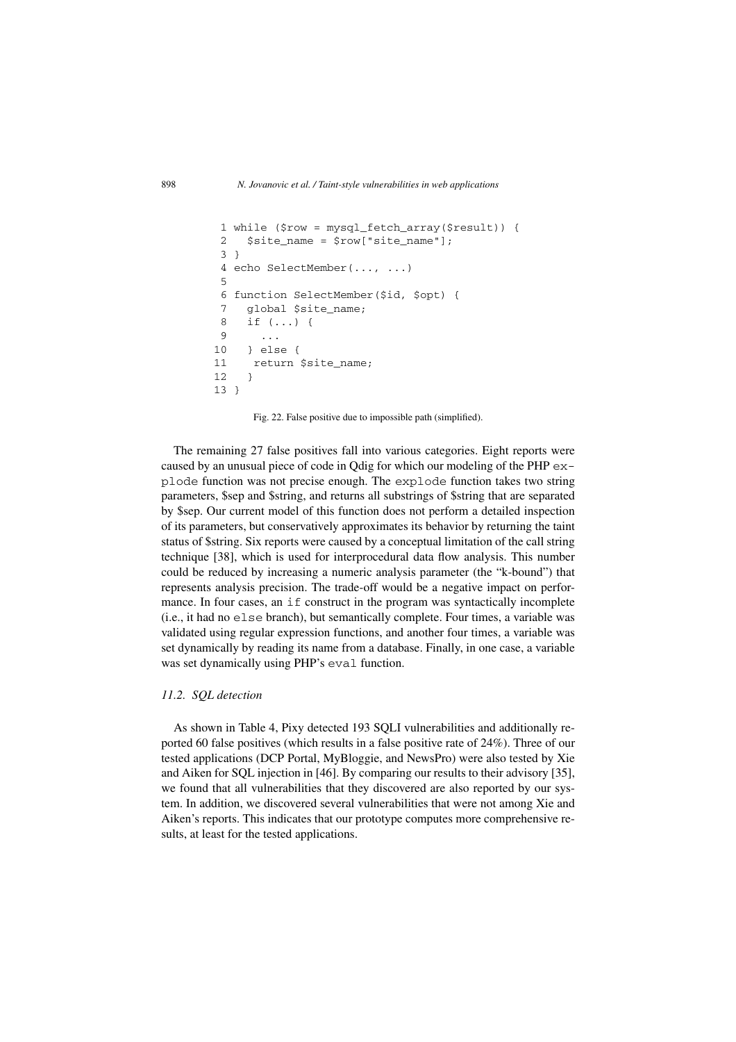```
 1 while ($row = mysql_fetch_array($result)) {
 2   $site_name = $row["site_name"];
 3 }
 4 echo SelectMember(..., ...)
 5
 6 function SelectMember($id, $opt) {
 7   global $site_name;
 8   if (...) {
 9     ...
10   } else {
11    return $site_name;
12   }
13 }
```

Fig. 22. False positive due to impossible path (simplified).

The remaining 27 false positives fall into various categories. Eight reports were caused by an unusual piece of code in Qdig for which our modeling of the PHP `explode` function was not precise enough. The `explode` function takes two string parameters, $sep and $string, and returns all substrings of $string that are separated by $sep. Our current model of this function does not perform a detailed inspection of its parameters, but conservatively approximates its behavior by returning the taint status of $string. Six reports were caused by a conceptual limitation of the call string technique [38], which is used for interprocedural data flow analysis. This number could be reduced by increasing a numeric analysis parameter (the "k-bound") that represents analysis precision. The trade-off would be a negative impact on performance. In four cases, an `if` construct in the program was syntactically incomplete (i.e., it had no `else` branch), but semantically complete. Four times, a variable was validated using regular expression functions, and another four times, a variable was set dynamically by reading its name from a database. Finally, in one case, a variable was set dynamically using PHP's `eval` function.

### 11.2. *SQL detection*

As shown in Table 4, Pixy detected 193 SQLI vulnerabilities and additionally reported 60 false positives (which results in a false positive rate of 24%). Three of our tested applications (DCP Portal, MyBloggie, and NewsPro) were also tested by Xie and Aiken for SQL injection in [46]. By comparing our results to their advisory [35], we found that all vulnerabilities that they discovered are also reported by our system. In addition, we discovered several vulnerabilities that were not among Xie and Aiken's reports. This indicates that our prototype computes more comprehensive results, at least for the tested applications.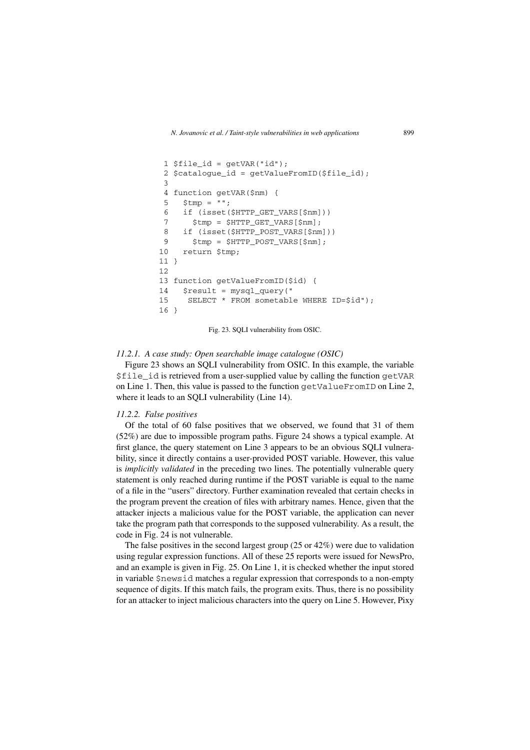```
 1 $file_id = getVAR("id");
 2 $catalogue_id = getValueFromID($file_id);
 3
 4 function getVAR($nm) {
 5   $tmp = "";
 6   if (isset($HTTP_GET_VARS[$nm]))
 7     $tmp = $HTTP_GET_VARS[$nm];
 8   if (isset($HTTP_POST_VARS[$nm]))
 9     $tmp = $HTTP_POST_VARS[$nm];
10   return $tmp;
11 }
12
13 function getValueFromID($id) {
14   $result = mysql_query("
15     SELECT * FROM sometable WHERE ID=$id");
16 }
```

Fig. 23. SQLI vulnerability from OSIC.

#### *11.2.1. A case study: Open searchable image catalogue (OSIC)*

Figure 23 shows an SQLI vulnerability from OSIC. In this example, the variable `$file_id` is retrieved from a user-supplied value by calling the function `getVAR` on Line 1. Then, this value is passed to the function `getValueFromID` on Line 2, where it leads to an SQLI vulnerability (Line 14).

#### *11.2.2. False positives*

Of the total of 60 false positives that we observed, we found that 31 of them (52%) are due to impossible program paths. Figure 24 shows a typical example. At first glance, the query statement on Line 3 appears to be an obvious SQLI vulnerability, since it directly contains a user-provided POST variable. However, this value is *implicitly validated* in the preceding two lines. The potentially vulnerable query statement is only reached during runtime if the POST variable is equal to the name of a file in the "users" directory. Further examination revealed that certain checks in the program prevent the creation of files with arbitrary names. Hence, given that the attacker injects a malicious value for the POST variable, the application can never take the program path that corresponds to the supposed vulnerability. As a result, the code in Fig. 24 is not vulnerable.

The false positives in the second largest group (25 or 42%) were due to validation using regular expression functions. All of these 25 reports were issued for NewsPro, and an example is given in Fig. 25. On Line 1, it is checked whether the input stored in variable `$newsid` matches a regular expression that corresponds to a non-empty sequence of digits. If this match fails, the program exits. Thus, there is no possibility for an attacker to inject malicious characters into the query on Line 5. However, Pixy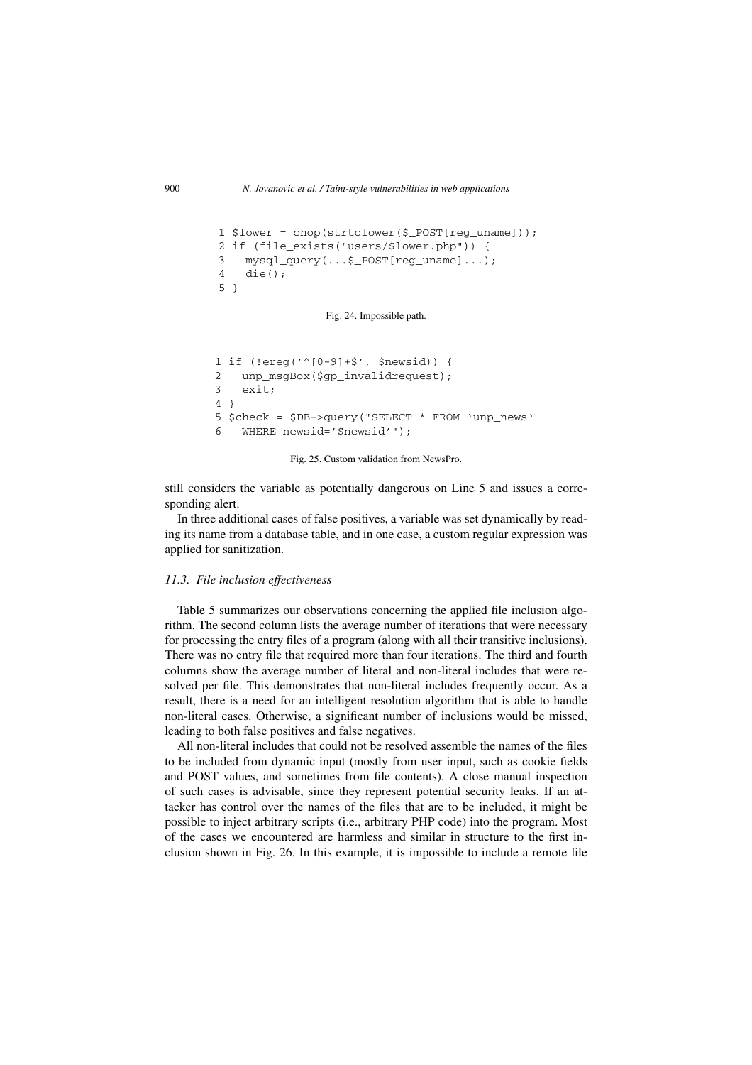```
1 $lower = chop(strtolower($_POST[reg_uname]));
2 if (file_exists("users/$lower.php")) {
3   mysql_query(...$_POST[reg_uname]...);
4   die();
5 }
```

Fig. 24. Impossible path.

```
1 if (!ereg('^[0-9]+$', $newsid)) {
2   unp_msgBox($gp_invalidrequest);
3   exit;
4 }
5 $check = $DB->query("SELECT * FROM `unp_news`
6   WHERE newsid='$newsid'");
```

Fig. 25. Custom validation from NewsPro.

still considers the variable as potentially dangerous on Line 5 and issues a corresponding alert.

In three additional cases of false positives, a variable was set dynamically by reading its name from a database table, and in one case, a custom regular expression was applied for sanitization.

### 11.3. File inclusion effectiveness

Table 5 summarizes our observations concerning the applied file inclusion algorithm. The second column lists the average number of iterations that were necessary for processing the entry files of a program (along with all their transitive inclusions). There was no entry file that required more than four iterations. The third and fourth columns show the average number of literal and non-literal includes that were resolved per file. This demonstrates that non-literal includes frequently occur. As a result, there is a need for an intelligent resolution algorithm that is able to handle non-literal cases. Otherwise, a significant number of inclusions would be missed, leading to both false positives and false negatives.

All non-literal includes that could not be resolved assemble the names of the files to be included from dynamic input (mostly from user input, such as cookie fields and POST values, and sometimes from file contents). A close manual inspection of such cases is advisable, since they represent potential security leaks. If an attacker has control over the names of the files that are to be included, it might be possible to inject arbitrary scripts (i.e., arbitrary PHP code) into the program. Most of the cases we encountered are harmless and similar in structure to the first inclusion shown in Fig. 26. In this example, it is impossible to include a remote file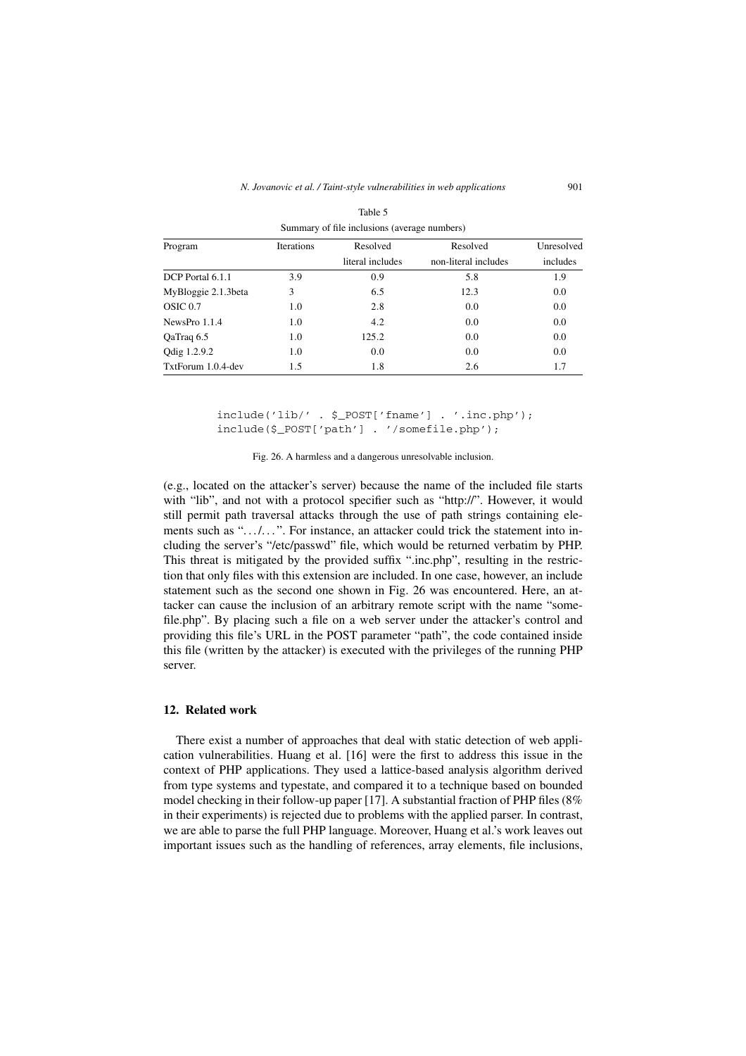Table 5

Summary of file inclusions (average numbers)

| Program | Iterations | Resolved literal includes | Resolved non-literal includes | Unresolved includes |
|---|---|---|---|---|
| DCP Portal 6.1.1 | 3.9 | 0.9 | 5.8 | 1.9 |
| MyBloggie 2.1.3beta | 3 | 6.5 | 12.3 | 0.0 |
| OSIC 0.7 | 1.0 | 2.8 | 0.0 | 0.0 |
| NewsPro 1.1.4 | 1.0 | 4.2 | 0.0 | 0.0 |
| QaTraq 6.5 | 1.0 | 125.2 | 0.0 | 0.0 |
| Qdig 1.2.9.2 | 1.0 | 0.0 | 0.0 | 0.0 |
| TxtForum 1.0.4-dev | 1.5 | 1.8 | 2.6 | 1.7 |

```
include('lib/' . $_POST['fname'] . '.inc.php');
include($_POST['path'] . '/somefile.php');
```

Fig. 26. A harmless and a dangerous unresolvable inclusion.

(e.g., located on the attacker's server) because the name of the included file starts with "lib", and not with a protocol specifier such as "http://". However, it would still permit path traversal attacks through the use of path strings containing elements such as ".../...". For instance, an attacker could trick the statement into including the server's "/etc/passwd" file, which would be returned verbatim by PHP. This threat is mitigated by the provided suffix ".inc.php", resulting in the restriction that only files with this extension are included. In one case, however, an include statement such as the second one shown in Fig. 26 was encountered. Here, an attacker can cause the inclusion of an arbitrary remote script with the name "somefile.php". By placing such a file on a web server under the attacker's control and providing this file's URL in the POST parameter "path", the code contained inside this file (written by the attacker) is executed with the privileges of the running PHP server.

## 12. Related work

There exist a number of approaches that deal with static detection of web application vulnerabilities. Huang et al. [16] were the first to address this issue in the context of PHP applications. They used a lattice-based analysis algorithm derived from type systems and typestate, and compared it to a technique based on bounded model checking in their follow-up paper [17]. A substantial fraction of PHP files (8% in their experiments) is rejected due to problems with the applied parser. In contrast, we are able to parse the full PHP language. Moreover, Huang et al.'s work leaves out important issues such as the handling of references, array elements, file inclusions,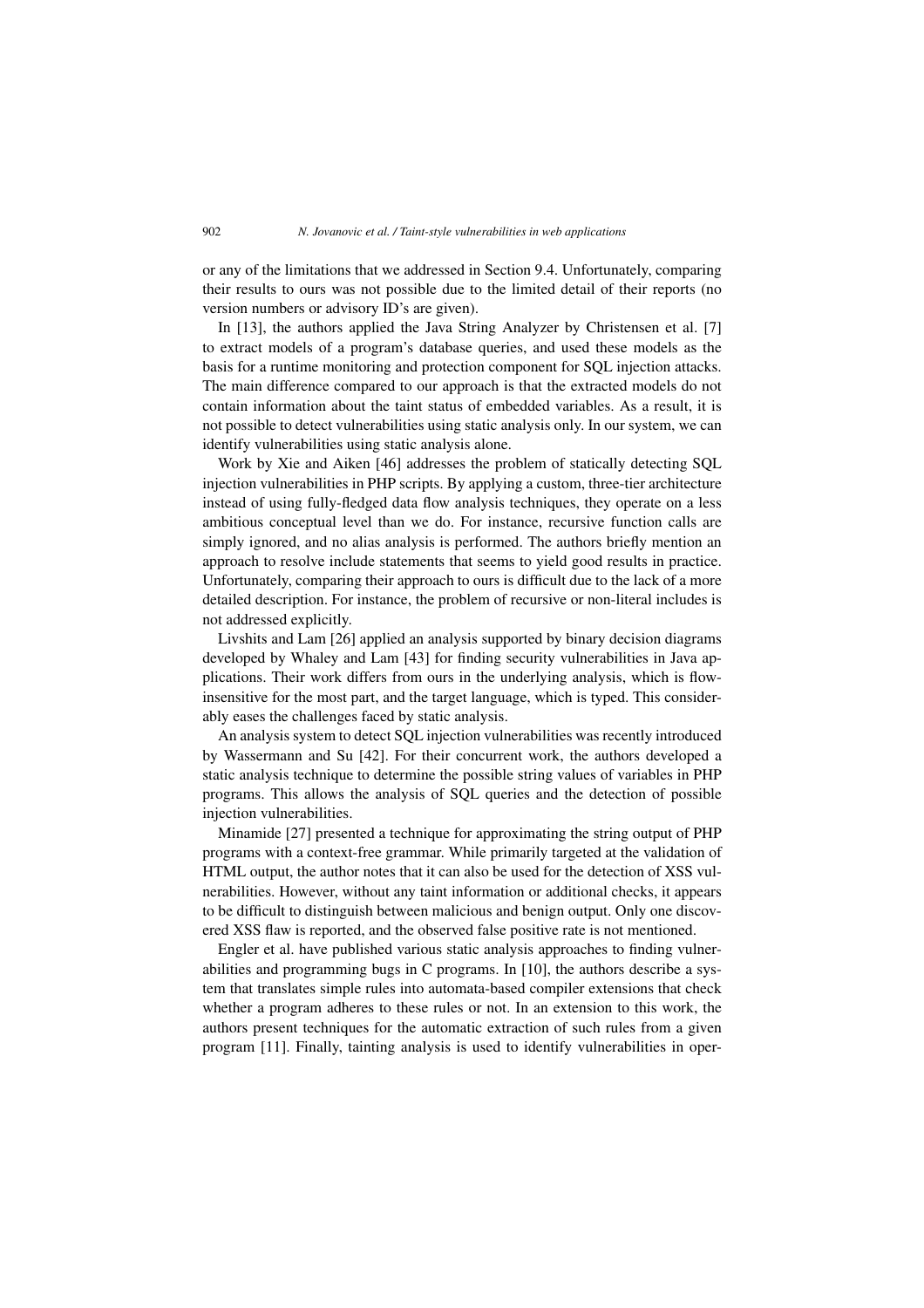or any of the limitations that we addressed in Section 9.4. Unfortunately, comparing their results to ours was not possible due to the limited detail of their reports (no version numbers or advisory ID's are given).

In [13], the authors applied the Java String Analyzer by Christensen et al. [7] to extract models of a program's database queries, and used these models as the basis for a runtime monitoring and protection component for SQL injection attacks. The main difference compared to our approach is that the extracted models do not contain information about the taint status of embedded variables. As a result, it is not possible to detect vulnerabilities using static analysis only. In our system, we can identify vulnerabilities using static analysis alone.

Work by Xie and Aiken [46] addresses the problem of statically detecting SQL injection vulnerabilities in PHP scripts. By applying a custom, three-tier architecture instead of using fully-fledged data flow analysis techniques, they operate on a less ambitious conceptual level than we do. For instance, recursive function calls are simply ignored, and no alias analysis is performed. The authors briefly mention an approach to resolve include statements that seems to yield good results in practice. Unfortunately, comparing their approach to ours is difficult due to the lack of a more detailed description. For instance, the problem of recursive or non-literal includes is not addressed explicitly.

Livshits and Lam [26] applied an analysis supported by binary decision diagrams developed by Whaley and Lam [43] for finding security vulnerabilities in Java applications. Their work differs from ours in the underlying analysis, which is flow-insensitive for the most part, and the target language, which is typed. This considerably eases the challenges faced by static analysis.

An analysis system to detect SQL injection vulnerabilities was recently introduced by Wassermann and Su [42]. For their concurrent work, the authors developed a static analysis technique to determine the possible string values of variables in PHP programs. This allows the analysis of SQL queries and the detection of possible injection vulnerabilities.

Minamide [27] presented a technique for approximating the string output of PHP programs with a context-free grammar. While primarily targeted at the validation of HTML output, the author notes that it can also be used for the detection of XSS vulnerabilities. However, without any taint information or additional checks, it appears to be difficult to distinguish between malicious and benign output. Only one discovered XSS flaw is reported, and the observed false positive rate is not mentioned.

Engler et al. have published various static analysis approaches to finding vulnerabilities and programming bugs in C programs. In [10], the authors describe a system that translates simple rules into automata-based compiler extensions that check whether a program adheres to these rules or not. In an extension to this work, the authors present techniques for the automatic extraction of such rules from a given program [11]. Finally, tainting analysis is used to identify vulnerabilities in oper-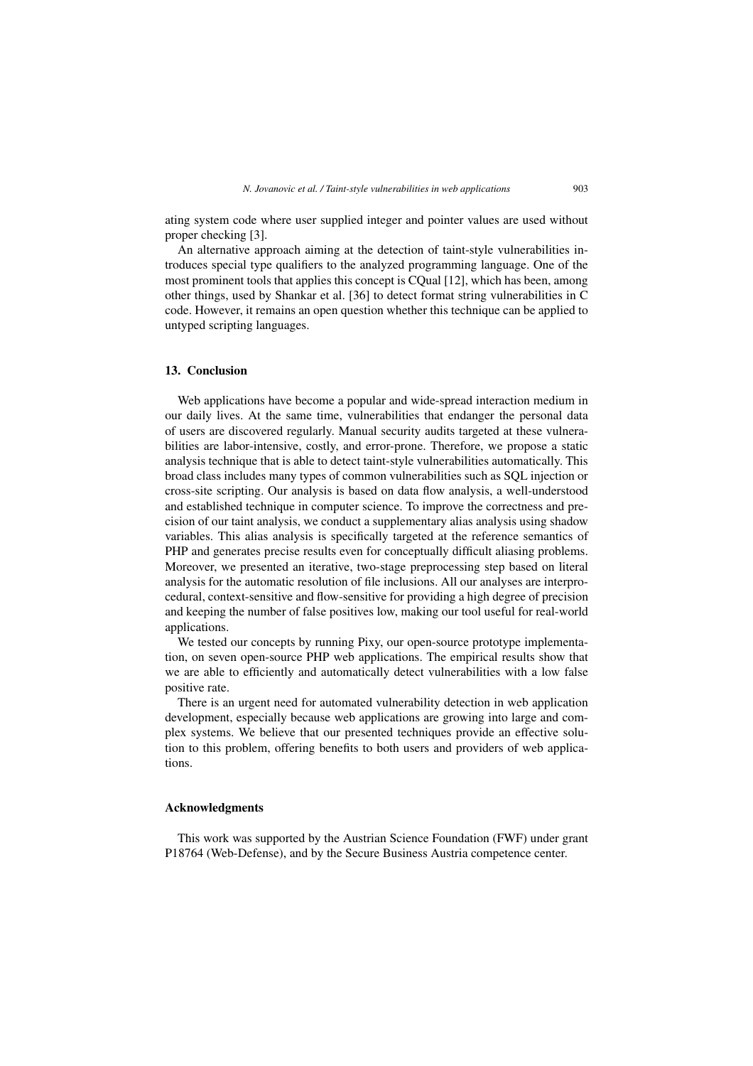ating system code where user supplied integer and pointer values are used without proper checking [3].

An alternative approach aiming at the detection of taint-style vulnerabilities introduces special type qualifiers to the analyzed programming language. One of the most prominent tools that applies this concept is CQual [12], which has been, among other things, used by Shankar et al. [36] to detect format string vulnerabilities in C code. However, it remains an open question whether this technique can be applied to untyped scripting languages.

## 13. Conclusion

Web applications have become a popular and wide-spread interaction medium in our daily lives. At the same time, vulnerabilities that endanger the personal data of users are discovered regularly. Manual security audits targeted at these vulnerabilities are labor-intensive, costly, and error-prone. Therefore, we propose a static analysis technique that is able to detect taint-style vulnerabilities automatically. This broad class includes many types of common vulnerabilities such as SQL injection or cross-site scripting. Our analysis is based on data flow analysis, a well-understood and established technique in computer science. To improve the correctness and precision of our taint analysis, we conduct a supplementary alias analysis using shadow variables. This alias analysis is specifically targeted at the reference semantics of PHP and generates precise results even for conceptually difficult aliasing problems. Moreover, we presented an iterative, two-stage preprocessing step based on literal analysis for the automatic resolution of file inclusions. All our analyses are interprocedural, context-sensitive and flow-sensitive for providing a high degree of precision and keeping the number of false positives low, making our tool useful for real-world applications.

We tested our concepts by running Pixy, our open-source prototype implementation, on seven open-source PHP web applications. The empirical results show that we are able to efficiently and automatically detect vulnerabilities with a low false positive rate.

There is an urgent need for automated vulnerability detection in web application development, especially because web applications are growing into large and complex systems. We believe that our presented techniques provide an effective solution to this problem, offering benefits to both users and providers of web applications.

## Acknowledgments

This work was supported by the Austrian Science Foundation (FWF) under grant P18764 (Web-Defense), and by the Secure Business Austria competence center.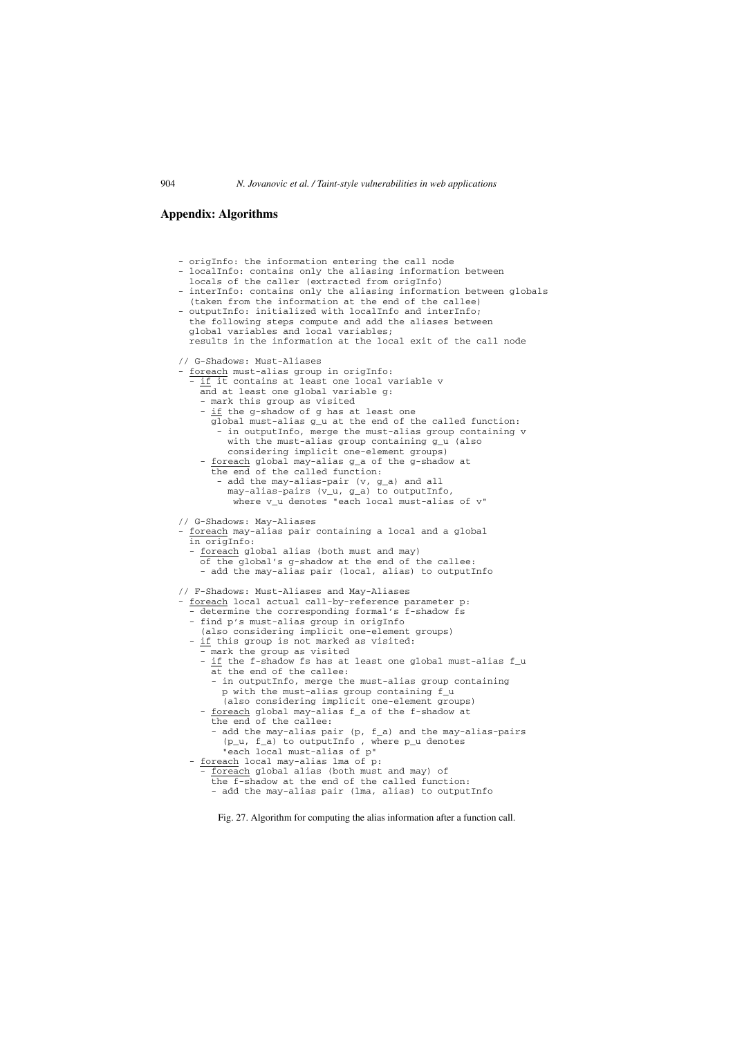## Appendix: Algorithms

```
- origInfo: the information entering the call node
- localInfo: contains only the aliasing information between
  locals of the caller (extracted from origInfo)
- interInfo: contains only the aliasing information between globals
  (taken from the information at the end of the callee)
- outputInfo: initialized with localInfo and interInfo;
  the following steps compute and add the aliases between
  global variables and local variables;
  results in the information at the local exit of the call node

// G-Shadows: Must-Aliases
- foreach must-alias group in origInfo:
  - if it contains at least one local variable v
    and at least one global variable g:
    - mark this group as visited
    - if the g-shadow of g has at least one
      global must-alias g_u at the end of the called function:
        - in outputInfo, merge the must-alias group containing v
          with the must-alias group containing g_u (also
          considering implicit one-element groups)
    - foreach global may-alias g_a of the g-shadow at
      the end of the called function:
        - add the may-alias-pair (v, g_a) and all
          may-alias-pairs (v_u, g_a) to outputInfo,
           where v_u denotes "each local must-alias of v"

// G-Shadows: May-Aliases
- foreach may-alias pair containing a local and a global
  in origInfo:
  - foreach global alias (both must and may)
    of the global's g-shadow at the end of the callee:
    - add the may-alias pair (local, alias) to outputInfo

// F-Shadows: Must-Aliases and May-Aliases
- foreach local actual call-by-reference parameter p:
  - determine the corresponding formal's f-shadow fs
  - find p's must-alias group in origInfo
    (also considering implicit one-element groups)
  - if this group is not marked as visited:
    - mark the group as visited
    - if the f-shadow fs has at least one global must-alias f_u
      at the end of the callee:
      - in outputInfo, merge the must-alias group containing
        p with the must-alias group containing f_u
        (also considering implicit one-element groups)
    - foreach global may-alias f_a of the f-shadow at
      the end of the callee:
      - add the may-alias pair (p, f_a) and the may-alias-pairs
        (p_u, f_a) to outputInfo , where p_u denotes
        "each local must-alias of p"
  - foreach local may-alias lma of p:
    - foreach global alias (both must and may) of
      the f-shadow at the end of the called function:
      - add the may-alias pair (lma, alias) to outputInfo
```

Fig. 27. Algorithm for computing the alias information after a function call.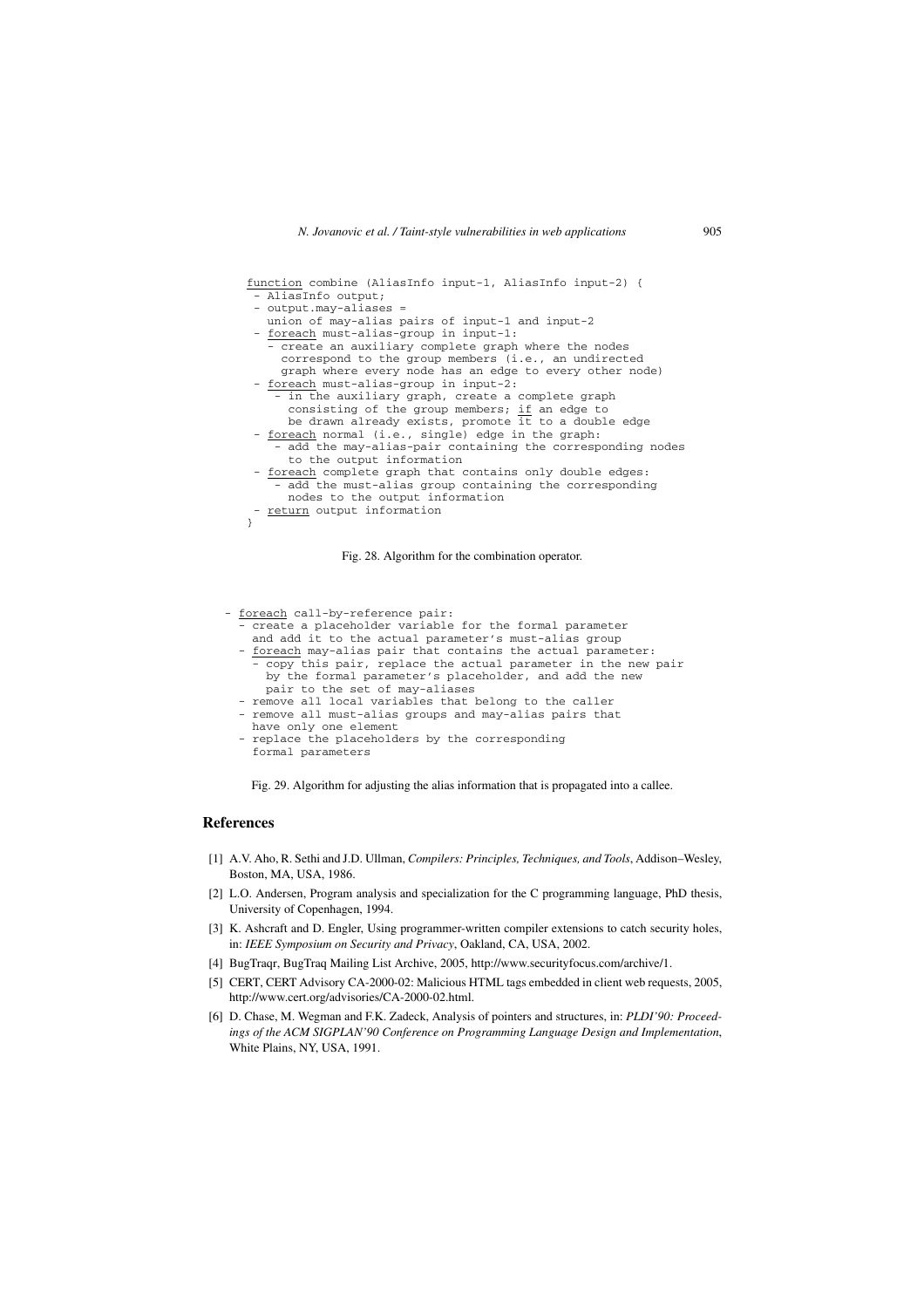```
function combine (AliasInfo input-1, AliasInfo input-2) {
 - AliasInfo output;
 - output.may-aliases =
   union of may-alias pairs of input-1 and input-2
 - foreach must-alias-group in input-1:
   - create an auxiliary complete graph where the nodes
     correspond to the group members (i.e., an undirected
     graph where every node has an edge to every other node)
 - foreach must-alias-group in input-2:
    - in the auxiliary graph, create a complete graph
      consisting of the group members; if an edge to
      be drawn already exists, promote it to a double edge
 - foreach normal (i.e., single) edge in the graph:
    - add the may-alias-pair containing the corresponding nodes
      to the output information
 - foreach complete graph that contains only double edges:
    - add the must-alias group containing the corresponding
      nodes to the output information
 - return output information
}
```

Fig. 28. Algorithm for the combination operator.

```
- foreach call-by-reference pair:
  - create a placeholder variable for the formal parameter
    and add it to the actual parameter's must-alias group
  - foreach may-alias pair that contains the actual parameter:
    - copy this pair, replace the actual parameter in the new pair
      by the formal parameter's placeholder, and add the new
      pair to the set of may-aliases
  - remove all local variables that belong to the caller
  - remove all must-alias groups and may-alias pairs that
    have only one element
  - replace the placeholders by the corresponding
    formal parameters
```

Fig. 29. Algorithm for adjusting the alias information that is propagated into a callee.

## References

[1] A.V. Aho, R. Sethi and J.D. Ullman, *Compilers: Principles, Techniques, and Tools*, Addison–Wesley, Boston, MA, USA, 1986.

[2] L.O. Andersen, Program analysis and specialization for the C programming language, PhD thesis, University of Copenhagen, 1994.

[3] K. Ashcraft and D. Engler, Using programmer-written compiler extensions to catch security holes, in: *IEEE Symposium on Security and Privacy*, Oakland, CA, USA, 2002.

[4] BugTraqr, BugTraq Mailing List Archive, 2005, http://www.securityfocus.com/archive/1.

[5] CERT, CERT Advisory CA-2000-02: Malicious HTML tags embedded in client web requests, 2005, http://www.cert.org/advisories/CA-2000-02.html.

[6] D. Chase, M. Wegman and F.K. Zadeck, Analysis of pointers and structures, in: *PLDI'90: Proceedings of the ACM SIGPLAN'90 Conference on Programming Language Design and Implementation*, White Plains, NY, USA, 1991.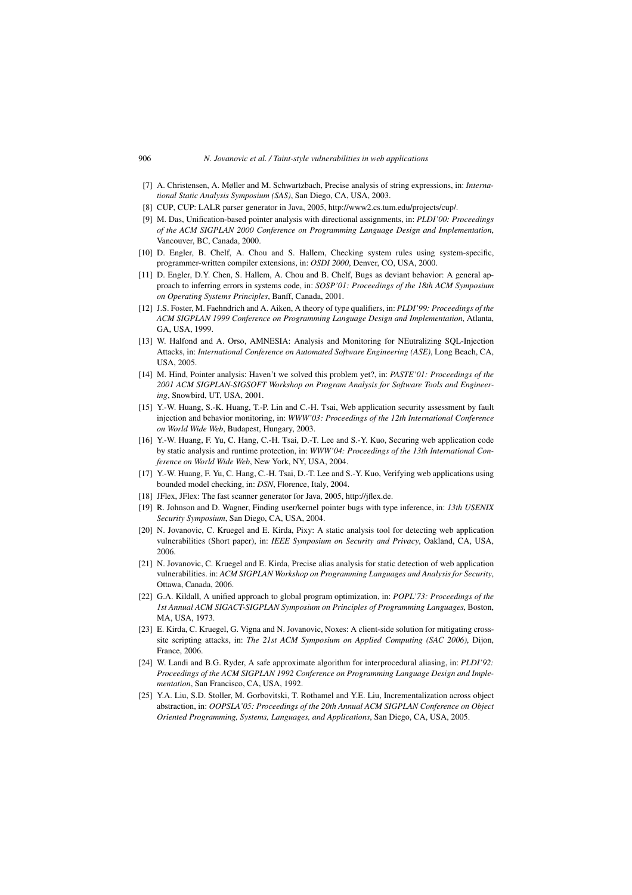[7] A. Christensen, A. Møller and M. Schwartzbach, Precise analysis of string expressions, in: *International Static Analysis Symposium (SAS)*, San Diego, CA, USA, 2003.

[8] CUP, CUP: LALR parser generator in Java, 2005, http://www2.cs.tum.edu/projects/cup/.

[9] M. Das, Unification-based pointer analysis with directional assignments, in: *PLDI'00: Proceedings of the ACM SIGPLAN 2000 Conference on Programming Language Design and Implementation*, Vancouver, BC, Canada, 2000.

[10] D. Engler, B. Chelf, A. Chou and S. Hallem, Checking system rules using system-specific, programmer-written compiler extensions, in: *OSDI 2000*, Denver, CO, USA, 2000.

[11] D. Engler, D.Y. Chen, S. Hallem, A. Chou and B. Chelf, Bugs as deviant behavior: A general approach to inferring errors in systems code, in: *SOSP'01: Proceedings of the 18th ACM Symposium on Operating Systems Principles*, Banff, Canada, 2001.

[12] J.S. Foster, M. Faehndrich and A. Aiken, A theory of type qualifiers, in: *PLDI'99: Proceedings of the ACM SIGPLAN 1999 Conference on Programming Language Design and Implementation*, Atlanta, GA, USA, 1999.

[13] W. Halfond and A. Orso, AMNESIA: Analysis and Monitoring for NEutralizing SQL-Injection Attacks, in: *International Conference on Automated Software Engineering (ASE)*, Long Beach, CA, USA, 2005.

[14] M. Hind, Pointer analysis: Haven't we solved this problem yet?, in: *PASTE'01: Proceedings of the 2001 ACM SIGPLAN-SIGSOFT Workshop on Program Analysis for Software Tools and Engineering*, Snowbird, UT, USA, 2001.

[15] Y.-W. Huang, S.-K. Huang, T.-P. Lin and C.-H. Tsai, Web application security assessment by fault injection and behavior monitoring, in: *WWW'03: Proceedings of the 12th International Conference on World Wide Web*, Budapest, Hungary, 2003.

[16] Y.-W. Huang, F. Yu, C. Hang, C.-H. Tsai, D.-T. Lee and S.-Y. Kuo, Securing web application code by static analysis and runtime protection, in: *WWW'04: Proceedings of the 13th International Conference on World Wide Web*, New York, NY, USA, 2004.

[17] Y.-W. Huang, F. Yu, C. Hang, C.-H. Tsai, D.-T. Lee and S.-Y. Kuo, Verifying web applications using bounded model checking, in: *DSN*, Florence, Italy, 2004.

[18] JFlex, JFlex: The fast scanner generator for Java, 2005, http://jflex.de.

[19] R. Johnson and D. Wagner, Finding user/kernel pointer bugs with type inference, in: *13th USENIX Security Symposium*, San Diego, CA, USA, 2004.

[20] N. Jovanovic, C. Kruegel and E. Kirda, Pixy: A static analysis tool for detecting web application vulnerabilities (Short paper), in: *IEEE Symposium on Security and Privacy*, Oakland, CA, USA, 2006.

[21] N. Jovanovic, C. Kruegel and E. Kirda, Precise alias analysis for static detection of web application vulnerabilities. in: *ACM SIGPLAN Workshop on Programming Languages and Analysis for Security*, Ottawa, Canada, 2006.

[22] G.A. Kildall, A unified approach to global program optimization, in: *POPL'73: Proceedings of the 1st Annual ACM SIGACT-SIGPLAN Symposium on Principles of Programming Languages*, Boston, MA, USA, 1973.

[23] E. Kirda, C. Kruegel, G. Vigna and N. Jovanovic, Noxes: A client-side solution for mitigating cross-site scripting attacks, in: *The 21st ACM Symposium on Applied Computing (SAC 2006)*, Dijon, France, 2006.

[24] W. Landi and B.G. Ryder, A safe approximate algorithm for interprocedural aliasing, in: *PLDI'92: Proceedings of the ACM SIGPLAN 1992 Conference on Programming Language Design and Implementation*, San Francisco, CA, USA, 1992.

[25] Y.A. Liu, S.D. Stoller, M. Gorbovitski, T. Rothamel and Y.E. Liu, Incrementalization across object abstraction, in: *OOPSLA'05: Proceedings of the 20th Annual ACM SIGPLAN Conference on Object Oriented Programming, Systems, Languages, and Applications*, San Diego, CA, USA, 2005.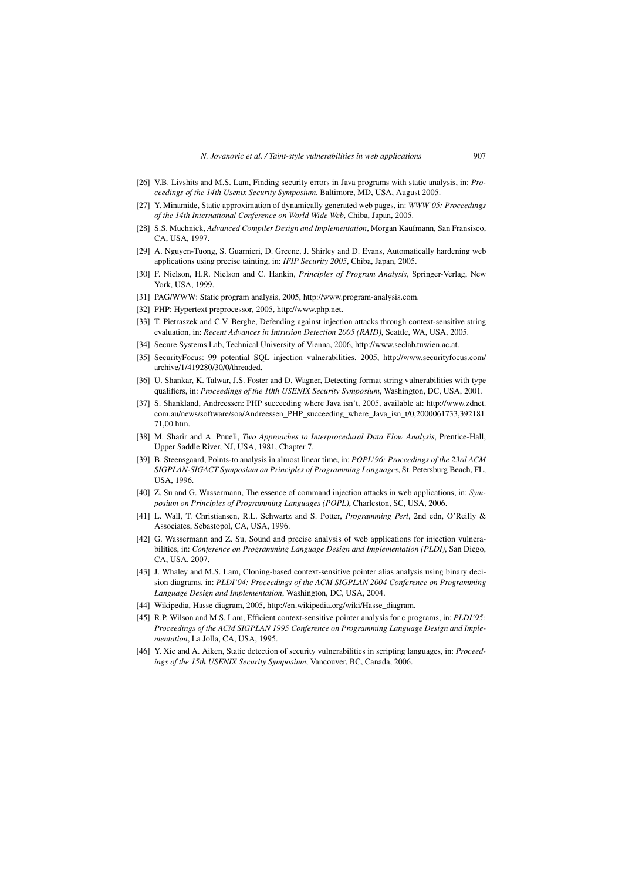[26] V.B. Livshits and M.S. Lam, Finding security errors in Java programs with static analysis, in: *Proceedings of the 14th Usenix Security Symposium*, Baltimore, MD, USA, August 2005.

[27] Y. Minamide, Static approximation of dynamically generated web pages, in: *WWW'05: Proceedings of the 14th International Conference on World Wide Web*, Chiba, Japan, 2005.

[28] S.S. Muchnick, *Advanced Compiler Design and Implementation*, Morgan Kaufmann, San Fransisco, CA, USA, 1997.

[29] A. Nguyen-Tuong, S. Guarnieri, D. Greene, J. Shirley and D. Evans, Automatically hardening web applications using precise tainting, in: *IFIP Security 2005*, Chiba, Japan, 2005.

[30] F. Nielson, H.R. Nielson and C. Hankin, *Principles of Program Analysis*, Springer-Verlag, New York, USA, 1999.

[31] PAG/WWW: Static program analysis, 2005, http://www.program-analysis.com.

[32] PHP: Hypertext preprocessor, 2005, http://www.php.net.

[33] T. Pietraszek and C.V. Berghe, Defending against injection attacks through context-sensitive string evaluation, in: *Recent Advances in Intrusion Detection 2005 (RAID)*, Seattle, WA, USA, 2005.

[34] Secure Systems Lab, Technical University of Vienna, 2006, http://www.seclab.tuwien.ac.at.

[35] SecurityFocus: 99 potential SQL injection vulnerabilities, 2005, http://www.securityfocus.com/archive/1/419280/30/0/threaded.

[36] U. Shankar, K. Talwar, J.S. Foster and D. Wagner, Detecting format string vulnerabilities with type qualifiers, in: *Proceedings of the 10th USENIX Security Symposium*, Washington, DC, USA, 2001.

[37] S. Shankland, Andreessen: PHP succeeding where Java isn't, 2005, available at: http://www.zdnet.com.au/news/software/soa/Andreessen_PHP_succeeding_where_Java_isn_t/0,2000061733,39218171,00.htm.

[38] M. Sharir and A. Pnueli, *Two Approaches to Interprocedural Data Flow Analysis*, Prentice-Hall, Upper Saddle River, NJ, USA, 1981, Chapter 7.

[39] B. Steensgaard, Points-to analysis in almost linear time, in: *POPL'96: Proceedings of the 23rd ACM SIGPLAN-SIGACT Symposium on Principles of Programming Languages*, St. Petersburg Beach, FL, USA, 1996.

[40] Z. Su and G. Wassermann, The essence of command injection attacks in web applications, in: *Symposium on Principles of Programming Languages (POPL)*, Charleston, SC, USA, 2006.

[41] L. Wall, T. Christiansen, R.L. Schwartz and S. Potter, *Programming Perl*, 2nd edn, O'Reilly & Associates, Sebastopol, CA, USA, 1996.

[42] G. Wassermann and Z. Su, Sound and precise analysis of web applications for injection vulnerabilities, in: *Conference on Programming Language Design and Implementation (PLDI)*, San Diego, CA, USA, 2007.

[43] J. Whaley and M.S. Lam, Cloning-based context-sensitive pointer alias analysis using binary decision diagrams, in: *PLDI'04: Proceedings of the ACM SIGPLAN 2004 Conference on Programming Language Design and Implementation*, Washington, DC, USA, 2004.

[44] Wikipedia, Hasse diagram, 2005, http://en.wikipedia.org/wiki/Hasse_diagram.

[45] R.P. Wilson and M.S. Lam, Efficient context-sensitive pointer analysis for c programs, in: *PLDI'95: Proceedings of the ACM SIGPLAN 1995 Conference on Programming Language Design and Implementation*, La Jolla, CA, USA, 1995.

[46] Y. Xie and A. Aiken, Static detection of security vulnerabilities in scripting languages, in: *Proceedings of the 15th USENIX Security Symposium*, Vancouver, BC, Canada, 2006.